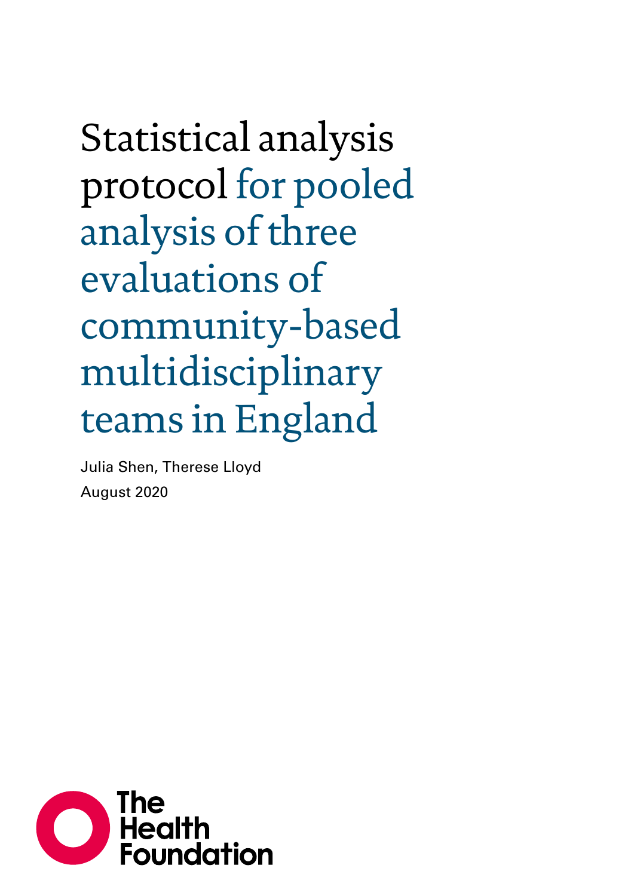# Statistical analysis protocol for pooled analysis of three evaluations of community-based multidisciplinary teams in England

Julia Shen, Therese Lloyd

August 2020

The Health Foundation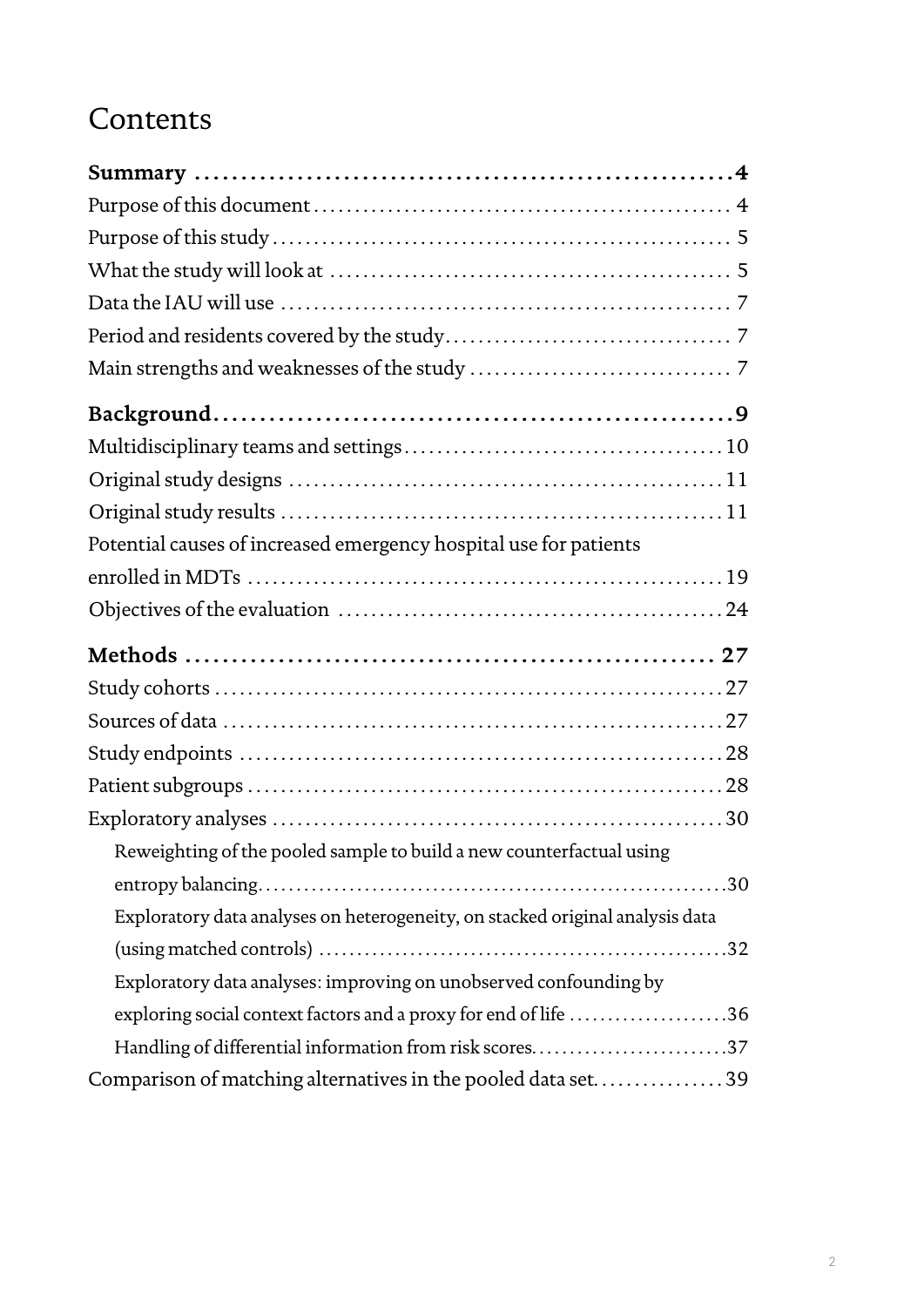# Contents

**Summary .......................................................... 4**

Purpose of this document .................................................. 4

Purpose of this study ...................................................... 5

What the study will look at ................................................ 5

Data the IAU will use ..................................................... 7

Period and residents covered by the study .................................. 7

Main strengths and weaknesses of the study ................................ 7

**Background ...................................................... 9**

Multidisciplinary teams and settings ...................................... 10

Original study designs .................................................... 11

Original study results .................................................... 11

Potential causes of increased emergency hospital use for patients enrolled in MDTs ........................................................ 19

Objectives of the evaluation .............................................. 24

**Methods ......................................................... 27**

Study cohorts ............................................................. 27

Sources of data ........................................................... 27

Study endpoints ........................................................... 28

Patient subgroups ......................................................... 28

Exploratory analyses ...................................................... 30

- Reweighting of the pooled sample to build a new counterfactual using entropy balancing ........................................................ 30
- Exploratory data analyses on heterogeneity, on stacked original analysis data (using matched controls) ............................................... 32
- Exploratory data analyses: improving on unobserved confounding by exploring social context factors and a proxy for end of life ................... 36
- Handling of differential information from risk scores ......................... 37

Comparison of matching alternatives in the pooled data set ................. 39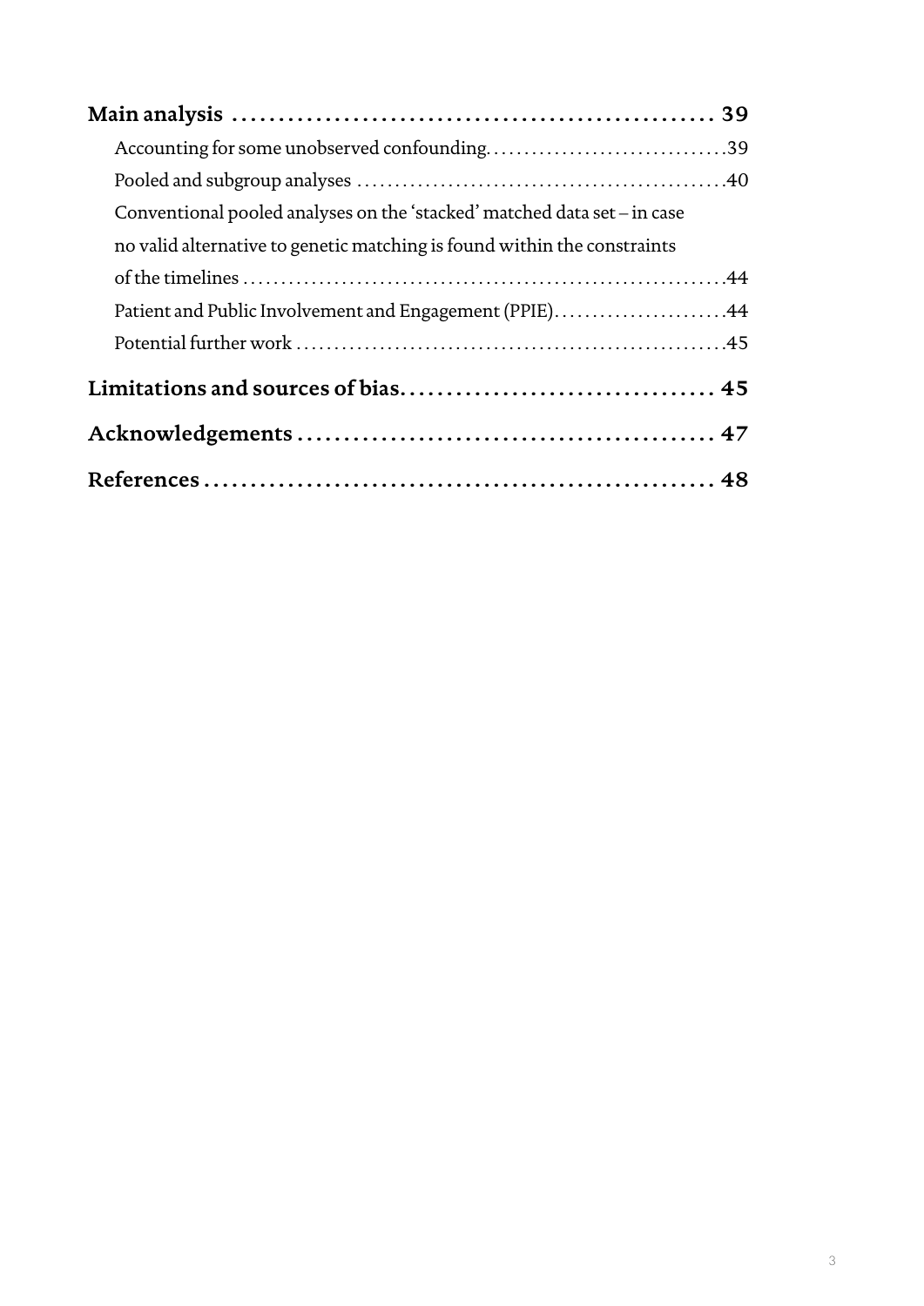**Main analysis** ..................................................... 39

- Accounting for some unobserved confounding................................39
- Pooled and subgroup analyses ................................................40
- Conventional pooled analyses on the 'stacked' matched data set – in case no valid alternative to genetic matching is found within the constraints of the timelines ................................................................44
- Patient and Public Involvement and Engagement (PPIE).......................44
- Potential further work ........................................................45

**Limitations and sources of bias**.................................. 45

**Acknowledgements** ............................................. 47

**References** ....................................................... 48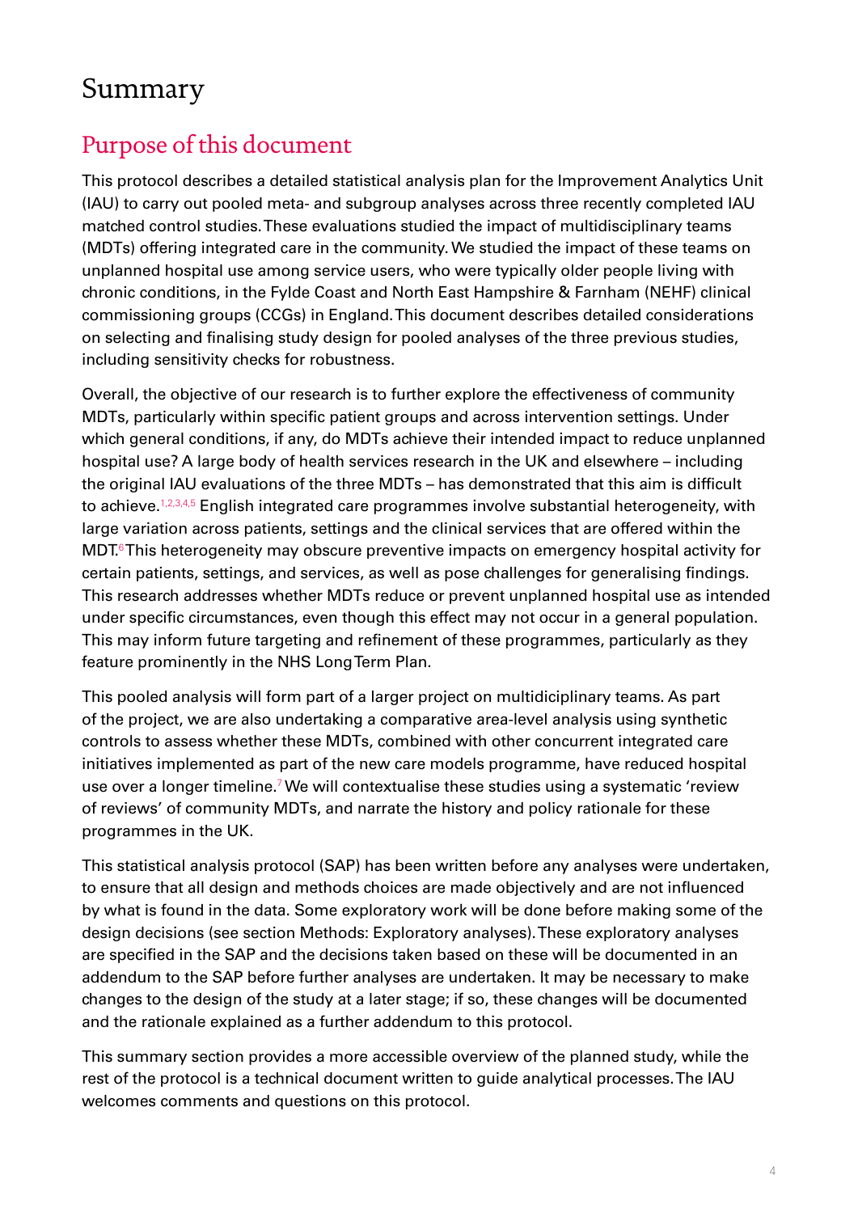# Summary

## Purpose of this document

This protocol describes a detailed statistical analysis plan for the Improvement Analytics Unit (IAU) to carry out pooled meta- and subgroup analyses across three recently completed IAU matched control studies. These evaluations studied the impact of multidisciplinary teams (MDTs) offering integrated care in the community. We studied the impact of these teams on unplanned hospital use among service users, who were typically older people living with chronic conditions, in the Fylde Coast and North East Hampshire & Farnham (NEHF) clinical commissioning groups (CCGs) in England. This document describes detailed considerations on selecting and finalising study design for pooled analyses of the three previous studies, including sensitivity checks for robustness.

Overall, the objective of our research is to further explore the effectiveness of community MDTs, particularly within specific patient groups and across intervention settings. Under which general conditions, if any, do MDTs achieve their intended impact to reduce unplanned hospital use? A large body of health services research in the UK and elsewhere – including the original IAU evaluations of the three MDTs – has demonstrated that this aim is difficult to achieve.[1,2,3,4,5] English integrated care programmes involve substantial heterogeneity, with large variation across patients, settings and the clinical services that are offered within the MDT.[6] This heterogeneity may obscure preventive impacts on emergency hospital activity for certain patients, settings, and services, as well as pose challenges for generalising findings. This research addresses whether MDTs reduce or prevent unplanned hospital use as intended under specific circumstances, even though this effect may not occur in a general population. This may inform future targeting and refinement of these programmes, particularly as they feature prominently in the NHS Long Term Plan.

This pooled analysis will form part of a larger project on multidiciplinary teams. As part of the project, we are also undertaking a comparative area-level analysis using synthetic controls to assess whether these MDTs, combined with other concurrent integrated care initiatives implemented as part of the new care models programme, have reduced hospital use over a longer timeline.[7] We will contextualise these studies using a systematic 'review of reviews' of community MDTs, and narrate the history and policy rationale for these programmes in the UK.

This statistical analysis protocol (SAP) has been written before any analyses were undertaken, to ensure that all design and methods choices are made objectively and are not influenced by what is found in the data. Some exploratory work will be done before making some of the design decisions (see section Methods: Exploratory analyses). These exploratory analyses are specified in the SAP and the decisions taken based on these will be documented in an addendum to the SAP before further analyses are undertaken. It may be necessary to make changes to the design of the study at a later stage; if so, these changes will be documented and the rationale explained as a further addendum to this protocol.

This summary section provides a more accessible overview of the planned study, while the rest of the protocol is a technical document written to guide analytical processes. The IAU welcomes comments and questions on this protocol.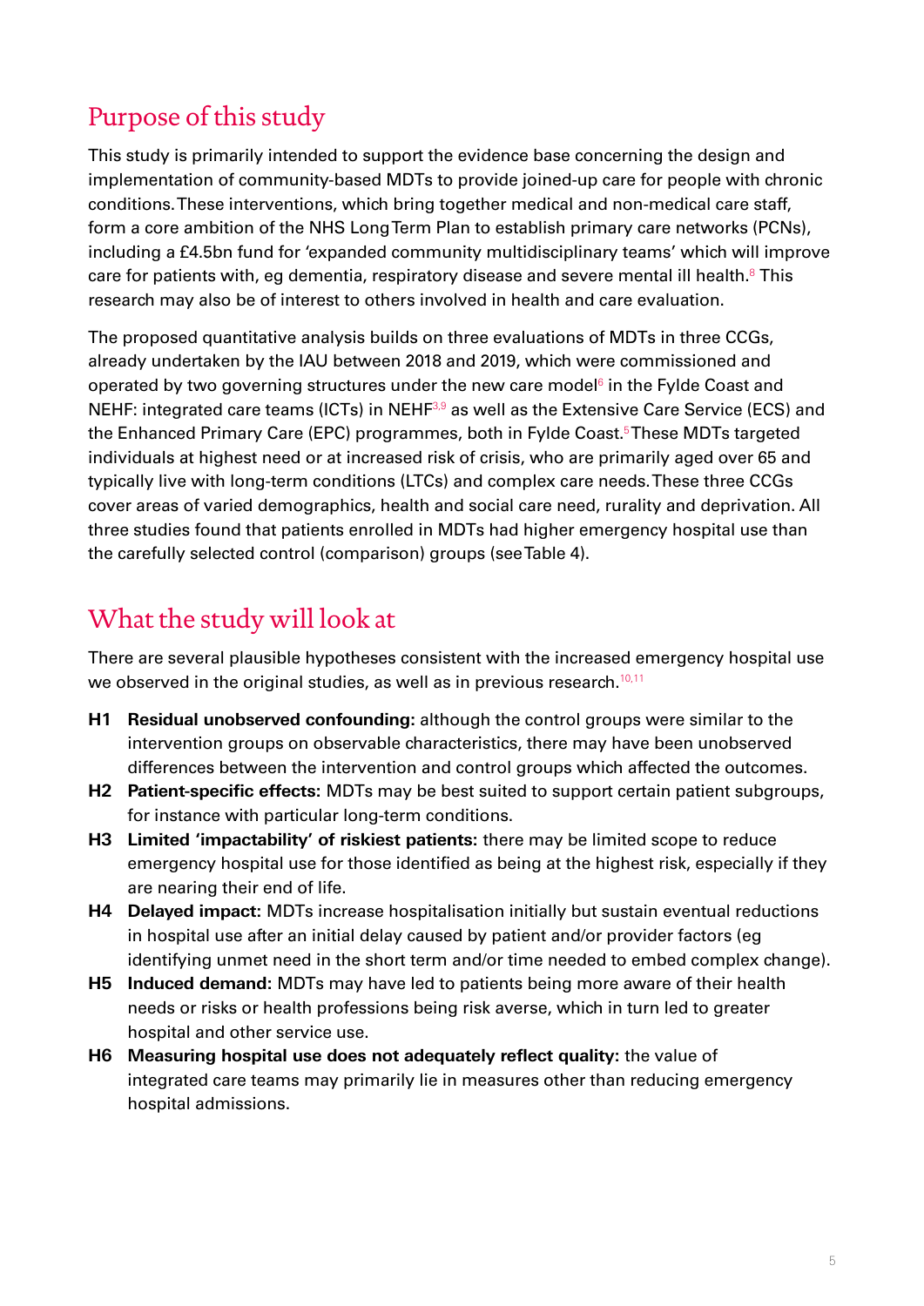## Purpose of this study

This study is primarily intended to support the evidence base concerning the design and implementation of community-based MDTs to provide joined-up care for people with chronic conditions. These interventions, which bring together medical and non-medical care staff, form a core ambition of the NHS Long Term Plan to establish primary care networks (PCNs), including a £4.5bn fund for 'expanded community multidisciplinary teams' which will improve care for patients with, eg dementia, respiratory disease and severe mental ill health.[8] This research may also be of interest to others involved in health and care evaluation.

The proposed quantitative analysis builds on three evaluations of MDTs in three CCGs, already undertaken by the IAU between 2018 and 2019, which were commissioned and operated by two governing structures under the new care model[6] in the Fylde Coast and NEHF: integrated care teams (ICTs) in NEHF[3,9] as well as the Extensive Care Service (ECS) and the Enhanced Primary Care (EPC) programmes, both in Fylde Coast.[5] These MDTs targeted individuals at highest need or at increased risk of crisis, who are primarily aged over 65 and typically live with long-term conditions (LTCs) and complex care needs. These three CCGs cover areas of varied demographics, health and social care need, rurality and deprivation. All three studies found that patients enrolled in MDTs had higher emergency hospital use than the carefully selected control (comparison) groups (see Table 4).

## What the study will look at

There are several plausible hypotheses consistent with the increased emergency hospital use we observed in the original studies, as well as in previous research.[10,11]

- **H1 Residual unobserved confounding:** although the control groups were similar to the intervention groups on observable characteristics, there may have been unobserved differences between the intervention and control groups which affected the outcomes.
- **H2 Patient-specific effects:** MDTs may be best suited to support certain patient subgroups, for instance with particular long-term conditions.
- **H3 Limited 'impactability' of riskiest patients:** there may be limited scope to reduce emergency hospital use for those identified as being at the highest risk, especially if they are nearing their end of life.
- **H4 Delayed impact:** MDTs increase hospitalisation initially but sustain eventual reductions in hospital use after an initial delay caused by patient and/or provider factors (eg identifying unmet need in the short term and/or time needed to embed complex change).
- **H5 Induced demand:** MDTs may have led to patients being more aware of their health needs or risks or health professions being risk averse, which in turn led to greater hospital and other service use.
- **H6 Measuring hospital use does not adequately reflect quality:** the value of integrated care teams may primarily lie in measures other than reducing emergency hospital admissions.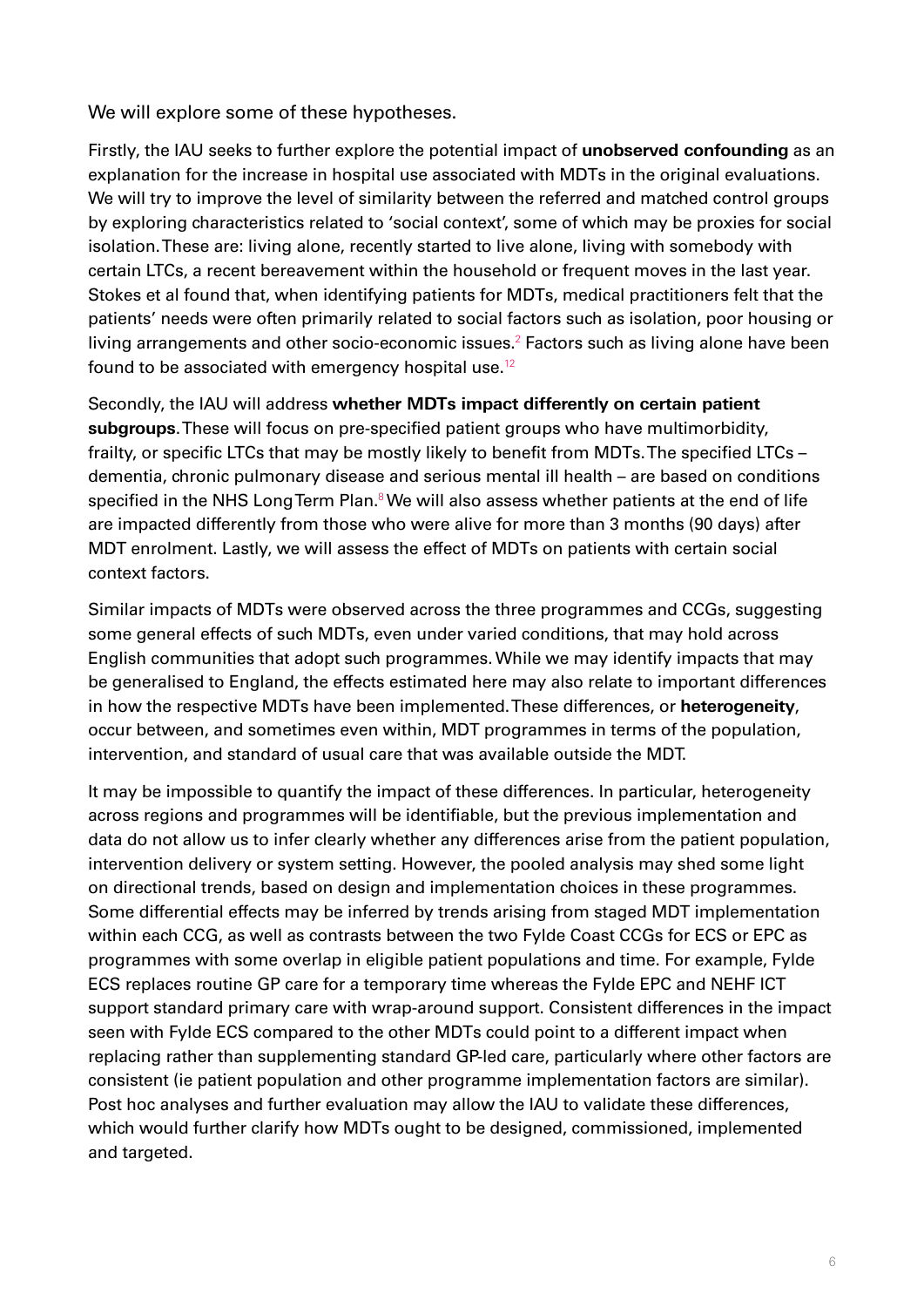We will explore some of these hypotheses.

Firstly, the IAU seeks to further explore the potential impact of **unobserved confounding** as an explanation for the increase in hospital use associated with MDTs in the original evaluations. We will try to improve the level of similarity between the referred and matched control groups by exploring characteristics related to 'social context', some of which may be proxies for social isolation. These are: living alone, recently started to live alone, living with somebody with certain LTCs, a recent bereavement within the household or frequent moves in the last year. Stokes et al found that, when identifying patients for MDTs, medical practitioners felt that the patients' needs were often primarily related to social factors such as isolation, poor housing or living arrangements and other socio-economic issues.[2] Factors such as living alone have been found to be associated with emergency hospital use.[12]

Secondly, the IAU will address **whether MDTs impact differently on certain patient subgroups**. These will focus on pre-specified patient groups who have multimorbidity, frailty, or specific LTCs that may be mostly likely to benefit from MDTs. The specified LTCs – dementia, chronic pulmonary disease and serious mental ill health – are based on conditions specified in the NHS Long Term Plan.[8] We will also assess whether patients at the end of life are impacted differently from those who were alive for more than 3 months (90 days) after MDT enrolment. Lastly, we will assess the effect of MDTs on patients with certain social context factors.

Similar impacts of MDTs were observed across the three programmes and CCGs, suggesting some general effects of such MDTs, even under varied conditions, that may hold across English communities that adopt such programmes. While we may identify impacts that may be generalised to England, the effects estimated here may also relate to important differences in how the respective MDTs have been implemented. These differences, or **heterogeneity**, occur between, and sometimes even within, MDT programmes in terms of the population, intervention, and standard of usual care that was available outside the MDT.

It may be impossible to quantify the impact of these differences. In particular, heterogeneity across regions and programmes will be identifiable, but the previous implementation and data do not allow us to infer clearly whether any differences arise from the patient population, intervention delivery or system setting. However, the pooled analysis may shed some light on directional trends, based on design and implementation choices in these programmes. Some differential effects may be inferred by trends arising from staged MDT implementation within each CCG, as well as contrasts between the two Fylde Coast CCGs for ECS or EPC as programmes with some overlap in eligible patient populations and time. For example, Fylde ECS replaces routine GP care for a temporary time whereas the Fylde EPC and NEHF ICT support standard primary care with wrap-around support. Consistent differences in the impact seen with Fylde ECS compared to the other MDTs could point to a different impact when replacing rather than supplementing standard GP-led care, particularly where other factors are consistent (ie patient population and other programme implementation factors are similar). Post hoc analyses and further evaluation may allow the IAU to validate these differences, which would further clarify how MDTs ought to be designed, commissioned, implemented and targeted.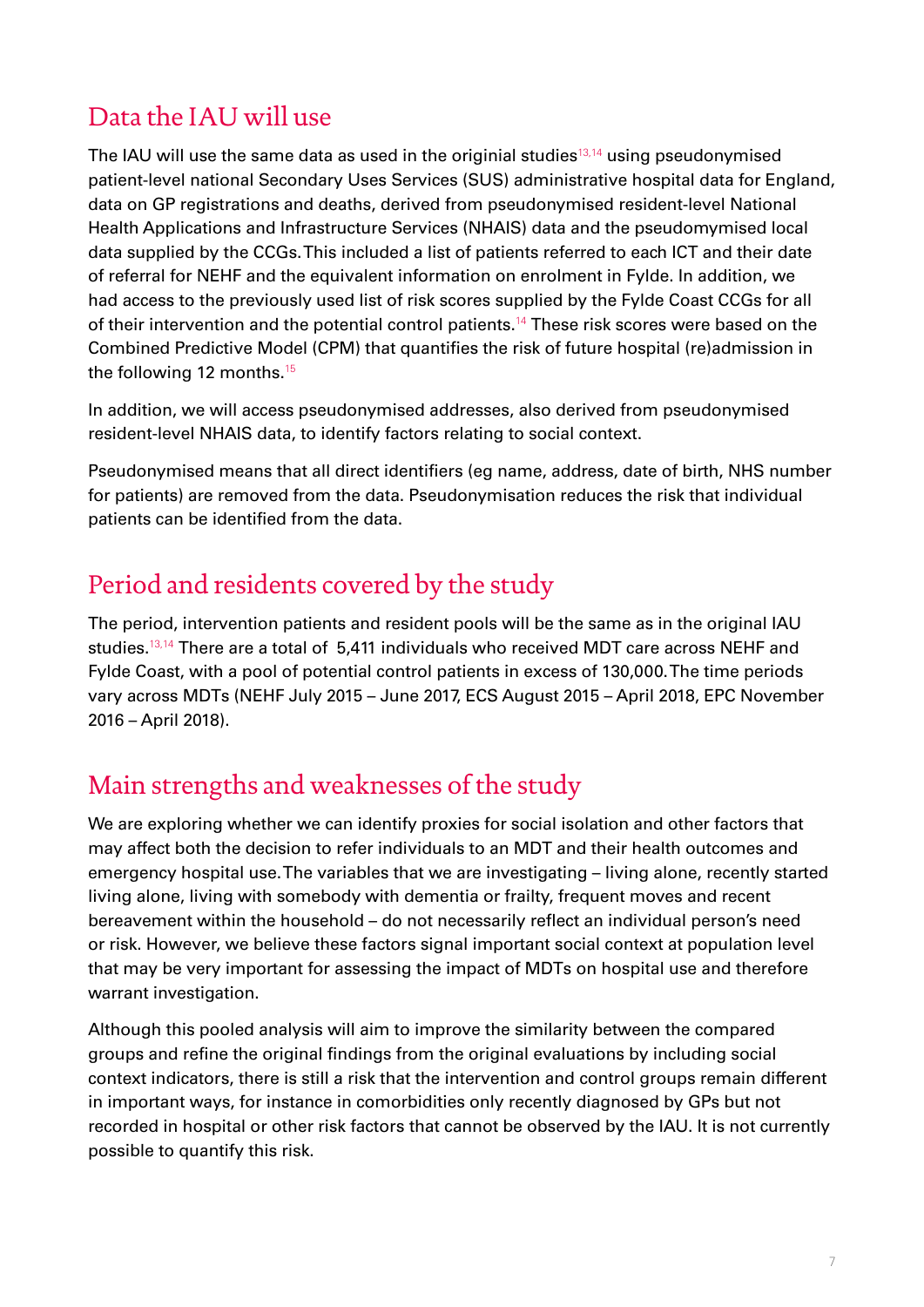## Data the IAU will use

The IAU will use the same data as used in the originial studies[13,14] using pseudonymised patient-level national Secondary Uses Services (SUS) administrative hospital data for England, data on GP registrations and deaths, derived from pseudonymised resident-level National Health Applications and Infrastructure Services (NHAIS) data and the pseudomymised local data supplied by the CCGs. This included a list of patients referred to each ICT and their date of referral for NEHF and the equivalent information on enrolment in Fylde. In addition, we had access to the previously used list of risk scores supplied by the Fylde Coast CCGs for all of their intervention and the potential control patients.[14] These risk scores were based on the Combined Predictive Model (CPM) that quantifies the risk of future hospital (re)admission in the following 12 months.[15]

In addition, we will access pseudonymised addresses, also derived from pseudonymised resident-level NHAIS data, to identify factors relating to social context.

Pseudonymised means that all direct identifiers (eg name, address, date of birth, NHS number for patients) are removed from the data. Pseudonymisation reduces the risk that individual patients can be identified from the data.

## Period and residents covered by the study

The period, intervention patients and resident pools will be the same as in the original IAU studies.[13,14] There are a total of 5,411 individuals who received MDT care across NEHF and Fylde Coast, with a pool of potential control patients in excess of 130,000. The time periods vary across MDTs (NEHF July 2015 – June 2017, ECS August 2015 – April 2018, EPC November 2016 – April 2018).

## Main strengths and weaknesses of the study

We are exploring whether we can identify proxies for social isolation and other factors that may affect both the decision to refer individuals to an MDT and their health outcomes and emergency hospital use. The variables that we are investigating – living alone, recently started living alone, living with somebody with dementia or frailty, frequent moves and recent bereavement within the household – do not necessarily reflect an individual person's need or risk. However, we believe these factors signal important social context at population level that may be very important for assessing the impact of MDTs on hospital use and therefore warrant investigation.

Although this pooled analysis will aim to improve the similarity between the compared groups and refine the original findings from the original evaluations by including social context indicators, there is still a risk that the intervention and control groups remain different in important ways, for instance in comorbidities only recently diagnosed by GPs but not recorded in hospital or other risk factors that cannot be observed by the IAU. It is not currently possible to quantify this risk.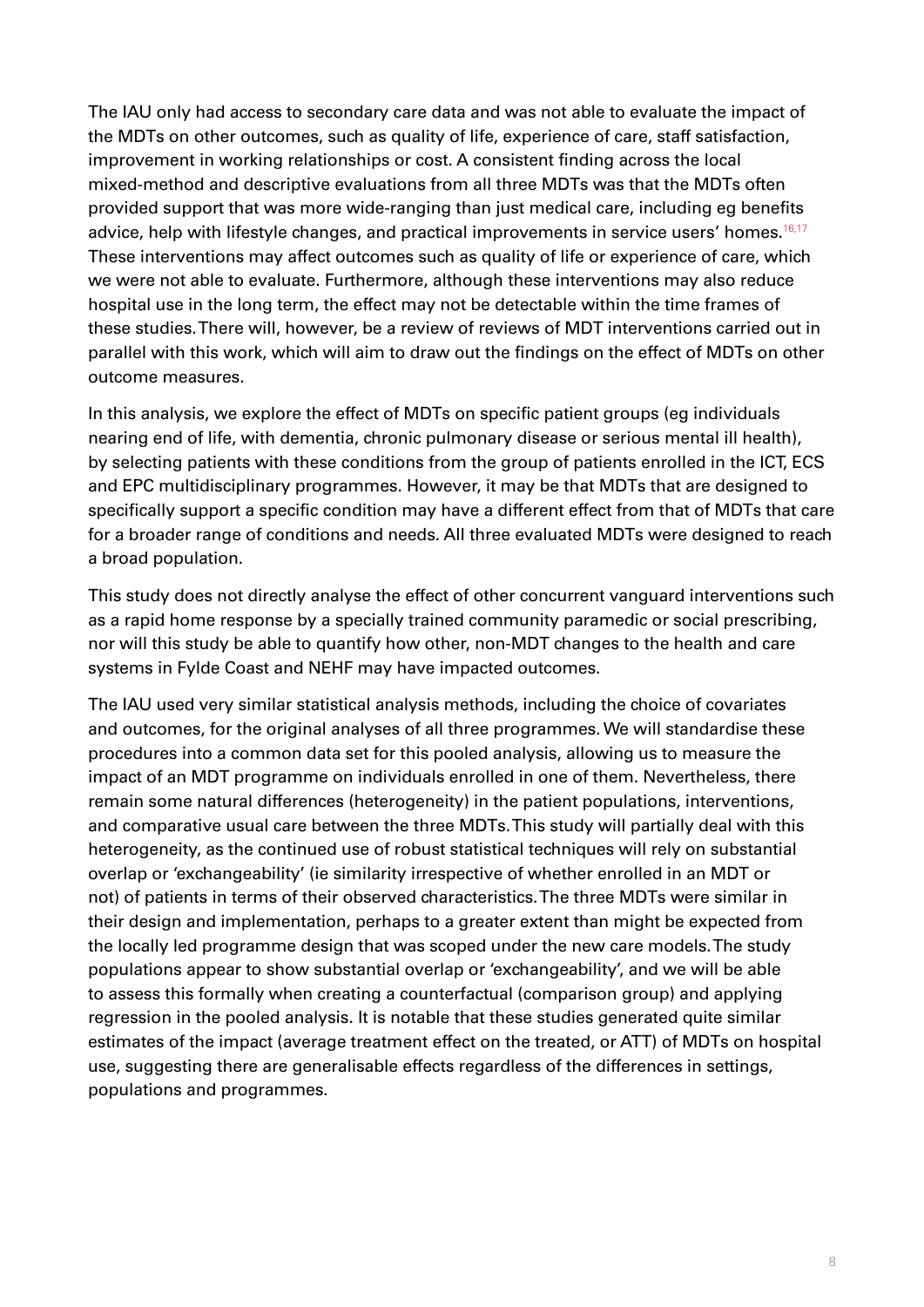The IAU only had access to secondary care data and was not able to evaluate the impact of the MDTs on other outcomes, such as quality of life, experience of care, staff satisfaction, improvement in working relationships or cost. A consistent finding across the local mixed-method and descriptive evaluations from all three MDTs was that the MDTs often provided support that was more wide-ranging than just medical care, including eg benefits advice, help with lifestyle changes, and practical improvements in service users' homes.[16,17] These interventions may affect outcomes such as quality of life or experience of care, which we were not able to evaluate. Furthermore, although these interventions may also reduce hospital use in the long term, the effect may not be detectable within the time frames of these studies. There will, however, be a review of reviews of MDT interventions carried out in parallel with this work, which will aim to draw out the findings on the effect of MDTs on other outcome measures.

In this analysis, we explore the effect of MDTs on specific patient groups (eg individuals nearing end of life, with dementia, chronic pulmonary disease or serious mental ill health), by selecting patients with these conditions from the group of patients enrolled in the ICT, ECS and EPC multidisciplinary programmes. However, it may be that MDTs that are designed to specifically support a specific condition may have a different effect from that of MDTs that care for a broader range of conditions and needs. All three evaluated MDTs were designed to reach a broad population.

This study does not directly analyse the effect of other concurrent vanguard interventions such as a rapid home response by a specially trained community paramedic or social prescribing, nor will this study be able to quantify how other, non-MDT changes to the health and care systems in Fylde Coast and NEHF may have impacted outcomes.

The IAU used very similar statistical analysis methods, including the choice of covariates and outcomes, for the original analyses of all three programmes. We will standardise these procedures into a common data set for this pooled analysis, allowing us to measure the impact of an MDT programme on individuals enrolled in one of them. Nevertheless, there remain some natural differences (heterogeneity) in the patient populations, interventions, and comparative usual care between the three MDTs. This study will partially deal with this heterogeneity, as the continued use of robust statistical techniques will rely on substantial overlap or 'exchangeability' (ie similarity irrespective of whether enrolled in an MDT or not) of patients in terms of their observed characteristics. The three MDTs were similar in their design and implementation, perhaps to a greater extent than might be expected from the locally led programme design that was scoped under the new care models. The study populations appear to show substantial overlap or 'exchangeability', and we will be able to assess this formally when creating a counterfactual (comparison group) and applying regression in the pooled analysis. It is notable that these studies generated quite similar estimates of the impact (average treatment effect on the treated, or ATT) of MDTs on hospital use, suggesting there are generalisable effects regardless of the differences in settings, populations and programmes.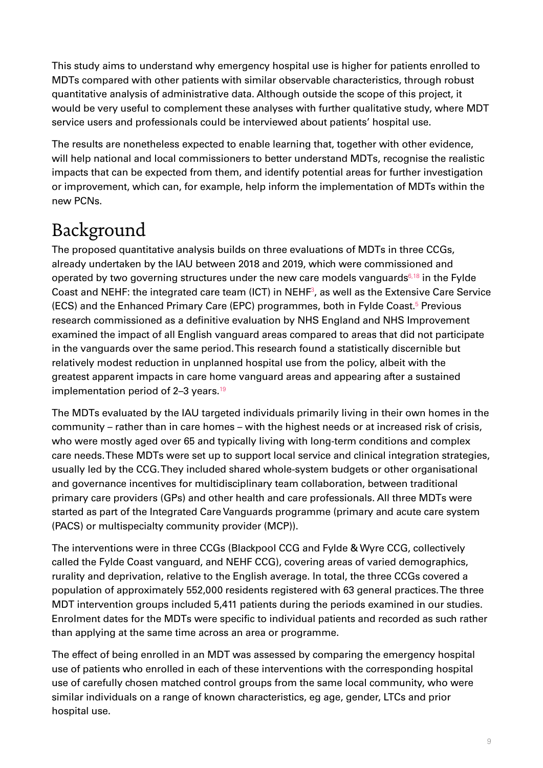This study aims to understand why emergency hospital use is higher for patients enrolled to MDTs compared with other patients with similar observable characteristics, through robust quantitative analysis of administrative data. Although outside the scope of this project, it would be very useful to complement these analyses with further qualitative study, where MDT service users and professionals could be interviewed about patients' hospital use.

The results are nonetheless expected to enable learning that, together with other evidence, will help national and local commissioners to better understand MDTs, recognise the realistic impacts that can be expected from them, and identify potential areas for further investigation or improvement, which can, for example, help inform the implementation of MDTs within the new PCNs.

# Background

The proposed quantitative analysis builds on three evaluations of MDTs in three CCGs, already undertaken by the IAU between 2018 and 2019, which were commissioned and operated by two governing structures under the new care models vanguards[6,18] in the Fylde Coast and NEHF: the integrated care team (ICT) in NEHF[3], as well as the Extensive Care Service (ECS) and the Enhanced Primary Care (EPC) programmes, both in Fylde Coast.[5] Previous research commissioned as a definitive evaluation by NHS England and NHS Improvement examined the impact of all English vanguard areas compared to areas that did not participate in the vanguards over the same period. This research found a statistically discernible but relatively modest reduction in unplanned hospital use from the policy, albeit with the greatest apparent impacts in care home vanguard areas and appearing after a sustained implementation period of 2–3 years.[19]

The MDTs evaluated by the IAU targeted individuals primarily living in their own homes in the community – rather than in care homes – with the highest needs or at increased risk of crisis, who were mostly aged over 65 and typically living with long-term conditions and complex care needs. These MDTs were set up to support local service and clinical integration strategies, usually led by the CCG. They included shared whole-system budgets or other organisational and governance incentives for multidisciplinary team collaboration, between traditional primary care providers (GPs) and other health and care professionals. All three MDTs were started as part of the Integrated Care Vanguards programme (primary and acute care system (PACS) or multispecialty community provider (MCP)).

The interventions were in three CCGs (Blackpool CCG and Fylde & Wyre CCG, collectively called the Fylde Coast vanguard, and NEHF CCG), covering areas of varied demographics, rurality and deprivation, relative to the English average. In total, the three CCGs covered a population of approximately 552,000 residents registered with 63 general practices. The three MDT intervention groups included 5,411 patients during the periods examined in our studies. Enrolment dates for the MDTs were specific to individual patients and recorded as such rather than applying at the same time across an area or programme.

The effect of being enrolled in an MDT was assessed by comparing the emergency hospital use of patients who enrolled in each of these interventions with the corresponding hospital use of carefully chosen matched control groups from the same local community, who were similar individuals on a range of known characteristics, eg age, gender, LTCs and prior hospital use.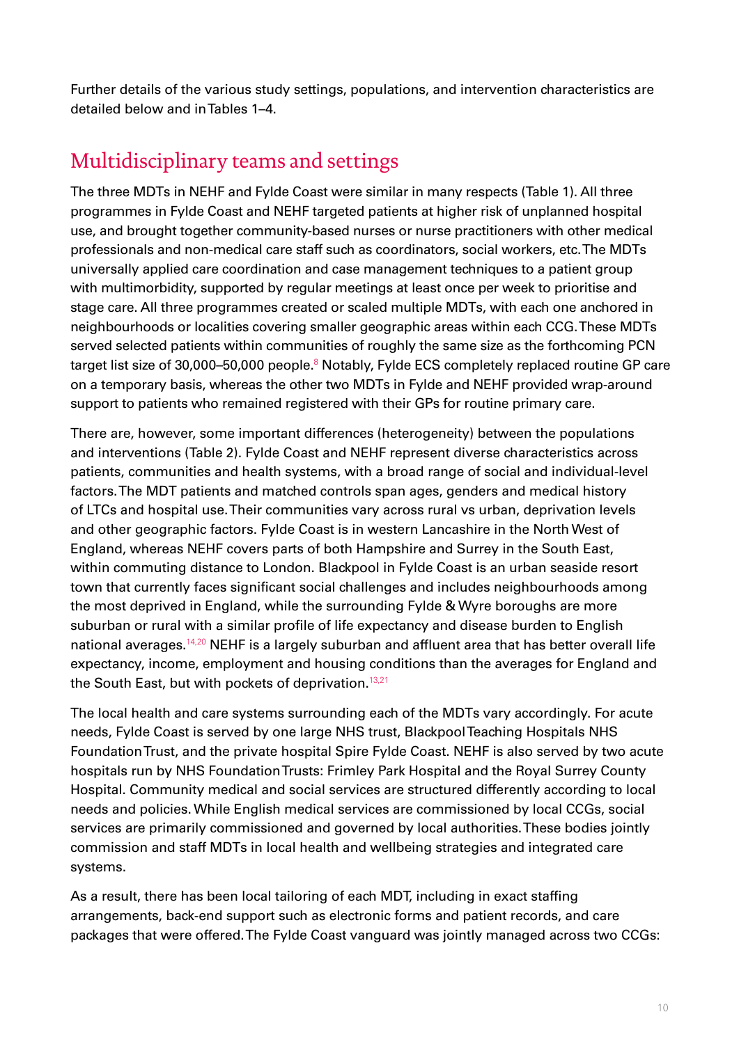Further details of the various study settings, populations, and intervention characteristics are detailed below and in Tables 1–4.

## Multidisciplinary teams and settings

The three MDTs in NEHF and Fylde Coast were similar in many respects (Table 1). All three programmes in Fylde Coast and NEHF targeted patients at higher risk of unplanned hospital use, and brought together community-based nurses or nurse practitioners with other medical professionals and non-medical care staff such as coordinators, social workers, etc. The MDTs universally applied care coordination and case management techniques to a patient group with multimorbidity, supported by regular meetings at least once per week to prioritise and stage care. All three programmes created or scaled multiple MDTs, with each one anchored in neighbourhoods or localities covering smaller geographic areas within each CCG. These MDTs served selected patients within communities of roughly the same size as the forthcoming PCN target list size of 30,000–50,000 people.[8] Notably, Fylde ECS completely replaced routine GP care on a temporary basis, whereas the other two MDTs in Fylde and NEHF provided wrap-around support to patients who remained registered with their GPs for routine primary care.

There are, however, some important differences (heterogeneity) between the populations and interventions (Table 2). Fylde Coast and NEHF represent diverse characteristics across patients, communities and health systems, with a broad range of social and individual-level factors. The MDT patients and matched controls span ages, genders and medical history of LTCs and hospital use. Their communities vary across rural vs urban, deprivation levels and other geographic factors. Fylde Coast is in western Lancashire in the North West of England, whereas NEHF covers parts of both Hampshire and Surrey in the South East, within commuting distance to London. Blackpool in Fylde Coast is an urban seaside resort town that currently faces significant social challenges and includes neighbourhoods among the most deprived in England, while the surrounding Fylde & Wyre boroughs are more suburban or rural with a similar profile of life expectancy and disease burden to English national averages.[14,20] NEHF is a largely suburban and affluent area that has better overall life expectancy, income, employment and housing conditions than the averages for England and the South East, but with pockets of deprivation.[13,21]

The local health and care systems surrounding each of the MDTs vary accordingly. For acute needs, Fylde Coast is served by one large NHS trust, Blackpool Teaching Hospitals NHS Foundation Trust, and the private hospital Spire Fylde Coast. NEHF is also served by two acute hospitals run by NHS Foundation Trusts: Frimley Park Hospital and the Royal Surrey County Hospital. Community medical and social services are structured differently according to local needs and policies. While English medical services are commissioned by local CCGs, social services are primarily commissioned and governed by local authorities. These bodies jointly commission and staff MDTs in local health and wellbeing strategies and integrated care systems.

As a result, there has been local tailoring of each MDT, including in exact staffing arrangements, back-end support such as electronic forms and patient records, and care packages that were offered. The Fylde Coast vanguard was jointly managed across two CCGs: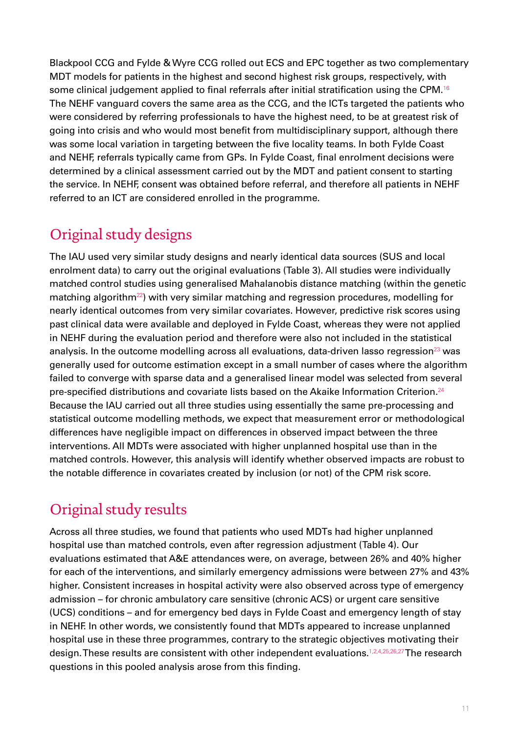Blackpool CCG and Fylde & Wyre CCG rolled out ECS and EPC together as two complementary MDT models for patients in the highest and second highest risk groups, respectively, with some clinical judgement applied to final referrals after initial stratification using the CPM.[16] The NEHF vanguard covers the same area as the CCG, and the ICTs targeted the patients who were considered by referring professionals to have the highest need, to be at greatest risk of going into crisis and who would most benefit from multidisciplinary support, although there was some local variation in targeting between the five locality teams. In both Fylde Coast and NEHF, referrals typically came from GPs. In Fylde Coast, final enrolment decisions were determined by a clinical assessment carried out by the MDT and patient consent to starting the service. In NEHF, consent was obtained before referral, and therefore all patients in NEHF referred to an ICT are considered enrolled in the programme.

## Original study designs

The IAU used very similar study designs and nearly identical data sources (SUS and local enrolment data) to carry out the original evaluations (Table 3). All studies were individually matched control studies using generalised Mahalanobis distance matching (within the genetic matching algorithm[22]) with very similar matching and regression procedures, modelling for nearly identical outcomes from very similar covariates. However, predictive risk scores using past clinical data were available and deployed in Fylde Coast, whereas they were not applied in NEHF during the evaluation period and therefore were also not included in the statistical analysis. In the outcome modelling across all evaluations, data-driven lasso regression[23] was generally used for outcome estimation except in a small number of cases where the algorithm failed to converge with sparse data and a generalised linear model was selected from several pre-specified distributions and covariate lists based on the Akaike Information Criterion.[24] Because the IAU carried out all three studies using essentially the same pre-processing and statistical outcome modelling methods, we expect that measurement error or methodological differences have negligible impact on differences in observed impact between the three interventions. All MDTs were associated with higher unplanned hospital use than in the matched controls. However, this analysis will identify whether observed impacts are robust to the notable difference in covariates created by inclusion (or not) of the CPM risk score.

## Original study results

Across all three studies, we found that patients who used MDTs had higher unplanned hospital use than matched controls, even after regression adjustment (Table 4). Our evaluations estimated that A&E attendances were, on average, between 26% and 40% higher for each of the interventions, and similarly emergency admissions were between 27% and 43% higher. Consistent increases in hospital activity were also observed across type of emergency admission – for chronic ambulatory care sensitive (chronic ACS) or urgent care sensitive (UCS) conditions – and for emergency bed days in Fylde Coast and emergency length of stay in NEHF. In other words, we consistently found that MDTs appeared to increase unplanned hospital use in these three programmes, contrary to the strategic objectives motivating their design. These results are consistent with other independent evaluations.[1,2,4,25,26,27] The research questions in this pooled analysis arose from this finding.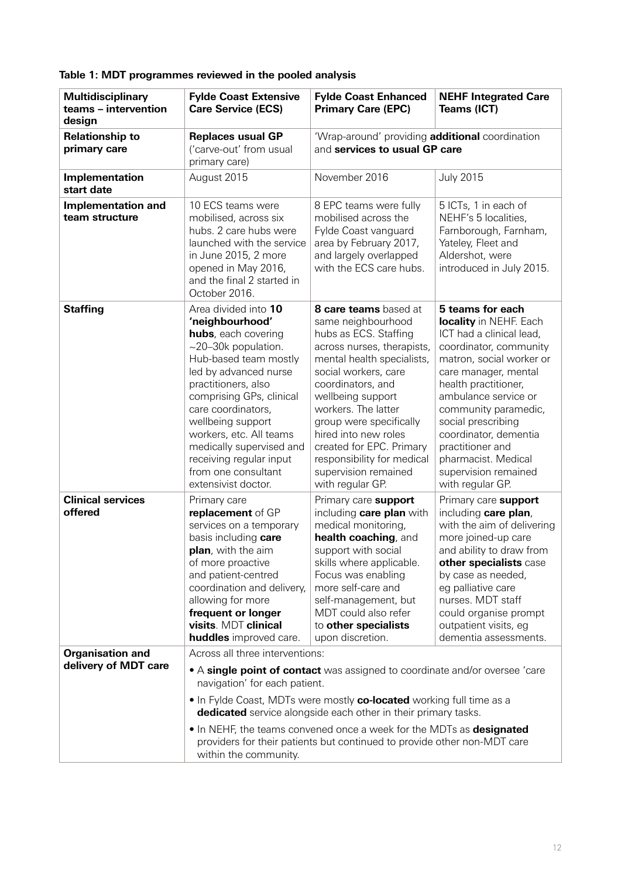**Table 1: MDT programmes reviewed in the pooled analysis**

| Multidisciplinary teams – intervention design | Fylde Coast Extensive Care Service (ECS) | Fylde Coast Enhanced Primary Care (EPC) | NEHF Integrated Care Teams (ICT) |
|---|---|---|---|
| **Relationship to primary care** | **Replaces usual GP** ('carve-out' from usual primary care) | 'Wrap-around' providing **additional** coordination and **services to usual GP care** | |
| **Implementation start date** | August 2015 | November 2016 | July 2015 |
| **Implementation and team structure** | 10 ECS teams were mobilised, across six hubs. 2 care hubs were launched with the service in June 2015, 2 more opened in May 2016, and the final 2 started in October 2016. | 8 EPC teams were fully mobilised across the Fylde Coast vanguard area by February 2017, and largely overlapped with the ECS care hubs. | 5 ICTs, 1 in each of NEHF's 5 localities, Farnborough, Farnham, Yateley, Fleet and Aldershot, were introduced in July 2015. |
| **Staffing** | Area divided into **10 'neighbourhood' hubs**, each covering ~20–30k population. Hub-based team mostly led by advanced nurse practitioners, also comprising GPs, clinical care coordinators, wellbeing support workers, etc. All teams medically supervised and receiving regular input from one consultant extensivist doctor. | **8 care teams** based at same neighbourhood hubs as ECS. Staffing across nurses, therapists, mental health specialists, social workers, care coordinators, and wellbeing support workers. The latter group were specifically hired into new roles created for EPC. Primary responsibility for medical supervision remained with regular GP. | **5 teams for each locality** in NEHF. Each ICT had a clinical lead, coordinator, community matron, social worker or care manager, mental health practitioner, ambulance service or community paramedic, social prescribing coordinator, dementia practitioner and pharmacist. Medical supervision remained with regular GP. |
| **Clinical services offered** | Primary care **replacement** of GP services on a temporary basis including **care plan**, with the aim of more proactive and patient-centred coordination and delivery, allowing for more **frequent or longer visits**. MDT **clinical huddles** improved care. | Primary care **support** including **care plan** with medical monitoring, **health coaching**, and support with social skills where applicable. Focus was enabling more self-care and self-management, but MDT could also refer to **other specialists** upon discretion. | Primary care **support** including **care plan**, with the aim of delivering more joined-up care and ability to draw from **other specialists** case by case as needed, eg palliative care nurses. MDT staff could organise prompt outpatient visits, eg dementia assessments. |
| **Organisation and delivery of MDT care** | Across all three interventions:<br>• A **single point of contact** was assigned to coordinate and/or oversee 'care navigation' for each patient.<br>• In Fylde Coast, MDTs were mostly **co-located** working full time as a **dedicated** service alongside each other in their primary tasks.<br>• In NEHF, the teams convened once a week for the MDTs as **designated** providers for their patients but continued to provide other non-MDT care within the community. | | |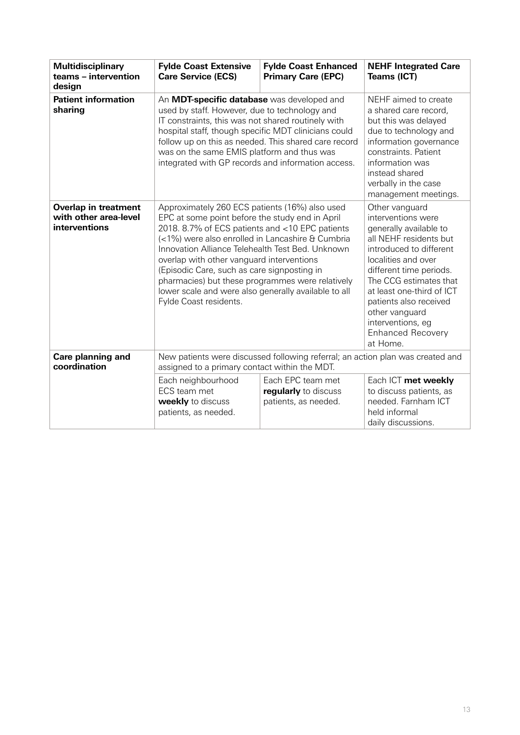| Multidisciplinary teams – intervention design | Fylde Coast Extensive Care Service (ECS) | Fylde Coast Enhanced Primary Care (EPC) | NEHF Integrated Care Teams (ICT) |
|---|---|---|---|
| **Patient information sharing** | An **MDT-specific database** was developed and used by staff. However, due to technology and IT constraints, this was not shared routinely with hospital staff, though specific MDT clinicians could follow up on this as needed. This shared care record was on the same EMIS platform and thus was integrated with GP records and information access. | | NEHF aimed to create a shared care record, but this was delayed due to technology and information governance constraints. Patient information was instead shared verbally in the case management meetings. |
| **Overlap in treatment with other area-level interventions** | Approximately 260 ECS patients (16%) also used EPC at some point before the study end in April 2018. 8.7% of ECS patients and <10 EPC patients (<1%) were also enrolled in Lancashire & Cumbria Innovation Alliance Telehealth Test Bed. Unknown overlap with other vanguard interventions (Episodic Care, such as care signposting in pharmacies) but these programmes were relatively lower scale and were also generally available to all Fylde Coast residents. | | Other vanguard interventions were generally available to all NEHF residents but introduced to different localities and over different time periods. The CCG estimates that at least one-third of ICT patients also received other vanguard interventions, eg Enhanced Recovery at Home. |
| **Care planning and coordination** | New patients were discussed following referral; an action plan was created and assigned to a primary contact within the MDT. | | |
| | Each neighbourhood ECS team met **weekly** to discuss patients, as needed. | Each EPC team met **regularly** to discuss patients, as needed. | Each ICT **met weekly** to discuss patients, as needed. Farnham ICT held informal daily discussions. |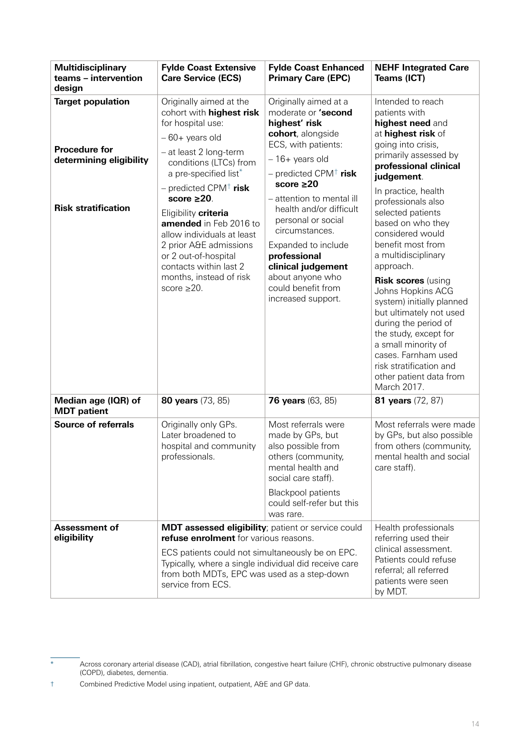| Multidisciplinary teams – intervention design | Fylde Coast Extensive Care Service (ECS) | Fylde Coast Enhanced Primary Care (EPC) | NEHF Integrated Care Teams (ICT) |
|---|---|---|---|
| **Target population**<br><br>**Procedure for determining eligibility**<br><br>**Risk stratification** | Originally aimed at the cohort with **highest risk** for hospital use:<br>– 60+ years old<br>– at least 2 long-term conditions (LTCs) from a pre-specified list*<br>– predicted CPM† **risk score ≥20**.<br>Eligibility **criteria amended** in Feb 2016 to allow individuals at least 2 prior A&E admissions or 2 out-of-hospital contacts within last 2 months, instead of risk score ≥20. | Originally aimed at a moderate or **'second highest' risk cohort**, alongside ECS, with patients:<br>– 16+ years old<br>– predicted CPM† **risk score ≥20**<br>– attention to mental ill health and/or difficult personal or social circumstances.<br>Expanded to include **professional clinical judgement** about anyone who could benefit from increased support. | Intended to reach patients with **highest need** and at **highest risk** of going into crisis, primarily assessed by **professional clinical judgement**.<br>In practice, health professionals also selected patients based on who they considered would benefit most from a multidisciplinary approach.<br>**Risk scores** (using Johns Hopkins ACG system) initially planned but ultimately not used during the period of the study, except for a small minority of cases. Farnham used risk stratification and other patient data from March 2017. |
| **Median age (IQR) of MDT patient** | **80 years** (73, 85) | **76 years** (63, 85) | **81 years** (72, 87) |
| **Source of referrals** | Originally only GPs. Later broadened to hospital and community professionals. | Most referrals were made by GPs, but also possible from others (community, mental health and social care staff).<br>Blackpool patients could self-refer but this was rare. | Most referrals were made by GPs, but also possible from others (community, mental health and social care staff). |
| **Assessment of eligibility** | **MDT assessed eligibility**; patient or service could **refuse enrolment** for various reasons.<br>ECS patients could not simultaneously be on EPC. Typically, where a single individual did receive care from both MDTs, EPC was used as a step-down service from ECS. | | Health professionals referring used their clinical assessment. Patients could refuse referral; all referred patients were seen by MDT. |

* Across coronary arterial disease (CAD), atrial fibrillation, congestive heart failure (CHF), chronic obstructive pulmonary disease (COPD), diabetes, dementia.

† Combined Predictive Model using inpatient, outpatient, A&E and GP data.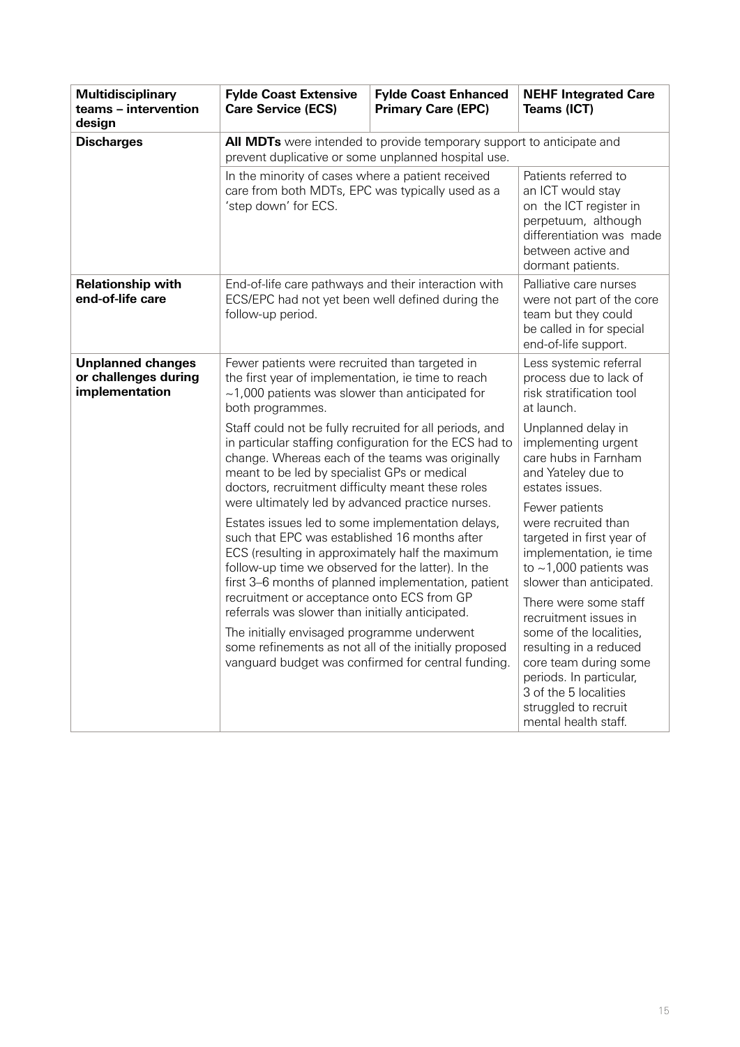| Multidisciplinary teams – intervention design | Fylde Coast Extensive Care Service (ECS) | Fylde Coast Enhanced Primary Care (EPC) | NEHF Integrated Care Teams (ICT) |
|---|---|---|---|
| **Discharges** | **All MDTs** were intended to provide temporary support to anticipate and prevent duplicative or some unplanned hospital use. | | |
| | In the minority of cases where a patient received care from both MDTs, EPC was typically used as a 'step down' for ECS. | | Patients referred to an ICT would stay on the ICT register in perpetuum, although differentiation was made between active and dormant patients. |
| **Relationship with end-of-life care** | End-of-life care pathways and their interaction with ECS/EPC had not yet been well defined during the follow-up period. | | Palliative care nurses were not part of the core team but they could be called in for special end-of-life support. |
| **Unplanned changes or challenges during implementation** | Fewer patients were recruited than targeted in the first year of implementation, ie time to reach ~1,000 patients was slower than anticipated for both programmes.<br><br>Staff could not be fully recruited for all periods, and in particular staffing configuration for the ECS had to change. Whereas each of the teams was originally meant to be led by specialist GPs or medical doctors, recruitment difficulty meant these roles were ultimately led by advanced practice nurses.<br><br>Estates issues led to some implementation delays, such that EPC was established 16 months after ECS (resulting in approximately half the maximum follow-up time we observed for the latter). In the first 3–6 months of planned implementation, patient recruitment or acceptance onto ECS from GP referrals was slower than initially anticipated.<br><br>The initially envisaged programme underwent some refinements as not all of the initially proposed vanguard budget was confirmed for central funding. | | Less systemic referral process due to lack of risk stratification tool at launch.<br><br>Unplanned delay in implementing urgent care hubs in Farnham and Yateley due to estates issues.<br><br>Fewer patients were recruited than targeted in first year of implementation, ie time to ~1,000 patients was slower than anticipated.<br><br>There were some staff recruitment issues in some of the localities, resulting in a reduced core team during some periods. In particular, 3 of the 5 localities struggled to recruit mental health staff. |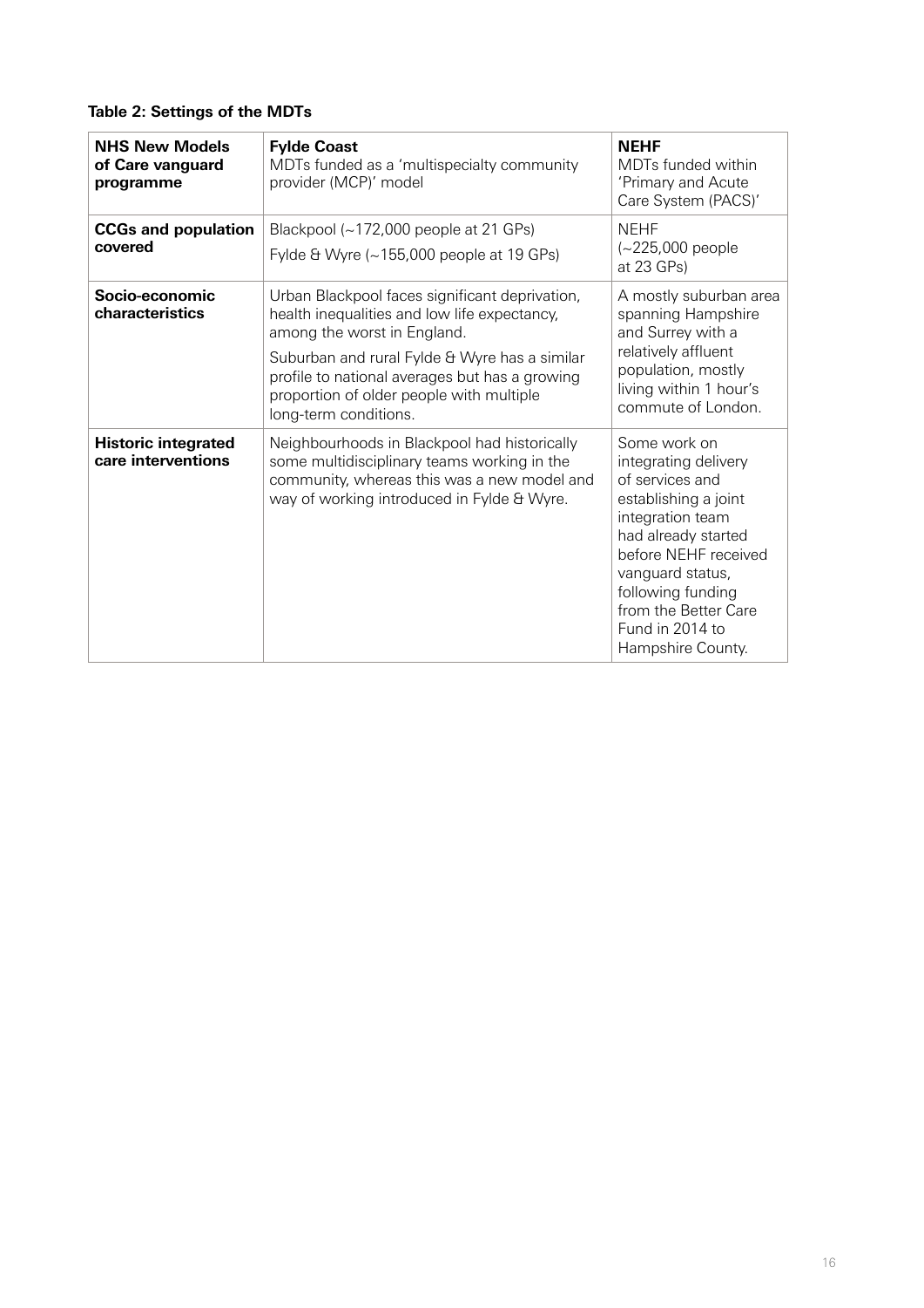**Table 2: Settings of the MDTs**

| **NHS New Models of Care vanguard programme** | **Fylde Coast**<br>MDTs funded as a 'multispecialty community provider (MCP)' model | **NEHF**<br>MDTs funded within 'Primary and Acute Care System (PACS)' |
|---|---|---|
| **CCGs and population covered** | Blackpool (~172,000 people at 21 GPs)<br>Fylde & Wyre (~155,000 people at 19 GPs) | NEHF<br>(~225,000 people at 23 GPs) |
| **Socio-economic characteristics** | Urban Blackpool faces significant deprivation, health inequalities and low life expectancy, among the worst in England.<br>Suburban and rural Fylde & Wyre has a similar profile to national averages but has a growing proportion of older people with multiple long-term conditions. | A mostly suburban area spanning Hampshire and Surrey with a relatively affluent population, mostly living within 1 hour's commute of London. |
| **Historic integrated care interventions** | Neighbourhoods in Blackpool had historically some multidisciplinary teams working in the community, whereas this was a new model and way of working introduced in Fylde & Wyre. | Some work on integrating delivery of services and establishing a joint integration team had already started before NEHF received vanguard status, following funding from the Better Care Fund in 2014 to Hampshire County. |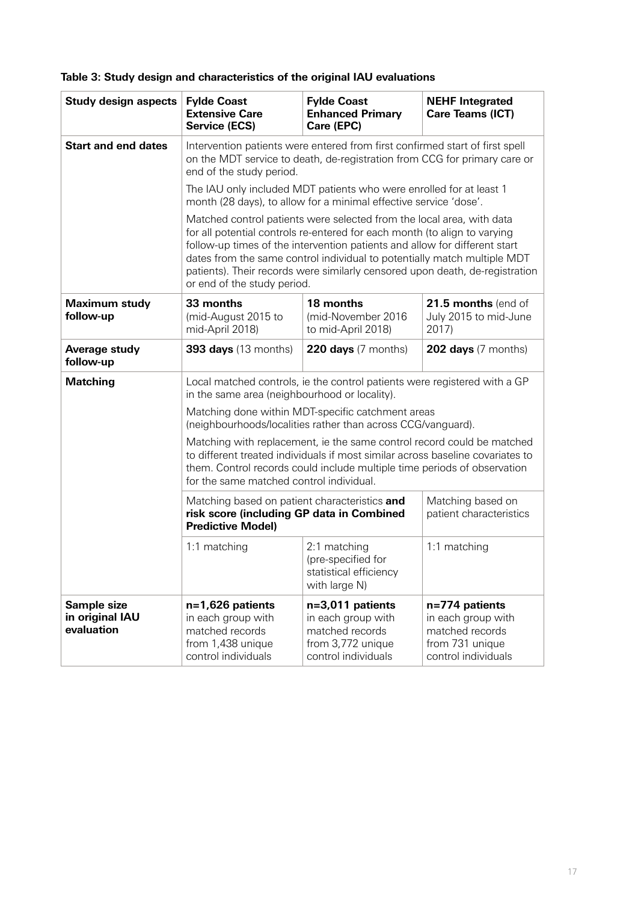**Table 3: Study design and characteristics of the original IAU evaluations**

| Study design aspects | Fylde Coast Extensive Care Service (ECS) | Fylde Coast Enhanced Primary Care (EPC) | NEHF Integrated Care Teams (ICT) |
|---|---|---|---|
| **Start and end dates** | Intervention patients were entered from first confirmed start of first spell on the MDT service to death, de-registration from CCG for primary care or end of the study period.<br><br>The IAU only included MDT patients who were enrolled for at least 1 month (28 days), to allow for a minimal effective service 'dose'.<br><br>Matched control patients were selected from the local area, with data for all potential controls re-entered for each month (to align to varying follow-up times of the intervention patients and allow for different start dates from the same control individual to potentially match multiple MDT patients). Their records were similarly censored upon death, de-registration or end of the study period. | | |
| **Maximum study follow-up** | **33 months** (mid-August 2015 to mid-April 2018) | **18 months** (mid-November 2016 to mid-April 2018) | **21.5 months** (end of July 2015 to mid-June 2017) |
| **Average study follow-up** | **393 days** (13 months) | **220 days** (7 months) | **202 days** (7 months) |
| **Matching** | Local matched controls, ie the control patients were registered with a GP in the same area (neighbourhood or locality).<br><br>Matching done within MDT-specific catchment areas (neighbourhoods/localities rather than across CCG/vanguard).<br><br>Matching with replacement, ie the same control record could be matched to different treated individuals if most similar across baseline covariates to them. Control records could include multiple time periods of observation for the same matched control individual. | | |
| | Matching based on patient characteristics **and risk score (including GP data in Combined Predictive Model)** | | Matching based on patient characteristics |
| | 1:1 matching | 2:1 matching (pre-specified for statistical efficiency with large N) | 1:1 matching |
| **Sample size in original IAU evaluation** | **n=1,626 patients** in each group with matched records from 1,438 unique control individuals | **n=3,011 patients** in each group with matched records from 3,772 unique control individuals | **n=774 patients** in each group with matched records from 731 unique control individuals |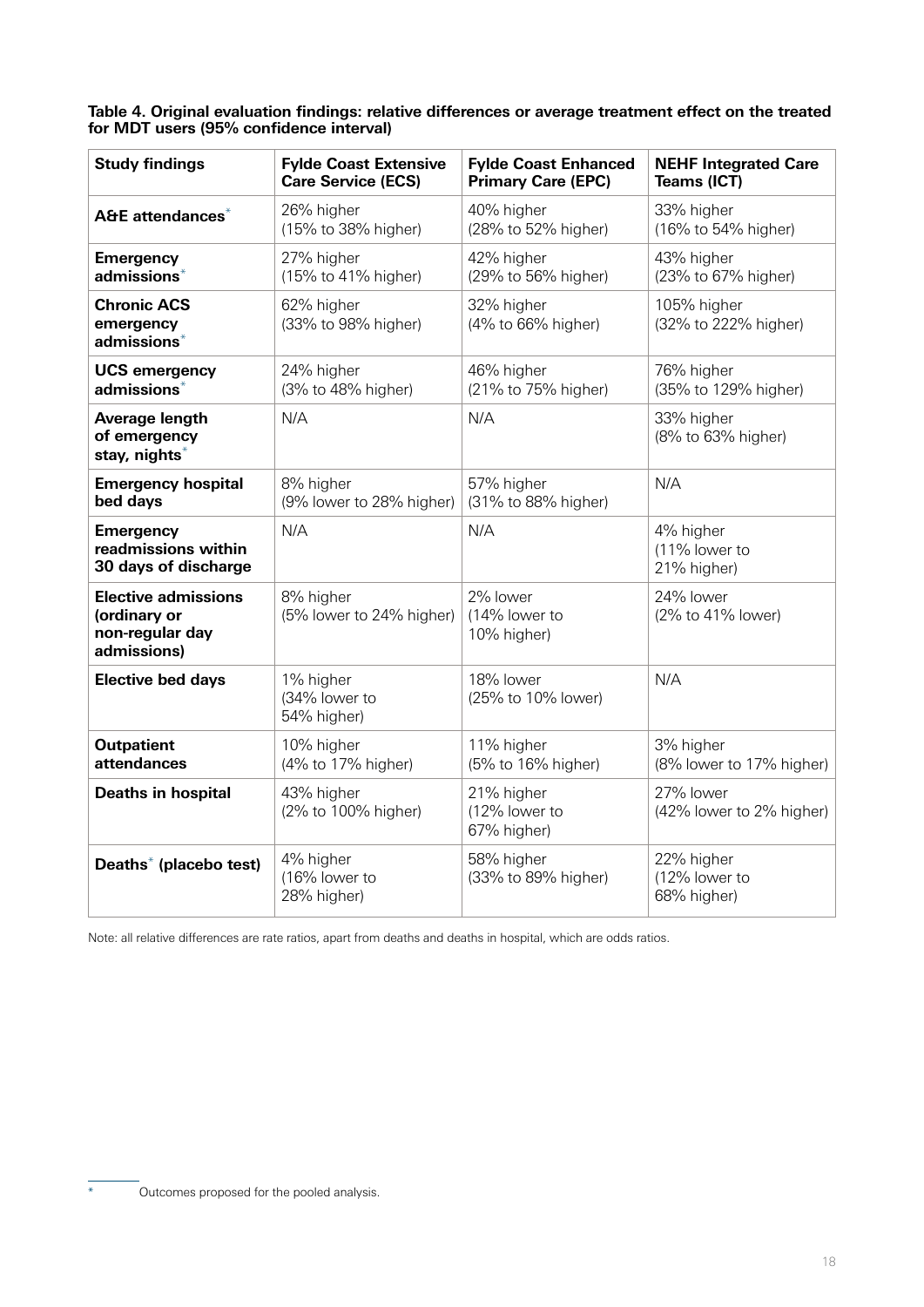**Table 4. Original evaluation findings: relative differences or average treatment effect on the treated for MDT users (95% confidence interval)**

| Study findings | Fylde Coast Extensive Care Service (ECS) | Fylde Coast Enhanced Primary Care (EPC) | NEHF Integrated Care Teams (ICT) |
|---|---|---|---|
| **A&E attendances*** | 26% higher (15% to 38% higher) | 40% higher (28% to 52% higher) | 33% higher (16% to 54% higher) |
| **Emergency admissions*** | 27% higher (15% to 41% higher) | 42% higher (29% to 56% higher) | 43% higher (23% to 67% higher) |
| **Chronic ACS emergency admissions*** | 62% higher (33% to 98% higher) | 32% higher (4% to 66% higher) | 105% higher (32% to 222% higher) |
| **UCS emergency admissions*** | 24% higher (3% to 48% higher) | 46% higher (21% to 75% higher) | 76% higher (35% to 129% higher) |
| **Average length of emergency stay, nights*** | N/A | N/A | 33% higher (8% to 63% higher) |
| **Emergency hospital bed days** | 8% higher (9% lower to 28% higher) | 57% higher (31% to 88% higher) | N/A |
| **Emergency readmissions within 30 days of discharge** | N/A | N/A | 4% higher (11% lower to 21% higher) |
| **Elective admissions (ordinary or non-regular day admissions)** | 8% higher (5% lower to 24% higher) | 2% lower (14% lower to 10% higher) | 24% lower (2% to 41% lower) |
| **Elective bed days** | 1% higher (34% lower to 54% higher) | 18% lower (25% to 10% lower) | N/A |
| **Outpatient attendances** | 10% higher (4% to 17% higher) | 11% higher (5% to 16% higher) | 3% higher (8% lower to 17% higher) |
| **Deaths in hospital** | 43% higher (2% to 100% higher) | 21% higher (12% lower to 67% higher) | 27% lower (42% lower to 2% higher) |
| **Deaths* (placebo test)** | 4% higher (16% lower to 28% higher) | 58% higher (33% to 89% higher) | 22% higher (12% lower to 68% higher) |

Note: all relative differences are rate ratios, apart from deaths and deaths in hospital, which are odds ratios.

\* Outcomes proposed for the pooled analysis.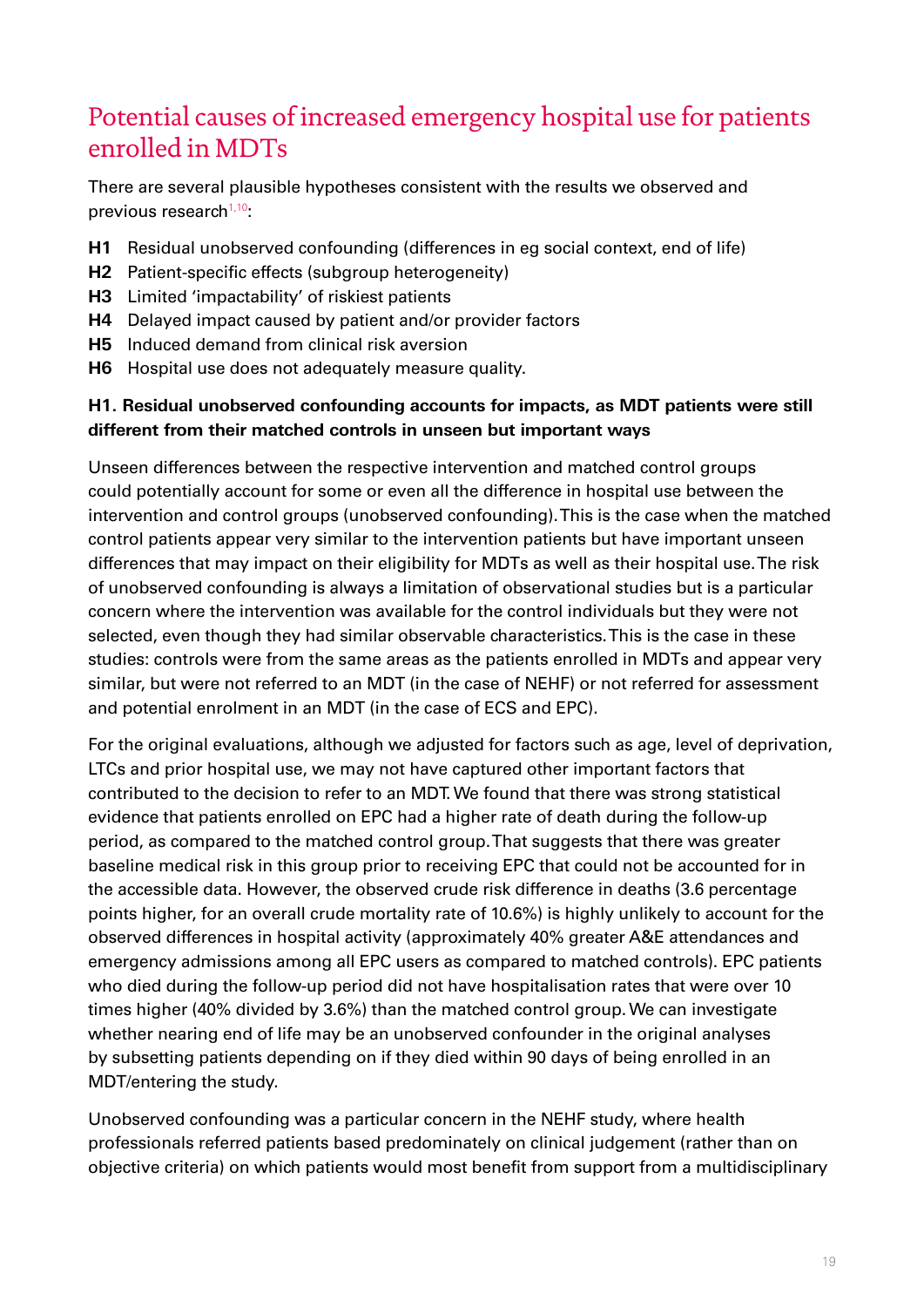## Potential causes of increased emergency hospital use for patients enrolled in MDTs

There are several plausible hypotheses consistent with the results we observed and previous research[1,10]:

**H1** Residual unobserved confounding (differences in eg social context, end of life)

**H2** Patient-specific effects (subgroup heterogeneity)

**H3** Limited 'impactability' of riskiest patients

**H4** Delayed impact caused by patient and/or provider factors

**H5** Induced demand from clinical risk aversion

**H6** Hospital use does not adequately measure quality.

### H1. Residual unobserved confounding accounts for impacts, as MDT patients were still different from their matched controls in unseen but important ways

Unseen differences between the respective intervention and matched control groups could potentially account for some or even all the difference in hospital use between the intervention and control groups (unobserved confounding). This is the case when the matched control patients appear very similar to the intervention patients but have important unseen differences that may impact on their eligibility for MDTs as well as their hospital use. The risk of unobserved confounding is always a limitation of observational studies but is a particular concern where the intervention was available for the control individuals but they were not selected, even though they had similar observable characteristics. This is the case in these studies: controls were from the same areas as the patients enrolled in MDTs and appear very similar, but were not referred to an MDT (in the case of NEHF) or not referred for assessment and potential enrolment in an MDT (in the case of ECS and EPC).

For the original evaluations, although we adjusted for factors such as age, level of deprivation, LTCs and prior hospital use, we may not have captured other important factors that contributed to the decision to refer to an MDT. We found that there was strong statistical evidence that patients enrolled on EPC had a higher rate of death during the follow-up period, as compared to the matched control group. That suggests that there was greater baseline medical risk in this group prior to receiving EPC that could not be accounted for in the accessible data. However, the observed crude risk difference in deaths (3.6 percentage points higher, for an overall crude mortality rate of 10.6%) is highly unlikely to account for the observed differences in hospital activity (approximately 40% greater A&E attendances and emergency admissions among all EPC users as compared to matched controls). EPC patients who died during the follow-up period did not have hospitalisation rates that were over 10 times higher (40% divided by 3.6%) than the matched control group. We can investigate whether nearing end of life may be an unobserved confounder in the original analyses by subsetting patients depending on if they died within 90 days of being enrolled in an MDT/entering the study.

Unobserved confounding was a particular concern in the NEHF study, where health professionals referred patients based predominately on clinical judgement (rather than on objective criteria) on which patients would most benefit from support from a multidisciplinary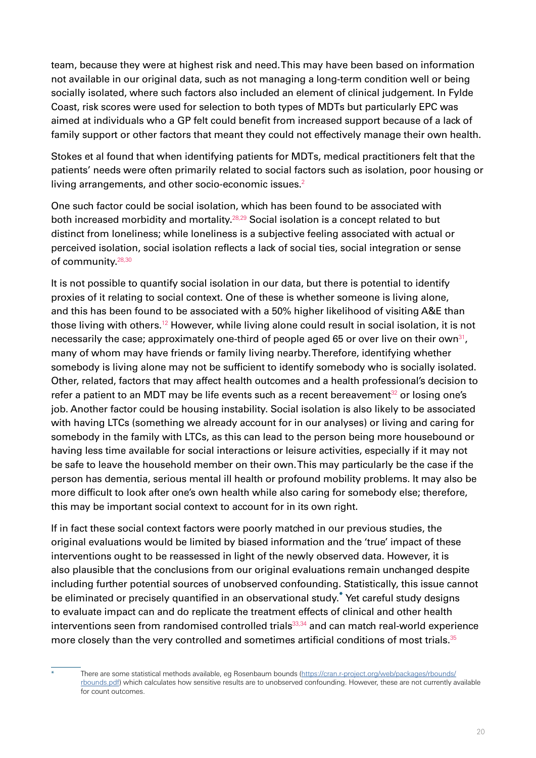team, because they were at highest risk and need. This may have been based on information not available in our original data, such as not managing a long-term condition well or being socially isolated, where such factors also included an element of clinical judgement. In Fylde Coast, risk scores were used for selection to both types of MDTs but particularly EPC was aimed at individuals who a GP felt could benefit from increased support because of a lack of family support or other factors that meant they could not effectively manage their own health.

Stokes et al found that when identifying patients for MDTs, medical practitioners felt that the patients' needs were often primarily related to social factors such as isolation, poor housing or living arrangements, and other socio-economic issues.[2]

One such factor could be social isolation, which has been found to be associated with both increased morbidity and mortality.[28,29] Social isolation is a concept related to but distinct from loneliness; while loneliness is a subjective feeling associated with actual or perceived isolation, social isolation reflects a lack of social ties, social integration or sense of community.[28,30]

It is not possible to quantify social isolation in our data, but there is potential to identify proxies of it relating to social context. One of these is whether someone is living alone, and this has been found to be associated with a 50% higher likelihood of visiting A&E than those living with others.[12] However, while living alone could result in social isolation, it is not necessarily the case; approximately one-third of people aged 65 or over live on their own[31], many of whom may have friends or family living nearby. Therefore, identifying whether somebody is living alone may not be sufficient to identify somebody who is socially isolated. Other, related, factors that may affect health outcomes and a health professional's decision to refer a patient to an MDT may be life events such as a recent bereavement[32] or losing one's job. Another factor could be housing instability. Social isolation is also likely to be associated with having LTCs (something we already account for in our analyses) or living and caring for somebody in the family with LTCs, as this can lead to the person being more housebound or having less time available for social interactions or leisure activities, especially if it may not be safe to leave the household member on their own. This may particularly be the case if the person has dementia, serious mental ill health or profound mobility problems. It may also be more difficult to look after one's own health while also caring for somebody else; therefore, this may be important social context to account for in its own right.

If in fact these social context factors were poorly matched in our previous studies, the original evaluations would be limited by biased information and the 'true' impact of these interventions ought to be reassessed in light of the newly observed data. However, it is also plausible that the conclusions from our original evaluations remain unchanged despite including further potential sources of unobserved confounding. Statistically, this issue cannot be eliminated or precisely quantified in an observational study.[*] Yet careful study designs to evaluate impact can and do replicate the treatment effects of clinical and other health interventions seen from randomised controlled trials[33,34] and can match real-world experience more closely than the very controlled and sometimes artificial conditions of most trials.[35]

---

\* There are some statistical methods available, eg Rosenbaum bounds (https://cran.r-project.org/web/packages/rbounds/rbounds.pdf) which calculates how sensitive results are to unobserved confounding. However, these are not currently available for count outcomes.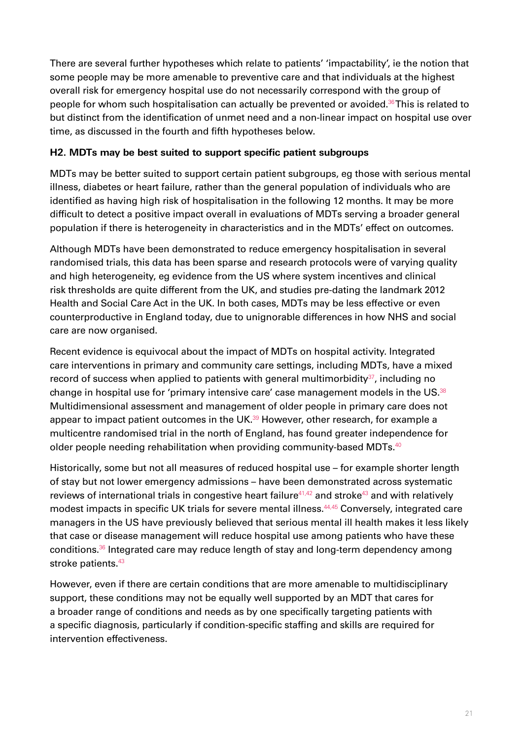There are several further hypotheses which relate to patients' 'impactability', ie the notion that some people may be more amenable to preventive care and that individuals at the highest overall risk for emergency hospital use do not necessarily correspond with the group of people for whom such hospitalisation can actually be prevented or avoided.[36] This is related to but distinct from the identification of unmet need and a non-linear impact on hospital use over time, as discussed in the fourth and fifth hypotheses below.

**H2. MDTs may be best suited to support specific patient subgroups**

MDTs may be better suited to support certain patient subgroups, eg those with serious mental illness, diabetes or heart failure, rather than the general population of individuals who are identified as having high risk of hospitalisation in the following 12 months. It may be more difficult to detect a positive impact overall in evaluations of MDTs serving a broader general population if there is heterogeneity in characteristics and in the MDTs' effect on outcomes.

Although MDTs have been demonstrated to reduce emergency hospitalisation in several randomised trials, this data has been sparse and research protocols were of varying quality and high heterogeneity, eg evidence from the US where system incentives and clinical risk thresholds are quite different from the UK, and studies pre-dating the landmark 2012 Health and Social Care Act in the UK. In both cases, MDTs may be less effective or even counterproductive in England today, due to unignorable differences in how NHS and social care are now organised.

Recent evidence is equivocal about the impact of MDTs on hospital activity. Integrated care interventions in primary and community care settings, including MDTs, have a mixed record of success when applied to patients with general multimorbidity[37], including no change in hospital use for 'primary intensive care' case management models in the US.[38] Multidimensional assessment and management of older people in primary care does not appear to impact patient outcomes in the UK.[39] However, other research, for example a multicentre randomised trial in the north of England, has found greater independence for older people needing rehabilitation when providing community-based MDTs.[40]

Historically, some but not all measures of reduced hospital use – for example shorter length of stay but not lower emergency admissions – have been demonstrated across systematic reviews of international trials in congestive heart failure[41,42] and stroke[43] and with relatively modest impacts in specific UK trials for severe mental illness.[44,45] Conversely, integrated care managers in the US have previously believed that serious mental ill health makes it less likely that case or disease management will reduce hospital use among patients who have these conditions.[36] Integrated care may reduce length of stay and long-term dependency among stroke patients.[43]

However, even if there are certain conditions that are more amenable to multidisciplinary support, these conditions may not be equally well supported by an MDT that cares for a broader range of conditions and needs as by one specifically targeting patients with a specific diagnosis, particularly if condition-specific staffing and skills are required for intervention effectiveness.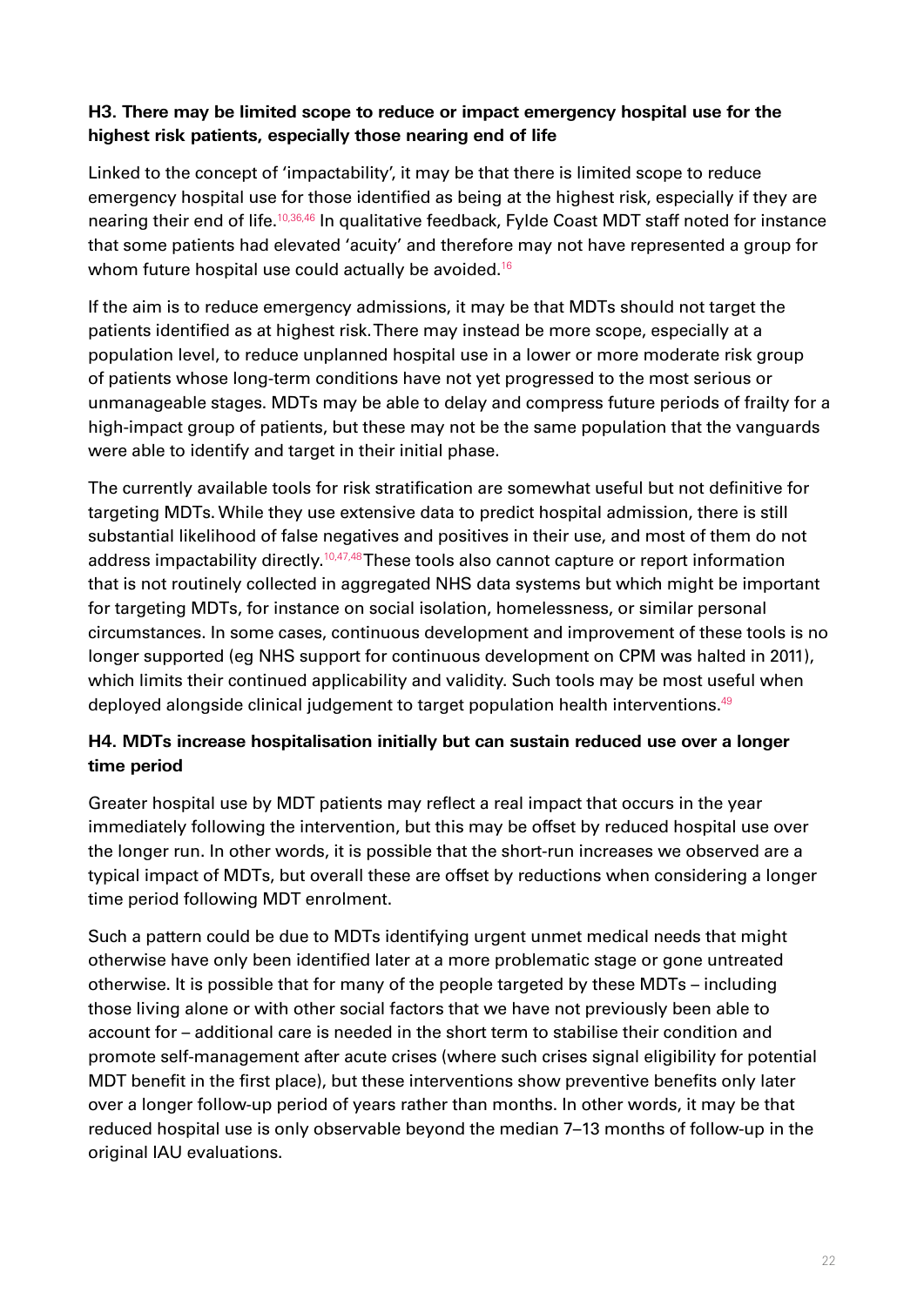**H3. There may be limited scope to reduce or impact emergency hospital use for the highest risk patients, especially those nearing end of life**

Linked to the concept of 'impactability', it may be that there is limited scope to reduce emergency hospital use for those identified as being at the highest risk, especially if they are nearing their end of life.[10,36,46] In qualitative feedback, Fylde Coast MDT staff noted for instance that some patients had elevated 'acuity' and therefore may not have represented a group for whom future hospital use could actually be avoided.[16]

If the aim is to reduce emergency admissions, it may be that MDTs should not target the patients identified as at highest risk. There may instead be more scope, especially at a population level, to reduce unplanned hospital use in a lower or more moderate risk group of patients whose long-term conditions have not yet progressed to the most serious or unmanageable stages. MDTs may be able to delay and compress future periods of frailty for a high-impact group of patients, but these may not be the same population that the vanguards were able to identify and target in their initial phase.

The currently available tools for risk stratification are somewhat useful but not definitive for targeting MDTs. While they use extensive data to predict hospital admission, there is still substantial likelihood of false negatives and positives in their use, and most of them do not address impactability directly.[10,47,48] These tools also cannot capture or report information that is not routinely collected in aggregated NHS data systems but which might be important for targeting MDTs, for instance on social isolation, homelessness, or similar personal circumstances. In some cases, continuous development and improvement of these tools is no longer supported (eg NHS support for continuous development on CPM was halted in 2011), which limits their continued applicability and validity. Such tools may be most useful when deployed alongside clinical judgement to target population health interventions.[49]

**H4. MDTs increase hospitalisation initially but can sustain reduced use over a longer time period**

Greater hospital use by MDT patients may reflect a real impact that occurs in the year immediately following the intervention, but this may be offset by reduced hospital use over the longer run. In other words, it is possible that the short-run increases we observed are a typical impact of MDTs, but overall these are offset by reductions when considering a longer time period following MDT enrolment.

Such a pattern could be due to MDTs identifying urgent unmet medical needs that might otherwise have only been identified later at a more problematic stage or gone untreated otherwise. It is possible that for many of the people targeted by these MDTs – including those living alone or with other social factors that we have not previously been able to account for – additional care is needed in the short term to stabilise their condition and promote self-management after acute crises (where such crises signal eligibility for potential MDT benefit in the first place), but these interventions show preventive benefits only later over a longer follow-up period of years rather than months. In other words, it may be that reduced hospital use is only observable beyond the median 7–13 months of follow-up in the original IAU evaluations.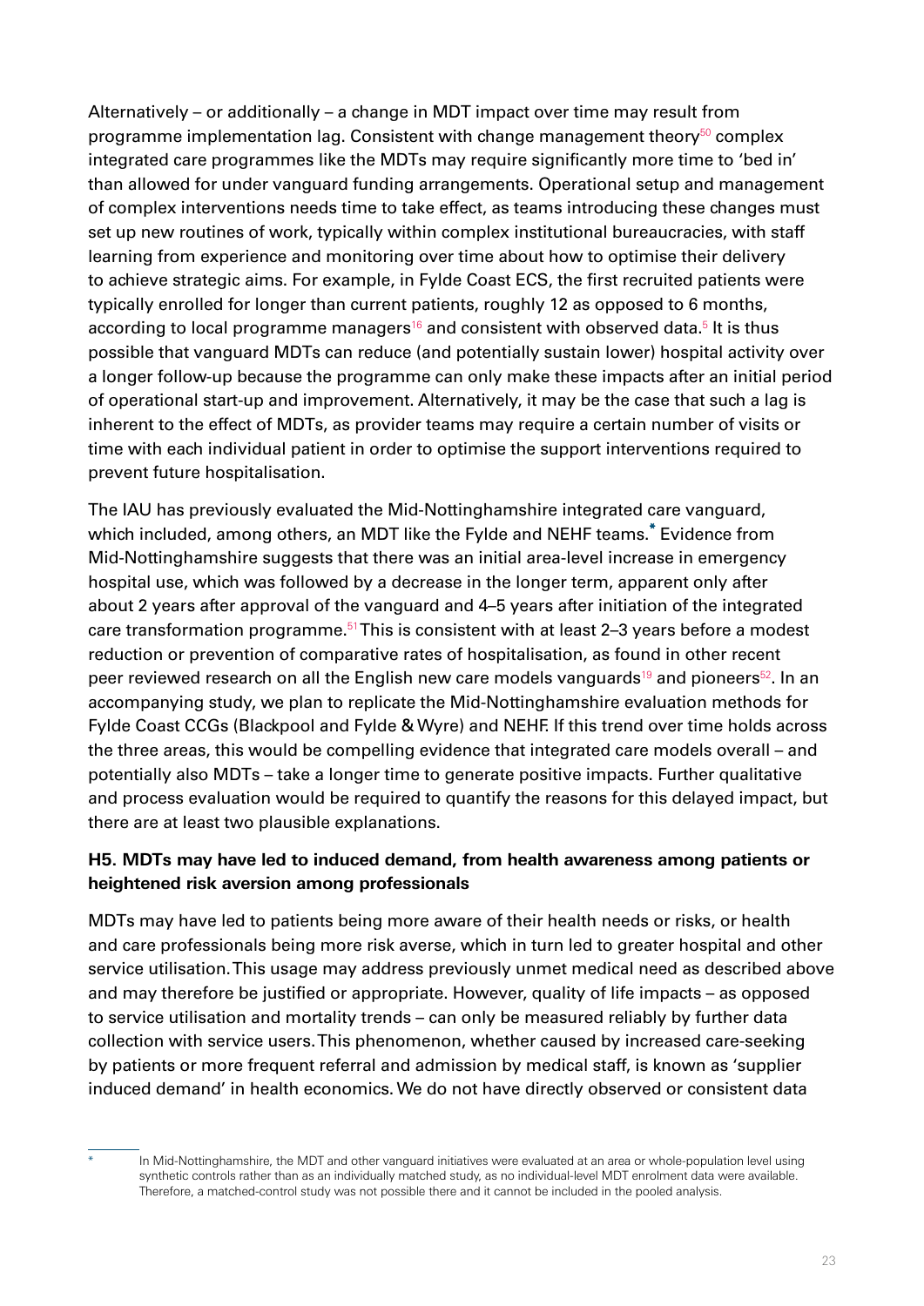Alternatively – or additionally – a change in MDT impact over time may result from programme implementation lag. Consistent with change management theory[50] complex integrated care programmes like the MDTs may require significantly more time to 'bed in' than allowed for under vanguard funding arrangements. Operational setup and management of complex interventions needs time to take effect, as teams introducing these changes must set up new routines of work, typically within complex institutional bureaucracies, with staff learning from experience and monitoring over time about how to optimise their delivery to achieve strategic aims. For example, in Fylde Coast ECS, the first recruited patients were typically enrolled for longer than current patients, roughly 12 as opposed to 6 months, according to local programme managers[16] and consistent with observed data.[5] It is thus possible that vanguard MDTs can reduce (and potentially sustain lower) hospital activity over a longer follow-up because the programme can only make these impacts after an initial period of operational start-up and improvement. Alternatively, it may be the case that such a lag is inherent to the effect of MDTs, as provider teams may require a certain number of visits or time with each individual patient in order to optimise the support interventions required to prevent future hospitalisation.

The IAU has previously evaluated the Mid-Nottinghamshire integrated care vanguard, which included, among others, an MDT like the Fylde and NEHF teams.* Evidence from Mid-Nottinghamshire suggests that there was an initial area-level increase in emergency hospital use, which was followed by a decrease in the longer term, apparent only after about 2 years after approval of the vanguard and 4–5 years after initiation of the integrated care transformation programme.[51] This is consistent with at least 2–3 years before a modest reduction or prevention of comparative rates of hospitalisation, as found in other recent peer reviewed research on all the English new care models vanguards[19] and pioneers[52]. In an accompanying study, we plan to replicate the Mid-Nottinghamshire evaluation methods for Fylde Coast CCGs (Blackpool and Fylde & Wyre) and NEHF. If this trend over time holds across the three areas, this would be compelling evidence that integrated care models overall – and potentially also MDTs – take a longer time to generate positive impacts. Further qualitative and process evaluation would be required to quantify the reasons for this delayed impact, but there are at least two plausible explanations.

**H5. MDTs may have led to induced demand, from health awareness among patients or heightened risk aversion among professionals**

MDTs may have led to patients being more aware of their health needs or risks, or health and care professionals being more risk averse, which in turn led to greater hospital and other service utilisation. This usage may address previously unmet medical need as described above and may therefore be justified or appropriate. However, quality of life impacts – as opposed to service utilisation and mortality trends – can only be measured reliably by further data collection with service users. This phenomenon, whether caused by increased care-seeking by patients or more frequent referral and admission by medical staff, is known as 'supplier induced demand' in health economics. We do not have directly observed or consistent data

\* In Mid-Nottinghamshire, the MDT and other vanguard initiatives were evaluated at an area or whole-population level using synthetic controls rather than as an individually matched study, as no individual-level MDT enrolment data were available. Therefore, a matched-control study was not possible there and it cannot be included in the pooled analysis.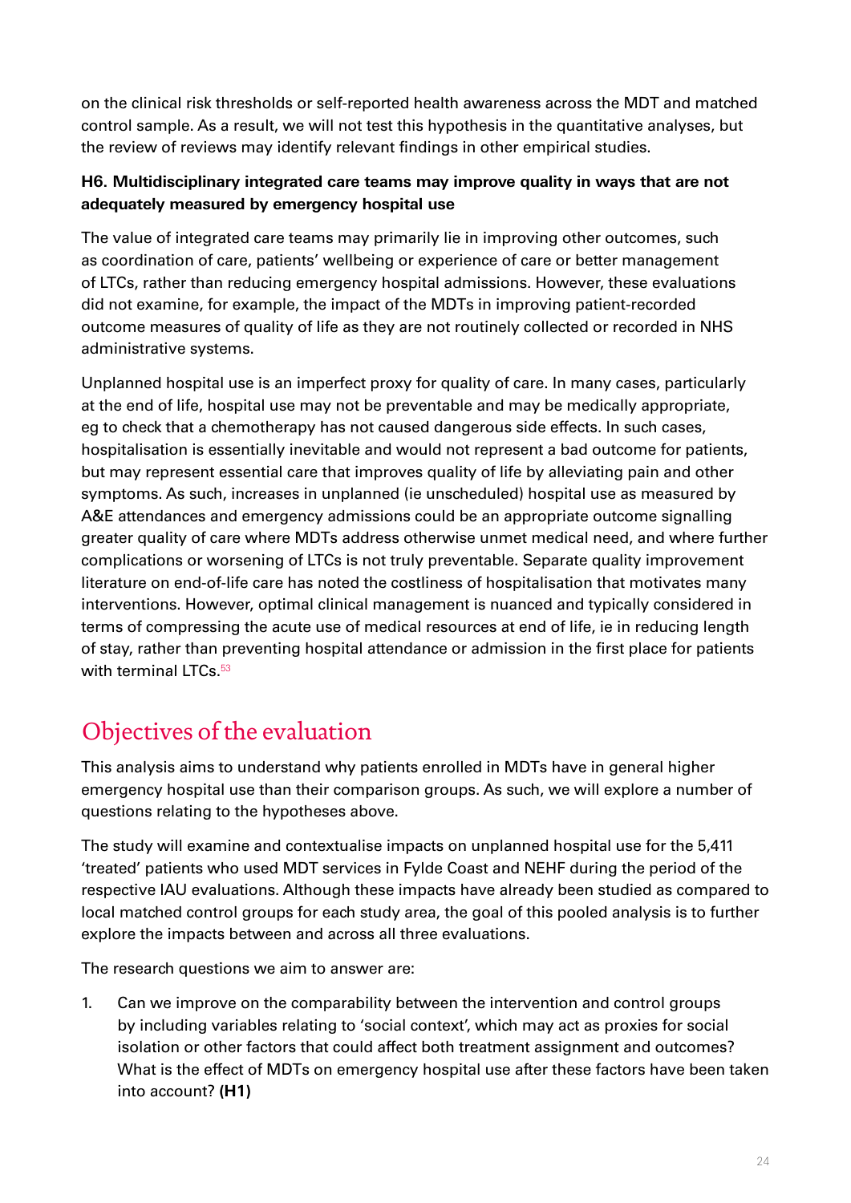on the clinical risk thresholds or self-reported health awareness across the MDT and matched control sample. As a result, we will not test this hypothesis in the quantitative analyses, but the review of reviews may identify relevant findings in other empirical studies.

**H6. Multidisciplinary integrated care teams may improve quality in ways that are not adequately measured by emergency hospital use**

The value of integrated care teams may primarily lie in improving other outcomes, such as coordination of care, patients' wellbeing or experience of care or better management of LTCs, rather than reducing emergency hospital admissions. However, these evaluations did not examine, for example, the impact of the MDTs in improving patient-recorded outcome measures of quality of life as they are not routinely collected or recorded in NHS administrative systems.

Unplanned hospital use is an imperfect proxy for quality of care. In many cases, particularly at the end of life, hospital use may not be preventable and may be medically appropriate, eg to check that a chemotherapy has not caused dangerous side effects. In such cases, hospitalisation is essentially inevitable and would not represent a bad outcome for patients, but may represent essential care that improves quality of life by alleviating pain and other symptoms. As such, increases in unplanned (ie unscheduled) hospital use as measured by A&E attendances and emergency admissions could be an appropriate outcome signalling greater quality of care where MDTs address otherwise unmet medical need, and where further complications or worsening of LTCs is not truly preventable. Separate quality improvement literature on end-of-life care has noted the costliness of hospitalisation that motivates many interventions. However, optimal clinical management is nuanced and typically considered in terms of compressing the acute use of medical resources at end of life, ie in reducing length of stay, rather than preventing hospital attendance or admission in the first place for patients with terminal LTCs.[53]

## Objectives of the evaluation

This analysis aims to understand why patients enrolled in MDTs have in general higher emergency hospital use than their comparison groups. As such, we will explore a number of questions relating to the hypotheses above.

The study will examine and contextualise impacts on unplanned hospital use for the 5,411 'treated' patients who used MDT services in Fylde Coast and NEHF during the period of the respective IAU evaluations. Although these impacts have already been studied as compared to local matched control groups for each study area, the goal of this pooled analysis is to further explore the impacts between and across all three evaluations.

The research questions we aim to answer are:

1. Can we improve on the comparability between the intervention and control groups by including variables relating to 'social context', which may act as proxies for social isolation or other factors that could affect both treatment assignment and outcomes? What is the effect of MDTs on emergency hospital use after these factors have been taken into account? **(H1)**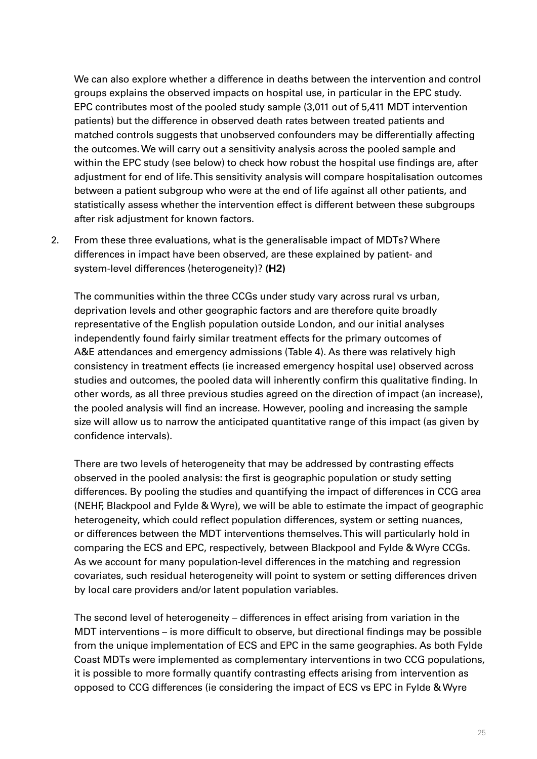We can also explore whether a difference in deaths between the intervention and control groups explains the observed impacts on hospital use, in particular in the EPC study. EPC contributes most of the pooled study sample (3,011 out of 5,411 MDT intervention patients) but the difference in observed death rates between treated patients and matched controls suggests that unobserved confounders may be differentially affecting the outcomes. We will carry out a sensitivity analysis across the pooled sample and within the EPC study (see below) to check how robust the hospital use findings are, after adjustment for end of life. This sensitivity analysis will compare hospitalisation outcomes between a patient subgroup who were at the end of life against all other patients, and statistically assess whether the intervention effect is different between these subgroups after risk adjustment for known factors.

2. From these three evaluations, what is the generalisable impact of MDTs? Where differences in impact have been observed, are these explained by patient- and system-level differences (heterogeneity)? **(H2)**

   The communities within the three CCGs under study vary across rural vs urban, deprivation levels and other geographic factors and are therefore quite broadly representative of the English population outside London, and our initial analyses independently found fairly similar treatment effects for the primary outcomes of A&E attendances and emergency admissions (Table 4). As there was relatively high consistency in treatment effects (ie increased emergency hospital use) observed across studies and outcomes, the pooled data will inherently confirm this qualitative finding. In other words, as all three previous studies agreed on the direction of impact (an increase), the pooled analysis will find an increase. However, pooling and increasing the sample size will allow us to narrow the anticipated quantitative range of this impact (as given by confidence intervals).

   There are two levels of heterogeneity that may be addressed by contrasting effects observed in the pooled analysis: the first is geographic population or study setting differences. By pooling the studies and quantifying the impact of differences in CCG area (NEHF, Blackpool and Fylde & Wyre), we will be able to estimate the impact of geographic heterogeneity, which could reflect population differences, system or setting nuances, or differences between the MDT interventions themselves. This will particularly hold in comparing the ECS and EPC, respectively, between Blackpool and Fylde & Wyre CCGs. As we account for many population-level differences in the matching and regression covariates, such residual heterogeneity will point to system or setting differences driven by local care providers and/or latent population variables.

   The second level of heterogeneity – differences in effect arising from variation in the MDT interventions – is more difficult to observe, but directional findings may be possible from the unique implementation of ECS and EPC in the same geographies. As both Fylde Coast MDTs were implemented as complementary interventions in two CCG populations, it is possible to more formally quantify contrasting effects arising from intervention as opposed to CCG differences (ie considering the impact of ECS vs EPC in Fylde & Wyre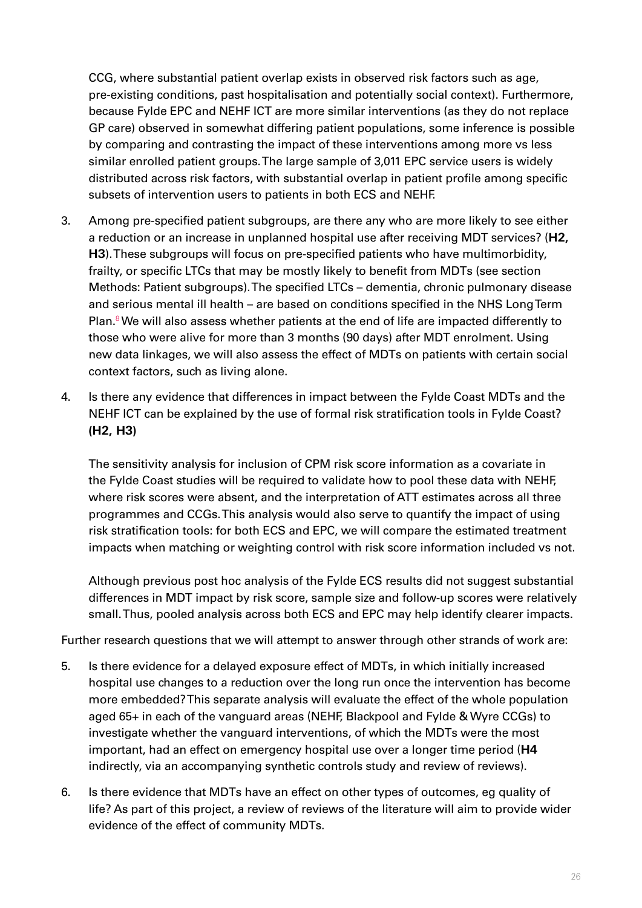CCG, where substantial patient overlap exists in observed risk factors such as age, pre-existing conditions, past hospitalisation and potentially social context). Furthermore, because Fylde EPC and NEHF ICT are more similar interventions (as they do not replace GP care) observed in somewhat differing patient populations, some inference is possible by comparing and contrasting the impact of these interventions among more vs less similar enrolled patient groups. The large sample of 3,011 EPC service users is widely distributed across risk factors, with substantial overlap in patient profile among specific subsets of intervention users to patients in both ECS and NEHF.

3. Among pre-specified patient subgroups, are there any who are more likely to see either a reduction or an increase in unplanned hospital use after receiving MDT services? (**H2, H3**). These subgroups will focus on pre-specified patients who have multimorbidity, frailty, or specific LTCs that may be mostly likely to benefit from MDTs (see section Methods: Patient subgroups). The specified LTCs – dementia, chronic pulmonary disease and serious mental ill health – are based on conditions specified in the NHS Long Term Plan.[8] We will also assess whether patients at the end of life are impacted differently to those who were alive for more than 3 months (90 days) after MDT enrolment. Using new data linkages, we will also assess the effect of MDTs on patients with certain social context factors, such as living alone.

4. Is there any evidence that differences in impact between the Fylde Coast MDTs and the NEHF ICT can be explained by the use of formal risk stratification tools in Fylde Coast? **(H2, H3)**

   The sensitivity analysis for inclusion of CPM risk score information as a covariate in the Fylde Coast studies will be required to validate how to pool these data with NEHF, where risk scores were absent, and the interpretation of ATT estimates across all three programmes and CCGs. This analysis would also serve to quantify the impact of using risk stratification tools: for both ECS and EPC, we will compare the estimated treatment impacts when matching or weighting control with risk score information included vs not.

   Although previous post hoc analysis of the Fylde ECS results did not suggest substantial differences in MDT impact by risk score, sample size and follow-up scores were relatively small. Thus, pooled analysis across both ECS and EPC may help identify clearer impacts.

Further research questions that we will attempt to answer through other strands of work are:

5. Is there evidence for a delayed exposure effect of MDTs, in which initially increased hospital use changes to a reduction over the long run once the intervention has become more embedded? This separate analysis will evaluate the effect of the whole population aged 65+ in each of the vanguard areas (NEHF, Blackpool and Fylde & Wyre CCGs) to investigate whether the vanguard interventions, of which the MDTs were the most important, had an effect on emergency hospital use over a longer time period (**H4** indirectly, via an accompanying synthetic controls study and review of reviews).

6. Is there evidence that MDTs have an effect on other types of outcomes, eg quality of life? As part of this project, a review of reviews of the literature will aim to provide wider evidence of the effect of community MDTs.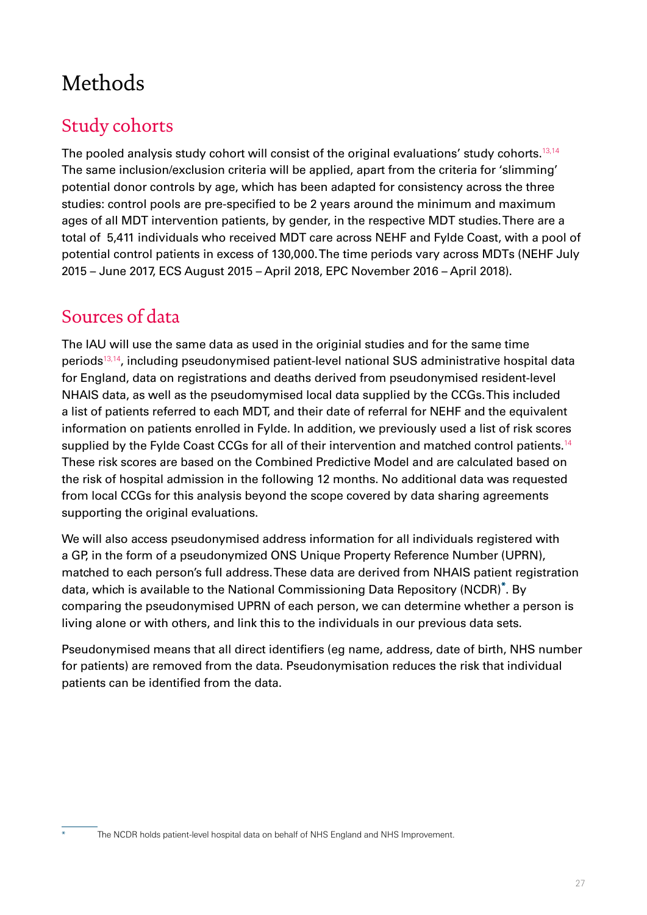# Methods

## Study cohorts

The pooled analysis study cohort will consist of the original evaluations' study cohorts.[13,14] The same inclusion/exclusion criteria will be applied, apart from the criteria for 'slimming' potential donor controls by age, which has been adapted for consistency across the three studies: control pools are pre-specified to be 2 years around the minimum and maximum ages of all MDT intervention patients, by gender, in the respective MDT studies. There are a total of  5,411 individuals who received MDT care across NEHF and Fylde Coast, with a pool of potential control patients in excess of 130,000. The time periods vary across MDTs (NEHF July 2015 – June 2017, ECS August 2015 – April 2018, EPC November 2016 – April 2018).

## Sources of data

The IAU will use the same data as used in the originial studies and for the same time periods[13,14], including pseudonymised patient-level national SUS administrative hospital data for England, data on registrations and deaths derived from pseudonymised resident-level NHAIS data, as well as the pseudomymised local data supplied by the CCGs. This included a list of patients referred to each MDT, and their date of referral for NEHF and the equivalent information on patients enrolled in Fylde. In addition, we previously used a list of risk scores supplied by the Fylde Coast CCGs for all of their intervention and matched control patients.[14] These risk scores are based on the Combined Predictive Model and are calculated based on the risk of hospital admission in the following 12 months. No additional data was requested from local CCGs for this analysis beyond the scope covered by data sharing agreements supporting the original evaluations.

We will also access pseudonymised address information for all individuals registered with a GP, in the form of a pseudonymized ONS Unique Property Reference Number (UPRN), matched to each person's full address. These data are derived from NHAIS patient registration data, which is available to the National Commissioning Data Repository (NCDR)*. By comparing the pseudonymised UPRN of each person, we can determine whether a person is living alone or with others, and link this to the individuals in our previous data sets.

Pseudonymised means that all direct identifiers (eg name, address, date of birth, NHS number for patients) are removed from the data. Pseudonymisation reduces the risk that individual patients can be identified from the data.

* The NCDR holds patient-level hospital data on behalf of NHS England and NHS Improvement.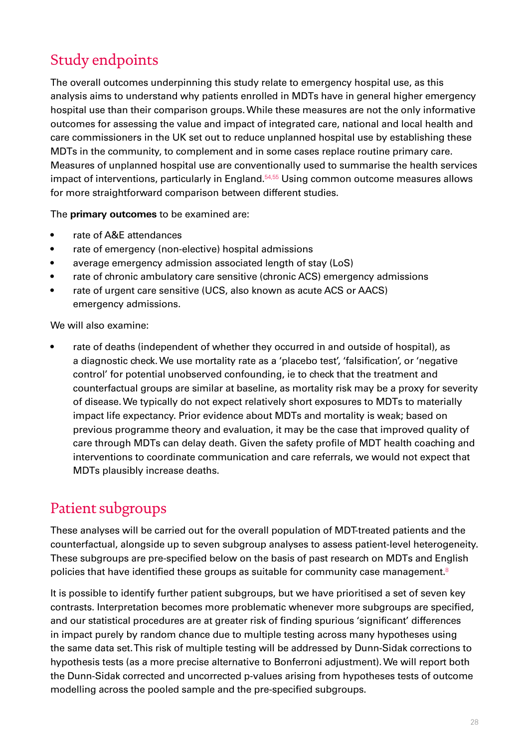## Study endpoints

The overall outcomes underpinning this study relate to emergency hospital use, as this analysis aims to understand why patients enrolled in MDTs have in general higher emergency hospital use than their comparison groups. While these measures are not the only informative outcomes for assessing the value and impact of integrated care, national and local health and care commissioners in the UK set out to reduce unplanned hospital use by establishing these MDTs in the community, to complement and in some cases replace routine primary care. Measures of unplanned hospital use are conventionally used to summarise the health services impact of interventions, particularly in England.[54,55] Using common outcome measures allows for more straightforward comparison between different studies.

The **primary outcomes** to be examined are:

- rate of A&E attendances
- rate of emergency (non-elective) hospital admissions
- average emergency admission associated length of stay (LoS)
- rate of chronic ambulatory care sensitive (chronic ACS) emergency admissions
- rate of urgent care sensitive (UCS, also known as acute ACS or AACS) emergency admissions.

We will also examine:

- rate of deaths (independent of whether they occurred in and outside of hospital), as a diagnostic check. We use mortality rate as a 'placebo test', 'falsification', or 'negative control' for potential unobserved confounding, ie to check that the treatment and counterfactual groups are similar at baseline, as mortality risk may be a proxy for severity of disease. We typically do not expect relatively short exposures to MDTs to materially impact life expectancy. Prior evidence about MDTs and mortality is weak; based on previous programme theory and evaluation, it may be the case that improved quality of care through MDTs can delay death. Given the safety profile of MDT health coaching and interventions to coordinate communication and care referrals, we would not expect that MDTs plausibly increase deaths.

## Patient subgroups

These analyses will be carried out for the overall population of MDT-treated patients and the counterfactual, alongside up to seven subgroup analyses to assess patient-level heterogeneity. These subgroups are pre-specified below on the basis of past research on MDTs and English policies that have identified these groups as suitable for community case management.[8]

It is possible to identify further patient subgroups, but we have prioritised a set of seven key contrasts. Interpretation becomes more problematic whenever more subgroups are specified, and our statistical procedures are at greater risk of finding spurious 'significant' differences in impact purely by random chance due to multiple testing across many hypotheses using the same data set. This risk of multiple testing will be addressed by Dunn-Sidak corrections to hypothesis tests (as a more precise alternative to Bonferroni adjustment). We will report both the Dunn-Sidak corrected and uncorrected p-values arising from hypotheses tests of outcome modelling across the pooled sample and the pre-specified subgroups.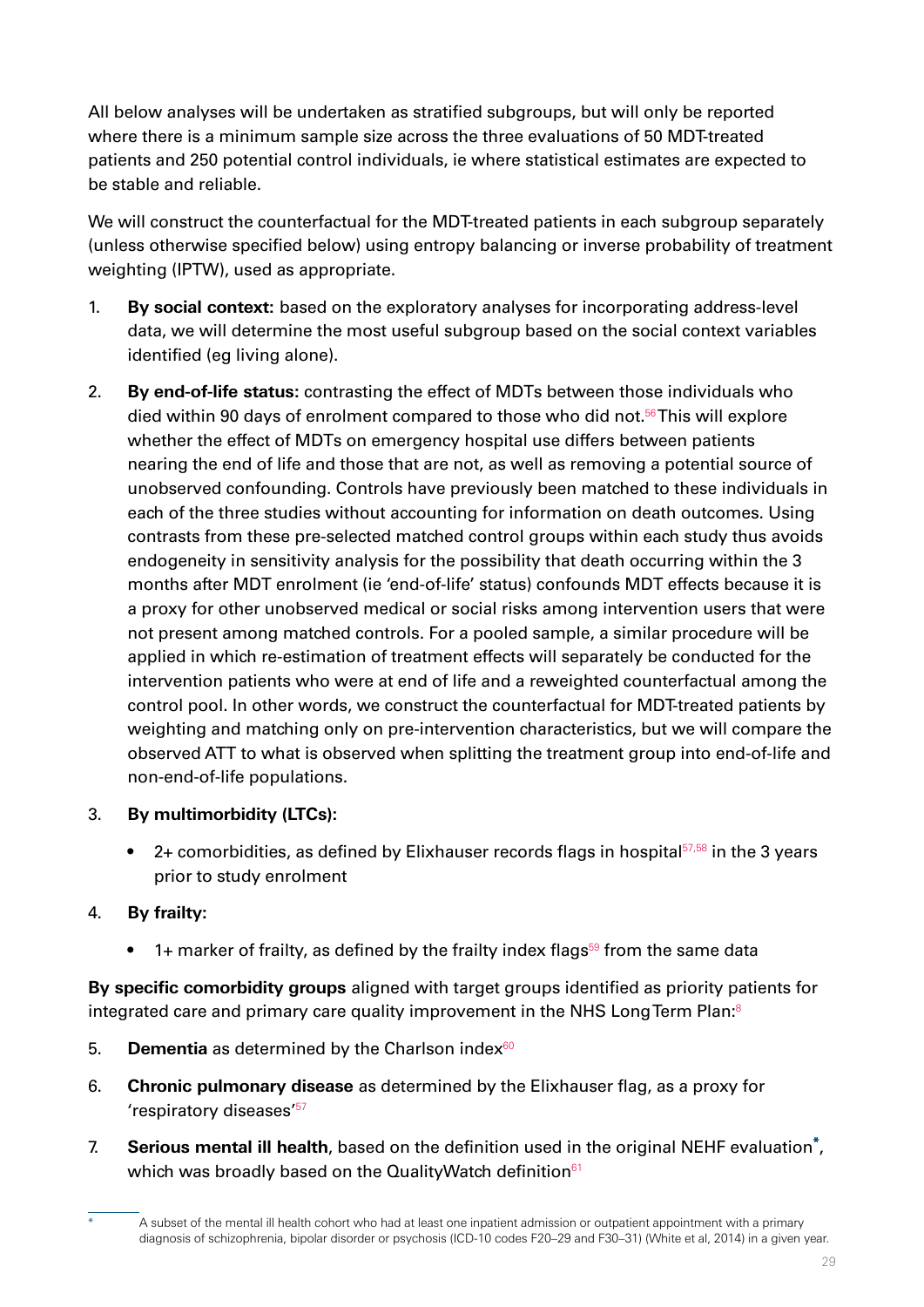All below analyses will be undertaken as stratified subgroups, but will only be reported where there is a minimum sample size across the three evaluations of 50 MDT-treated patients and 250 potential control individuals, ie where statistical estimates are expected to be stable and reliable.

We will construct the counterfactual for the MDT-treated patients in each subgroup separately (unless otherwise specified below) using entropy balancing or inverse probability of treatment weighting (IPTW), used as appropriate.

1. **By social context:** based on the exploratory analyses for incorporating address-level data, we will determine the most useful subgroup based on the social context variables identified (eg living alone).
2. **By end-of-life status:** contrasting the effect of MDTs between those individuals who died within 90 days of enrolment compared to those who did not.[56] This will explore whether the effect of MDTs on emergency hospital use differs between patients nearing the end of life and those that are not, as well as removing a potential source of unobserved confounding. Controls have previously been matched to these individuals in each of the three studies without accounting for information on death outcomes. Using contrasts from these pre-selected matched control groups within each study thus avoids endogeneity in sensitivity analysis for the possibility that death occurring within the 3 months after MDT enrolment (ie 'end-of-life' status) confounds MDT effects because it is a proxy for other unobserved medical or social risks among intervention users that were not present among matched controls. For a pooled sample, a similar procedure will be applied in which re-estimation of treatment effects will separately be conducted for the intervention patients who were at end of life and a reweighted counterfactual among the control pool. In other words, we construct the counterfactual for MDT-treated patients by weighting and matching only on pre-intervention characteristics, but we will compare the observed ATT to what is observed when splitting the treatment group into end-of-life and non-end-of-life populations.
3. **By multimorbidity (LTCs):**
   - 2+ comorbidities, as defined by Elixhauser records flags in hospital[57,58] in the 3 years prior to study enrolment
4. **By frailty:**
   - 1+ marker of frailty, as defined by the frailty index flags[59] from the same data

**By specific comorbidity groups** aligned with target groups identified as priority patients for integrated care and primary care quality improvement in the NHS Long Term Plan:[8]

5. **Dementia** as determined by the Charlson index[60]
6. **Chronic pulmonary disease** as determined by the Elixhauser flag, as a proxy for 'respiratory diseases'[57]
7. **Serious mental ill health**, based on the definition used in the original NEHF evaluation*, which was broadly based on the QualityWatch definition[61]

---

* A subset of the mental ill health cohort who had at least one inpatient admission or outpatient appointment with a primary diagnosis of schizophrenia, bipolar disorder or psychosis (ICD-10 codes F20–29 and F30–31) (White et al, 2014) in a given year.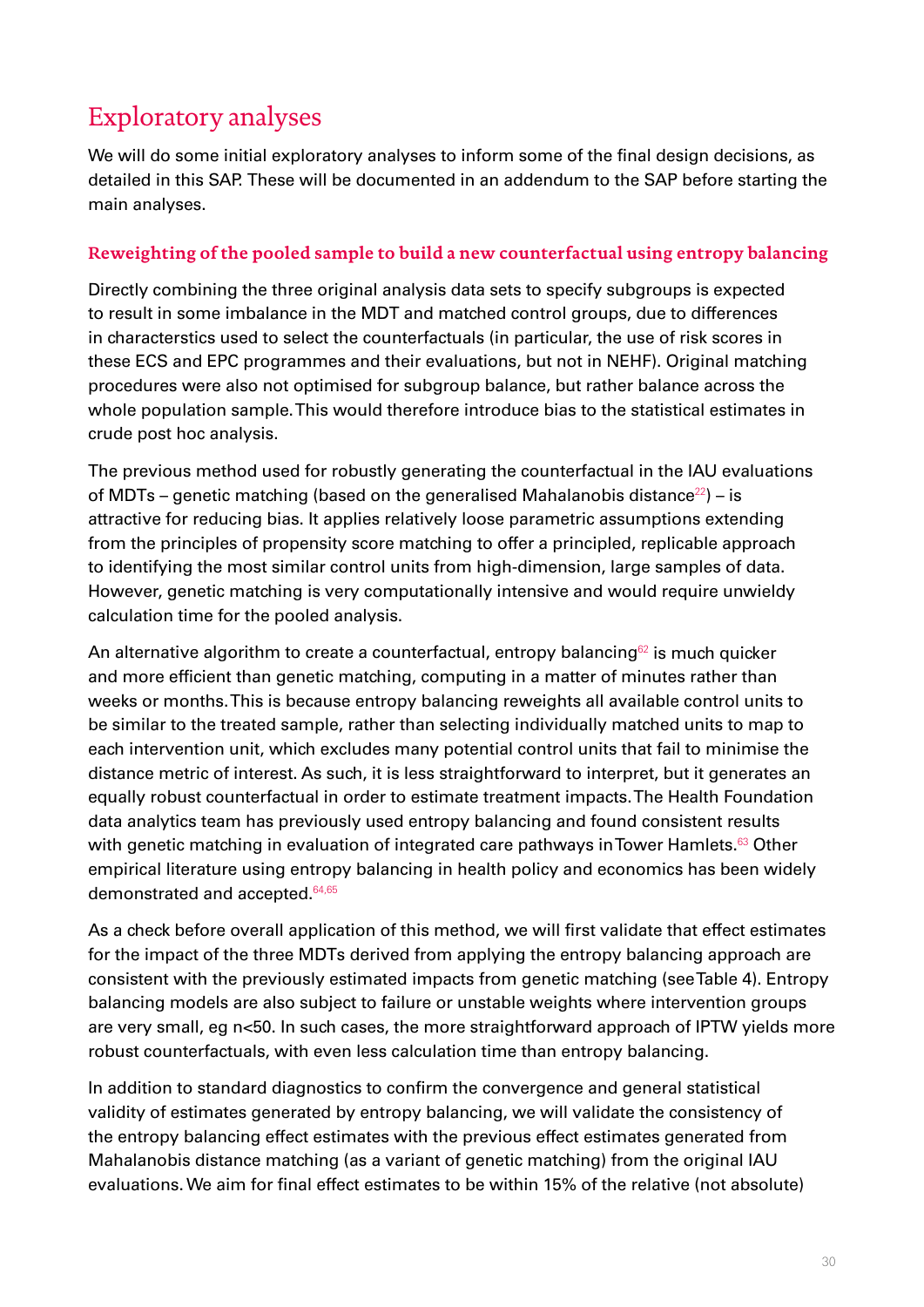## Exploratory analyses

We will do some initial exploratory analyses to inform some of the final design decisions, as detailed in this SAP. These will be documented in an addendum to the SAP before starting the main analyses.

### Reweighting of the pooled sample to build a new counterfactual using entropy balancing

Directly combining the three original analysis data sets to specify subgroups is expected to result in some imbalance in the MDT and matched control groups, due to differences in characterstics used to select the counterfactuals (in particular, the use of risk scores in these ECS and EPC programmes and their evaluations, but not in NEHF). Original matching procedures were also not optimised for subgroup balance, but rather balance across the whole population sample. This would therefore introduce bias to the statistical estimates in crude post hoc analysis.

The previous method used for robustly generating the counterfactual in the IAU evaluations of MDTs – genetic matching (based on the generalised Mahalanobis distance[22]) – is attractive for reducing bias. It applies relatively loose parametric assumptions extending from the principles of propensity score matching to offer a principled, replicable approach to identifying the most similar control units from high-dimension, large samples of data. However, genetic matching is very computationally intensive and would require unwieldy calculation time for the pooled analysis.

An alternative algorithm to create a counterfactual, entropy balancing[62] is much quicker and more efficient than genetic matching, computing in a matter of minutes rather than weeks or months. This is because entropy balancing reweights all available control units to be similar to the treated sample, rather than selecting individually matched units to map to each intervention unit, which excludes many potential control units that fail to minimise the distance metric of interest. As such, it is less straightforward to interpret, but it generates an equally robust counterfactual in order to estimate treatment impacts. The Health Foundation data analytics team has previously used entropy balancing and found consistent results with genetic matching in evaluation of integrated care pathways in Tower Hamlets.[63] Other empirical literature using entropy balancing in health policy and economics has been widely demonstrated and accepted.[64,65]

As a check before overall application of this method, we will first validate that effect estimates for the impact of the three MDTs derived from applying the entropy balancing approach are consistent with the previously estimated impacts from genetic matching (see Table 4). Entropy balancing models are also subject to failure or unstable weights where intervention groups are very small, eg n<50. In such cases, the more straightforward approach of IPTW yields more robust counterfactuals, with even less calculation time than entropy balancing.

In addition to standard diagnostics to confirm the convergence and general statistical validity of estimates generated by entropy balancing, we will validate the consistency of the entropy balancing effect estimates with the previous effect estimates generated from Mahalanobis distance matching (as a variant of genetic matching) from the original IAU evaluations. We aim for final effect estimates to be within 15% of the relative (not absolute)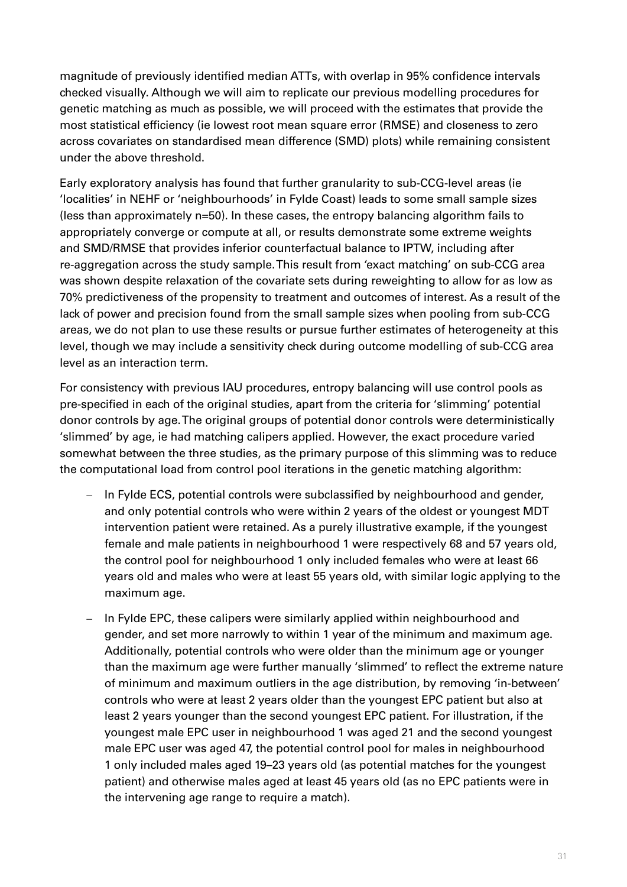magnitude of previously identified median ATTs, with overlap in 95% confidence intervals checked visually. Although we will aim to replicate our previous modelling procedures for genetic matching as much as possible, we will proceed with the estimates that provide the most statistical efficiency (ie lowest root mean square error (RMSE) and closeness to zero across covariates on standardised mean difference (SMD) plots) while remaining consistent under the above threshold.

Early exploratory analysis has found that further granularity to sub-CCG-level areas (ie 'localities' in NEHF or 'neighbourhoods' in Fylde Coast) leads to some small sample sizes (less than approximately n=50). In these cases, the entropy balancing algorithm fails to appropriately converge or compute at all, or results demonstrate some extreme weights and SMD/RMSE that provides inferior counterfactual balance to IPTW, including after re-aggregation across the study sample. This result from 'exact matching' on sub-CCG area was shown despite relaxation of the covariate sets during reweighting to allow for as low as 70% predictiveness of the propensity to treatment and outcomes of interest. As a result of the lack of power and precision found from the small sample sizes when pooling from sub-CCG areas, we do not plan to use these results or pursue further estimates of heterogeneity at this level, though we may include a sensitivity check during outcome modelling of sub-CCG area level as an interaction term.

For consistency with previous IAU procedures, entropy balancing will use control pools as pre-specified in each of the original studies, apart from the criteria for 'slimming' potential donor controls by age. The original groups of potential donor controls were deterministically 'slimmed' by age, ie had matching calipers applied. However, the exact procedure varied somewhat between the three studies, as the primary purpose of this slimming was to reduce the computational load from control pool iterations in the genetic matching algorithm:

- In Fylde ECS, potential controls were subclassified by neighbourhood and gender, and only potential controls who were within 2 years of the oldest or youngest MDT intervention patient were retained. As a purely illustrative example, if the youngest female and male patients in neighbourhood 1 were respectively 68 and 57 years old, the control pool for neighbourhood 1 only included females who were at least 66 years old and males who were at least 55 years old, with similar logic applying to the maximum age.
- In Fylde EPC, these calipers were similarly applied within neighbourhood and gender, and set more narrowly to within 1 year of the minimum and maximum age. Additionally, potential controls who were older than the minimum age or younger than the maximum age were further manually 'slimmed' to reflect the extreme nature of minimum and maximum outliers in the age distribution, by removing 'in-between' controls who were at least 2 years older than the youngest EPC patient but also at least 2 years younger than the second youngest EPC patient. For illustration, if the youngest male EPC user in neighbourhood 1 was aged 21 and the second youngest male EPC user was aged 47, the potential control pool for males in neighbourhood 1 only included males aged 19–23 years old (as potential matches for the youngest patient) and otherwise males aged at least 45 years old (as no EPC patients were in the intervening age range to require a match).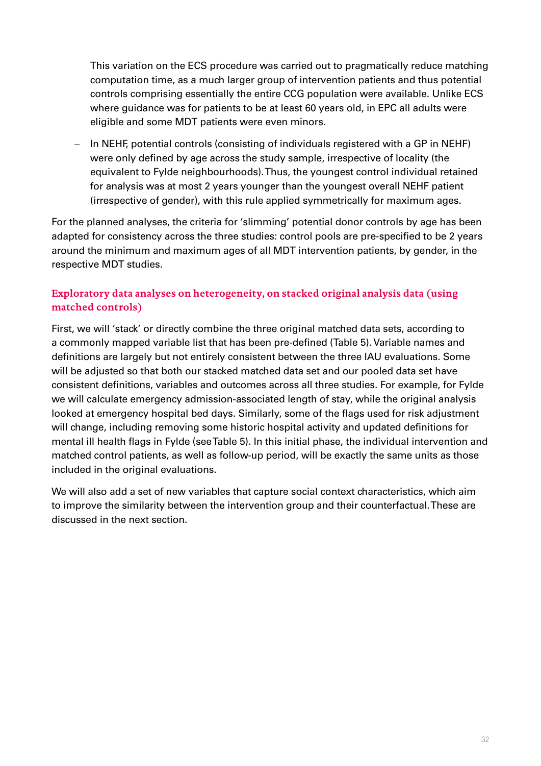This variation on the ECS procedure was carried out to pragmatically reduce matching computation time, as a much larger group of intervention patients and thus potential controls comprising essentially the entire CCG population were available. Unlike ECS where guidance was for patients to be at least 60 years old, in EPC all adults were eligible and some MDT patients were even minors.

– In NEHF, potential controls (consisting of individuals registered with a GP in NEHF) were only defined by age across the study sample, irrespective of locality (the equivalent to Fylde neighbourhoods). Thus, the youngest control individual retained for analysis was at most 2 years younger than the youngest overall NEHF patient (irrespective of gender), with this rule applied symmetrically for maximum ages.

For the planned analyses, the criteria for 'slimming' potential donor controls by age has been adapted for consistency across the three studies: control pools are pre-specified to be 2 years around the minimum and maximum ages of all MDT intervention patients, by gender, in the respective MDT studies.

### Exploratory data analyses on heterogeneity, on stacked original analysis data (using matched controls)

First, we will 'stack' or directly combine the three original matched data sets, according to a commonly mapped variable list that has been pre-defined (Table 5). Variable names and definitions are largely but not entirely consistent between the three IAU evaluations. Some will be adjusted so that both our stacked matched data set and our pooled data set have consistent definitions, variables and outcomes across all three studies. For example, for Fylde we will calculate emergency admission-associated length of stay, while the original analysis looked at emergency hospital bed days. Similarly, some of the flags used for risk adjustment will change, including removing some historic hospital activity and updated definitions for mental ill health flags in Fylde (see Table 5). In this initial phase, the individual intervention and matched control patients, as well as follow-up period, will be exactly the same units as those included in the original evaluations.

We will also add a set of new variables that capture social context characteristics, which aim to improve the similarity between the intervention group and their counterfactual. These are discussed in the next section.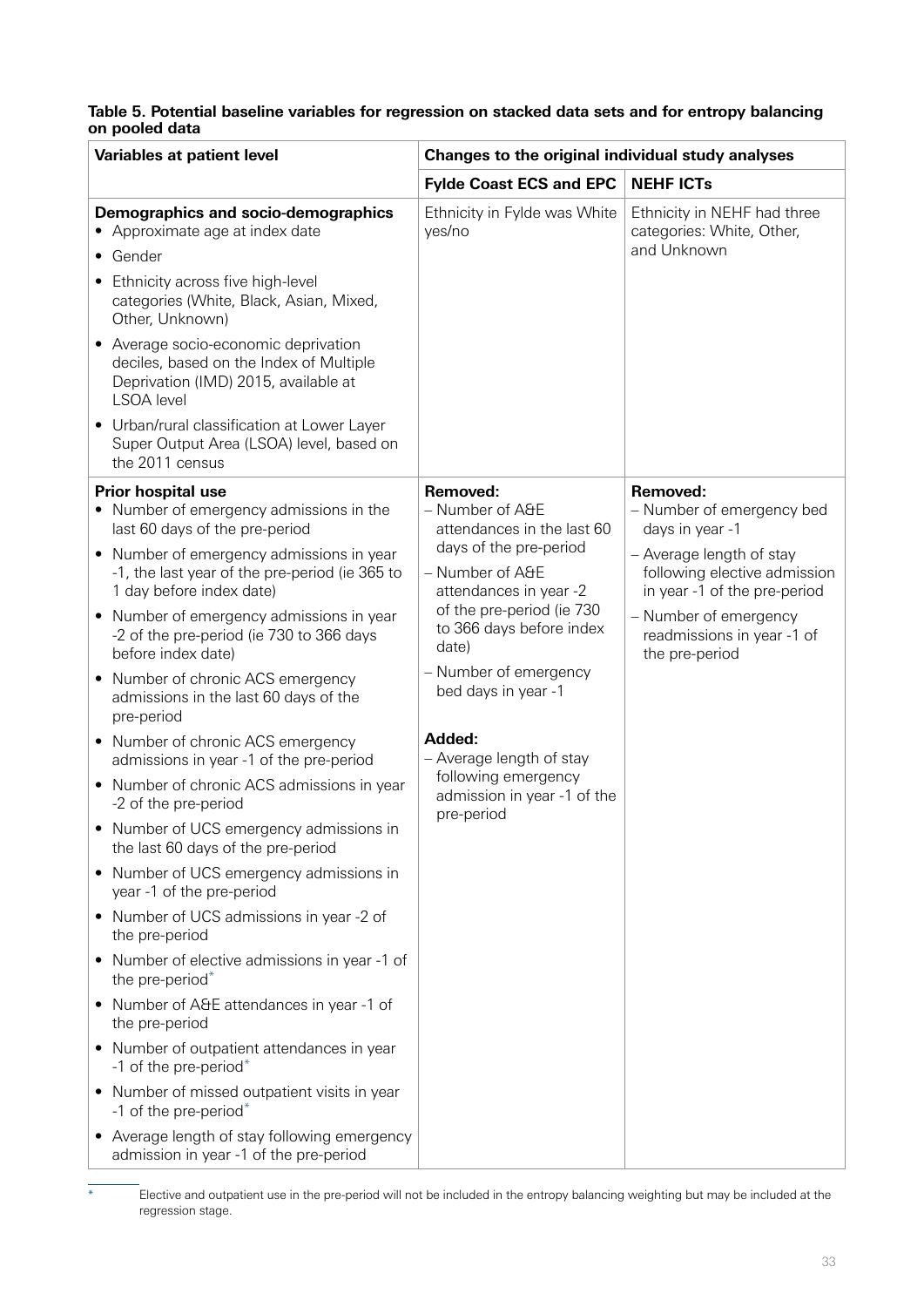**Table 5. Potential baseline variables for regression on stacked data sets and for entropy balancing on pooled data**

| Variables at patient level | Changes to the original individual study analyses | |
|---|---|---|
| | **Fylde Coast ECS and EPC** | **NEHF ICTs** |
| **Demographics and socio-demographics**<br>• Approximate age at index date<br>• Gender<br>• Ethnicity across five high-level categories (White, Black, Asian, Mixed, Other, Unknown)<br>• Average socio-economic deprivation deciles, based on the Index of Multiple Deprivation (IMD) 2015, available at LSOA level<br>• Urban/rural classification at Lower Layer Super Output Area (LSOA) level, based on the 2011 census | Ethnicity in Fylde was White yes/no | Ethnicity in NEHF had three categories: White, Other, and Unknown |
| **Prior hospital use**<br>• Number of emergency admissions in the last 60 days of the pre-period<br>• Number of emergency admissions in year -1, the last year of the pre-period (ie 365 to 1 day before index date)<br>• Number of emergency admissions in year -2 of the pre-period (ie 730 to 366 days before index date)<br>• Number of chronic ACS emergency admissions in the last 60 days of the pre-period<br>• Number of chronic ACS emergency admissions in year -1 of the pre-period<br>• Number of chronic ACS admissions in year -2 of the pre-period<br>• Number of UCS emergency admissions in the last 60 days of the pre-period<br>• Number of UCS emergency admissions in year -1 of the pre-period<br>• Number of UCS admissions in year -2 of the pre-period<br>• Number of elective admissions in year -1 of the pre-period*<br>• Number of A&E attendances in year -1 of the pre-period<br>• Number of outpatient attendances in year -1 of the pre-period*<br>• Number of missed outpatient visits in year -1 of the pre-period*<br>• Average length of stay following emergency admission in year -1 of the pre-period | **Removed:**<br>– Number of A&E attendances in the last 60 days of the pre-period<br>– Number of A&E attendances in year -2 of the pre-period (ie 730 to 366 days before index date)<br>– Number of emergency bed days in year -1<br><br>**Added:**<br>– Average length of stay following emergency admission in year -1 of the pre-period | **Removed:**<br>– Number of emergency bed days in year -1<br>– Average length of stay following elective admission in year -1 of the pre-period<br>– Number of emergency readmissions in year -1 of the pre-period |

\* Elective and outpatient use in the pre-period will not be included in the entropy balancing weighting but may be included at the regression stage.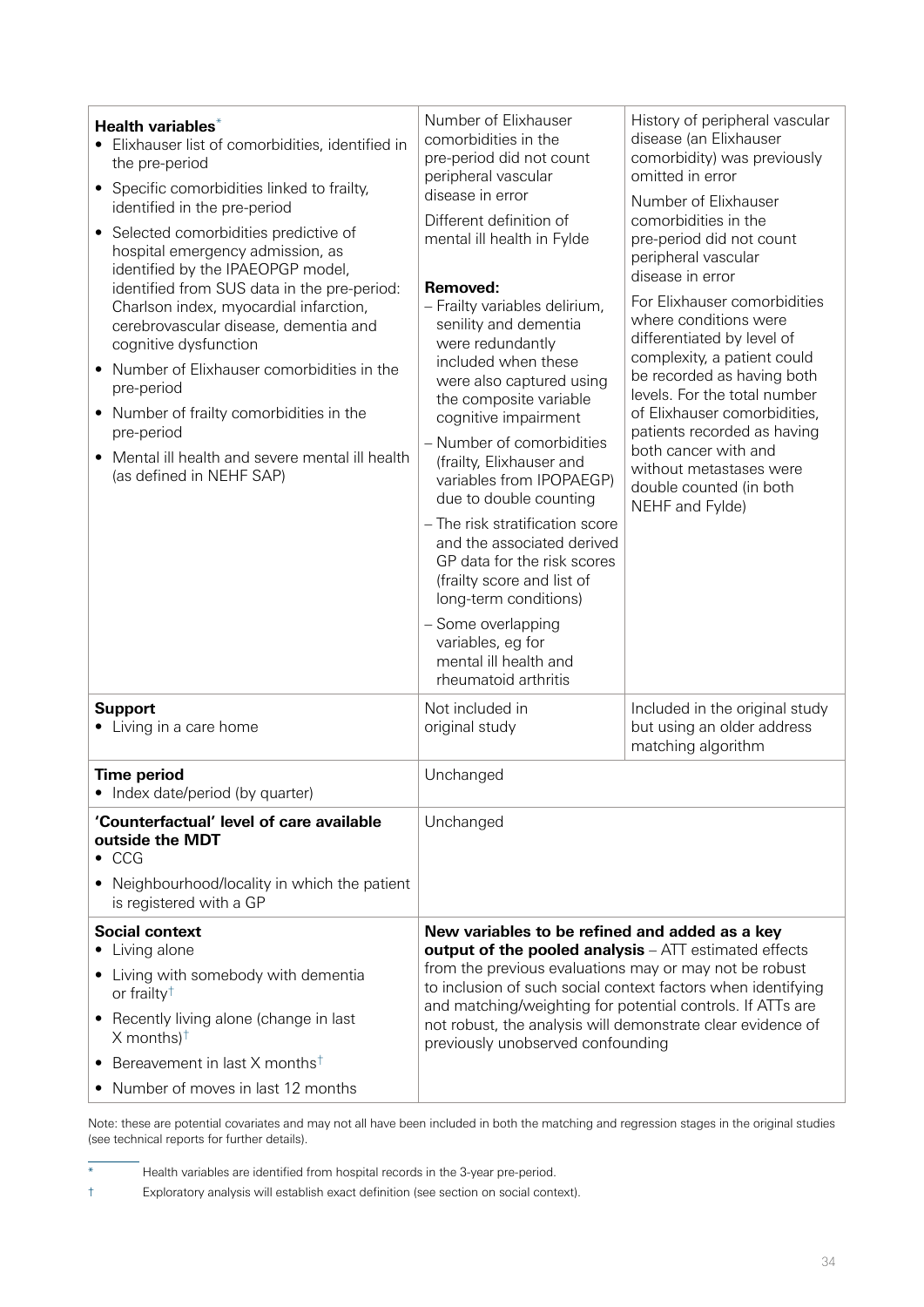| | | |
|---|---|---|
| **Health variables**[*] <br>• Elixhauser list of comorbidities, identified in the pre-period <br>• Specific comorbidities linked to frailty, identified in the pre-period <br>• Selected comorbidities predictive of hospital emergency admission, as identified by the IPAEOPGP model, identified from SUS data in the pre-period: Charlson index, myocardial infarction, cerebrovascular disease, dementia and cognitive dysfunction <br>• Number of Elixhauser comorbidities in the pre-period <br>• Number of frailty comorbidities in the pre-period <br>• Mental ill health and severe mental ill health (as defined in NEHF SAP) | Number of Elixhauser comorbidities in the pre-period did not count peripheral vascular disease in error <br>Different definition of mental ill health in Fylde <br>**Removed:** <br>– Frailty variables delirium, senility and dementia were redundantly included when these were also captured using the composite variable cognitive impairment <br>– Number of comorbidities (frailty, Elixhauser and variables from IPOPAEGP) due to double counting <br>– The risk stratification score and the associated derived GP data for the risk scores (frailty score and list of long-term conditions) <br>– Some overlapping variables, eg for mental ill health and rheumatoid arthritis | History of peripheral vascular disease (an Elixhauser comorbidity) was previously omitted in error <br>Number of Elixhauser comorbidities in the pre-period did not count peripheral vascular disease in error <br>For Elixhauser comorbidities where conditions were differentiated by level of complexity, a patient could be recorded as having both levels. For the total number of Elixhauser comorbidities, patients recorded as having both cancer with and without metastases were double counted (in both NEHF and Fylde) |
| **Support** <br>• Living in a care home | Not included in original study | Included in the original study but using an older address matching algorithm |
| **Time period** <br>• Index date/period (by quarter) | Unchanged | |
| **'Counterfactual' level of care available outside the MDT** <br>• CCG <br>• Neighbourhood/locality in which the patient is registered with a GP | Unchanged | |
| **Social context** <br>• Living alone <br>• Living with somebody with dementia or frailty[†] <br>• Recently living alone (change in last X months)[†] <br>• Bereavement in last X months[†] <br>• Number of moves in last 12 months | **New variables to be refined and added as a key output of the pooled analysis** – ATT estimated effects from the previous evaluations may or may not be robust to inclusion of such social context factors when identifying and matching/weighting for potential controls. If ATTs are not robust, the analysis will demonstrate clear evidence of previously unobserved confounding | |

Note: these are potential covariates and may not all have been included in both the matching and regression stages in the original studies (see technical reports for further details).

[*] Health variables are identified from hospital records in the 3-year pre-period.

[†] Exploratory analysis will establish exact definition (see section on social context).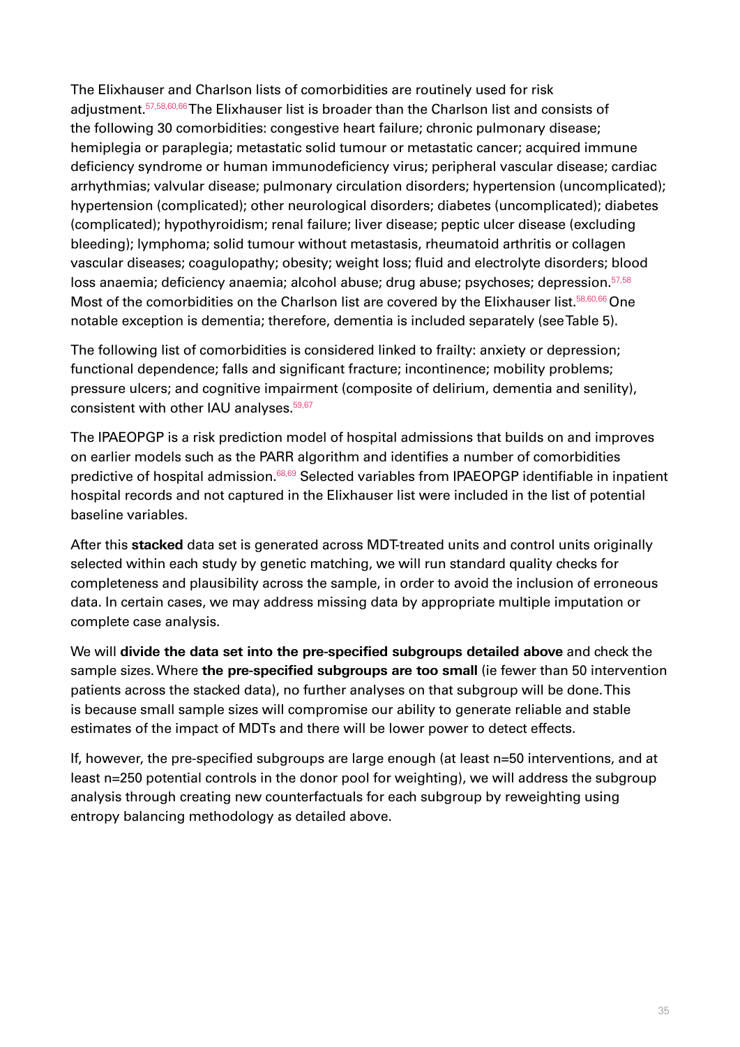The Elixhauser and Charlson lists of comorbidities are routinely used for risk adjustment.[57,58,60,66] The Elixhauser list is broader than the Charlson list and consists of the following 30 comorbidities: congestive heart failure; chronic pulmonary disease; hemiplegia or paraplegia; metastatic solid tumour or metastatic cancer; acquired immune deficiency syndrome or human immunodeficiency virus; peripheral vascular disease; cardiac arrhythmias; valvular disease; pulmonary circulation disorders; hypertension (uncomplicated); hypertension (complicated); other neurological disorders; diabetes (uncomplicated); diabetes (complicated); hypothyroidism; renal failure; liver disease; peptic ulcer disease (excluding bleeding); lymphoma; solid tumour without metastasis, rheumatoid arthritis or collagen vascular diseases; coagulopathy; obesity; weight loss; fluid and electrolyte disorders; blood loss anaemia; deficiency anaemia; alcohol abuse; drug abuse; psychoses; depression.[57,58] Most of the comorbidities on the Charlson list are covered by the Elixhauser list.[58,60,66] One notable exception is dementia; therefore, dementia is included separately (see Table 5).

The following list of comorbidities is considered linked to frailty: anxiety or depression; functional dependence; falls and significant fracture; incontinence; mobility problems; pressure ulcers; and cognitive impairment (composite of delirium, dementia and senility), consistent with other IAU analyses.[59,67]

The IPAEOPGP is a risk prediction model of hospital admissions that builds on and improves on earlier models such as the PARR algorithm and identifies a number of comorbidities predictive of hospital admission.[68,69] Selected variables from IPAEOPGP identifiable in inpatient hospital records and not captured in the Elixhauser list were included in the list of potential baseline variables.

After this **stacked** data set is generated across MDT-treated units and control units originally selected within each study by genetic matching, we will run standard quality checks for completeness and plausibility across the sample, in order to avoid the inclusion of erroneous data. In certain cases, we may address missing data by appropriate multiple imputation or complete case analysis.

We will **divide the data set into the pre-specified subgroups detailed above** and check the sample sizes. Where **the pre-specified subgroups are too small** (ie fewer than 50 intervention patients across the stacked data), no further analyses on that subgroup will be done. This is because small sample sizes will compromise our ability to generate reliable and stable estimates of the impact of MDTs and there will be lower power to detect effects.

If, however, the pre-specified subgroups are large enough (at least n=50 interventions, and at least n=250 potential controls in the donor pool for weighting), we will address the subgroup analysis through creating new counterfactuals for each subgroup by reweighting using entropy balancing methodology as detailed above.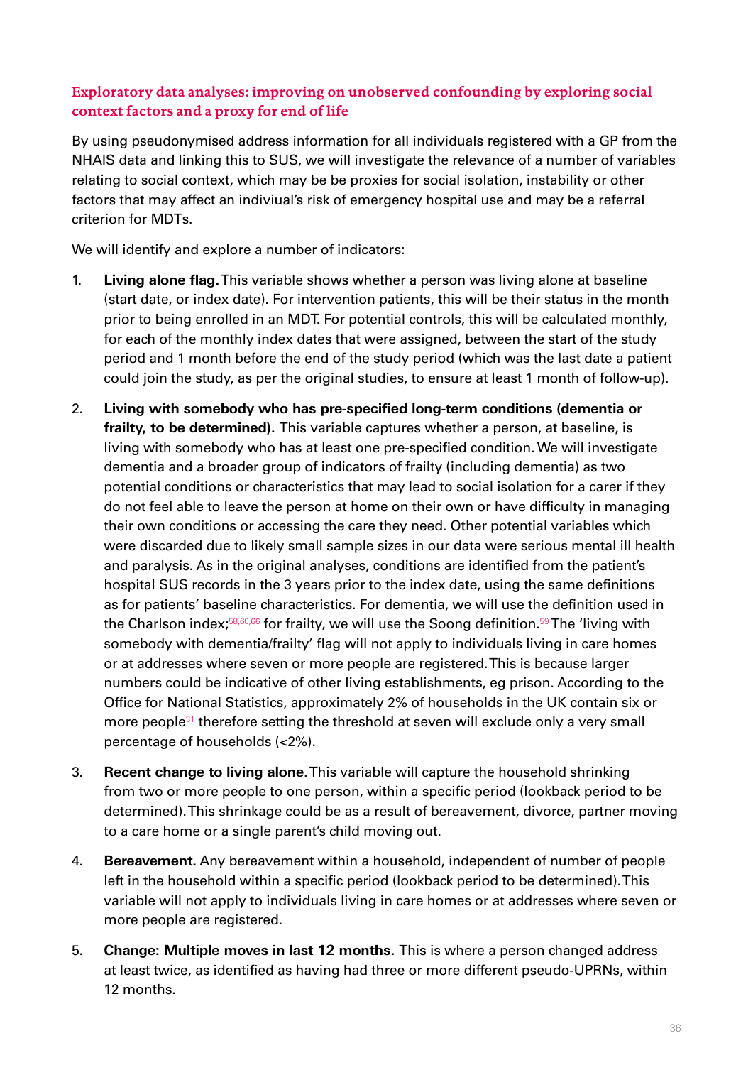### Exploratory data analyses: improving on unobserved confounding by exploring social context factors and a proxy for end of life

By using pseudonymised address information for all individuals registered with a GP from the NHAIS data and linking this to SUS, we will investigate the relevance of a number of variables relating to social context, which may be be proxies for social isolation, instability or other factors that may affect an indiviual's risk of emergency hospital use and may be a referral criterion for MDTs.

We will identify and explore a number of indicators:

1. **Living alone flag.** This variable shows whether a person was living alone at baseline (start date, or index date). For intervention patients, this will be their status in the month prior to being enrolled in an MDT. For potential controls, this will be calculated monthly, for each of the monthly index dates that were assigned, between the start of the study period and 1 month before the end of the study period (which was the last date a patient could join the study, as per the original studies, to ensure at least 1 month of follow-up).
2. **Living with somebody who has pre-specified long-term conditions (dementia or frailty, to be determined).** This variable captures whether a person, at baseline, is living with somebody who has at least one pre-specified condition. We will investigate dementia and a broader group of indicators of frailty (including dementia) as two potential conditions or characteristics that may lead to social isolation for a carer if they do not feel able to leave the person at home on their own or have difficulty in managing their own conditions or accessing the care they need. Other potential variables which were discarded due to likely small sample sizes in our data were serious mental ill health and paralysis. As in the original analyses, conditions are identified from the patient's hospital SUS records in the 3 years prior to the index date, using the same definitions as for patients' baseline characteristics. For dementia, we will use the definition used in the Charlson index;[58,60,66] for frailty, we will use the Soong definition.[59] The 'living with somebody with dementia/frailty' flag will not apply to individuals living in care homes or at addresses where seven or more people are registered. This is because larger numbers could be indicative of other living establishments, eg prison. According to the Office for National Statistics, approximately 2% of households in the UK contain six or more people[31] therefore setting the threshold at seven will exclude only a very small percentage of households (<2%).
3. **Recent change to living alone.** This variable will capture the household shrinking from two or more people to one person, within a specific period (lookback period to be determined). This shrinkage could be as a result of bereavement, divorce, partner moving to a care home or a single parent's child moving out.
4. **Bereavement.** Any bereavement within a household, independent of number of people left in the household within a specific period (lookback period to be determined). This variable will not apply to individuals living in care homes or at addresses where seven or more people are registered.
5. **Change: Multiple moves in last 12 months.** This is where a person changed address at least twice, as identified as having had three or more different pseudo-UPRNs, within 12 months.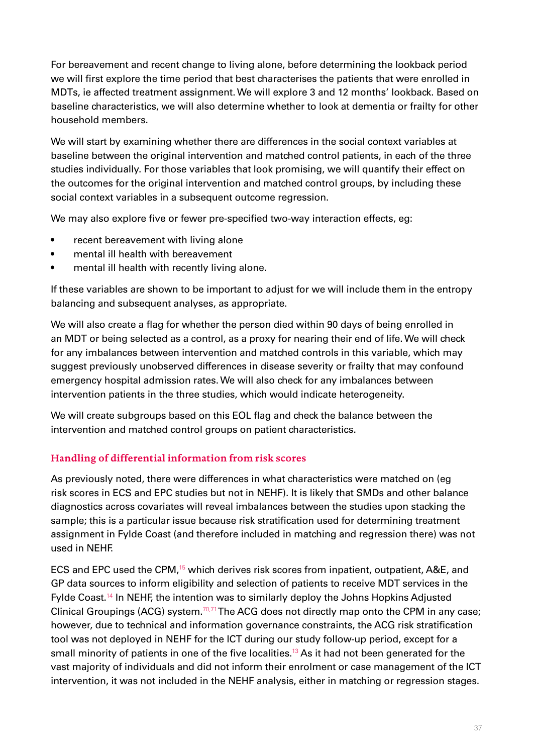For bereavement and recent change to living alone, before determining the lookback period we will first explore the time period that best characterises the patients that were enrolled in MDTs, ie affected treatment assignment. We will explore 3 and 12 months' lookback. Based on baseline characteristics, we will also determine whether to look at dementia or frailty for other household members.

We will start by examining whether there are differences in the social context variables at baseline between the original intervention and matched control patients, in each of the three studies individually. For those variables that look promising, we will quantify their effect on the outcomes for the original intervention and matched control groups, by including these social context variables in a subsequent outcome regression.

We may also explore five or fewer pre-specified two-way interaction effects, eg:

- recent bereavement with living alone
- mental ill health with bereavement
- mental ill health with recently living alone.

If these variables are shown to be important to adjust for we will include them in the entropy balancing and subsequent analyses, as appropriate.

We will also create a flag for whether the person died within 90 days of being enrolled in an MDT or being selected as a control, as a proxy for nearing their end of life. We will check for any imbalances between intervention and matched controls in this variable, which may suggest previously unobserved differences in disease severity or frailty that may confound emergency hospital admission rates. We will also check for any imbalances between intervention patients in the three studies, which would indicate heterogeneity.

We will create subgroups based on this EOL flag and check the balance between the intervention and matched control groups on patient characteristics.

### Handling of differential information from risk scores

As previously noted, there were differences in what characteristics were matched on (eg risk scores in ECS and EPC studies but not in NEHF). It is likely that SMDs and other balance diagnostics across covariates will reveal imbalances between the studies upon stacking the sample; this is a particular issue because risk stratification used for determining treatment assignment in Fylde Coast (and therefore included in matching and regression there) was not used in NEHF.

ECS and EPC used the CPM,[15] which derives risk scores from inpatient, outpatient, A&E, and GP data sources to inform eligibility and selection of patients to receive MDT services in the Fylde Coast.[14] In NEHF, the intention was to similarly deploy the Johns Hopkins Adjusted Clinical Groupings (ACG) system.[70,71] The ACG does not directly map onto the CPM in any case; however, due to technical and information governance constraints, the ACG risk stratification tool was not deployed in NEHF for the ICT during our study follow-up period, except for a small minority of patients in one of the five localities.[13] As it had not been generated for the vast majority of individuals and did not inform their enrolment or case management of the ICT intervention, it was not included in the NEHF analysis, either in matching or regression stages.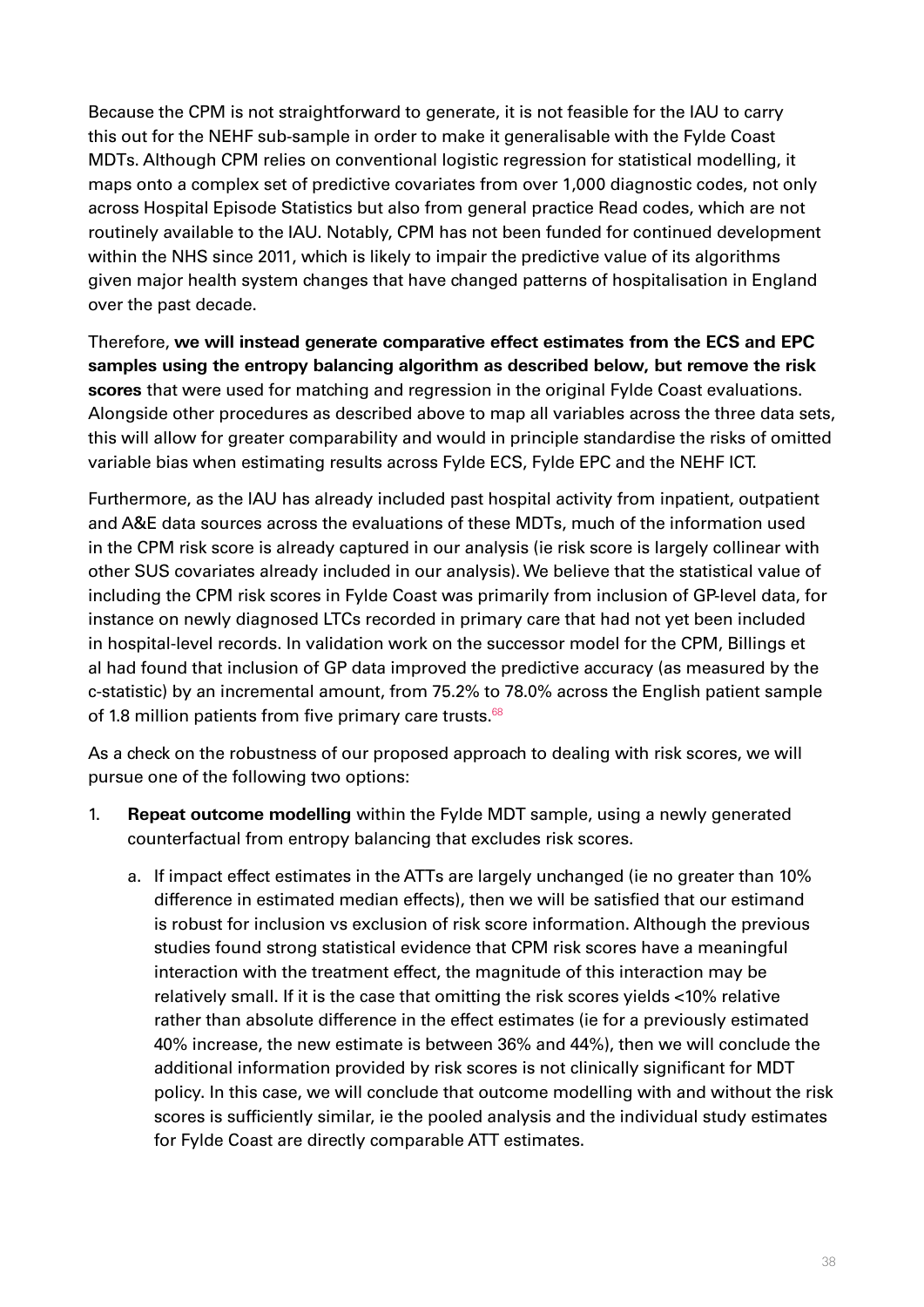Because the CPM is not straightforward to generate, it is not feasible for the IAU to carry this out for the NEHF sub-sample in order to make it generalisable with the Fylde Coast MDTs. Although CPM relies on conventional logistic regression for statistical modelling, it maps onto a complex set of predictive covariates from over 1,000 diagnostic codes, not only across Hospital Episode Statistics but also from general practice Read codes, which are not routinely available to the IAU. Notably, CPM has not been funded for continued development within the NHS since 2011, which is likely to impair the predictive value of its algorithms given major health system changes that have changed patterns of hospitalisation in England over the past decade.

Therefore, **we will instead generate comparative effect estimates from the ECS and EPC samples using the entropy balancing algorithm as described below, but remove the risk scores** that were used for matching and regression in the original Fylde Coast evaluations. Alongside other procedures as described above to map all variables across the three data sets, this will allow for greater comparability and would in principle standardise the risks of omitted variable bias when estimating results across Fylde ECS, Fylde EPC and the NEHF ICT.

Furthermore, as the IAU has already included past hospital activity from inpatient, outpatient and A&E data sources across the evaluations of these MDTs, much of the information used in the CPM risk score is already captured in our analysis (ie risk score is largely collinear with other SUS covariates already included in our analysis). We believe that the statistical value of including the CPM risk scores in Fylde Coast was primarily from inclusion of GP-level data, for instance on newly diagnosed LTCs recorded in primary care that had not yet been included in hospital-level records. In validation work on the successor model for the CPM, Billings et al had found that inclusion of GP data improved the predictive accuracy (as measured by the c-statistic) by an incremental amount, from 75.2% to 78.0% across the English patient sample of 1.8 million patients from five primary care trusts.[68]

As a check on the robustness of our proposed approach to dealing with risk scores, we will pursue one of the following two options:

1. **Repeat outcome modelling** within the Fylde MDT sample, using a newly generated counterfactual from entropy balancing that excludes risk scores.
    a. If impact effect estimates in the ATTs are largely unchanged (ie no greater than 10% difference in estimated median effects), then we will be satisfied that our estimand is robust for inclusion vs exclusion of risk score information. Although the previous studies found strong statistical evidence that CPM risk scores have a meaningful interaction with the treatment effect, the magnitude of this interaction may be relatively small. If it is the case that omitting the risk scores yields <10% relative rather than absolute difference in the effect estimates (ie for a previously estimated 40% increase, the new estimate is between 36% and 44%), then we will conclude the additional information provided by risk scores is not clinically significant for MDT policy. In this case, we will conclude that outcome modelling with and without the risk scores is sufficiently similar, ie the pooled analysis and the individual study estimates for Fylde Coast are directly comparable ATT estimates.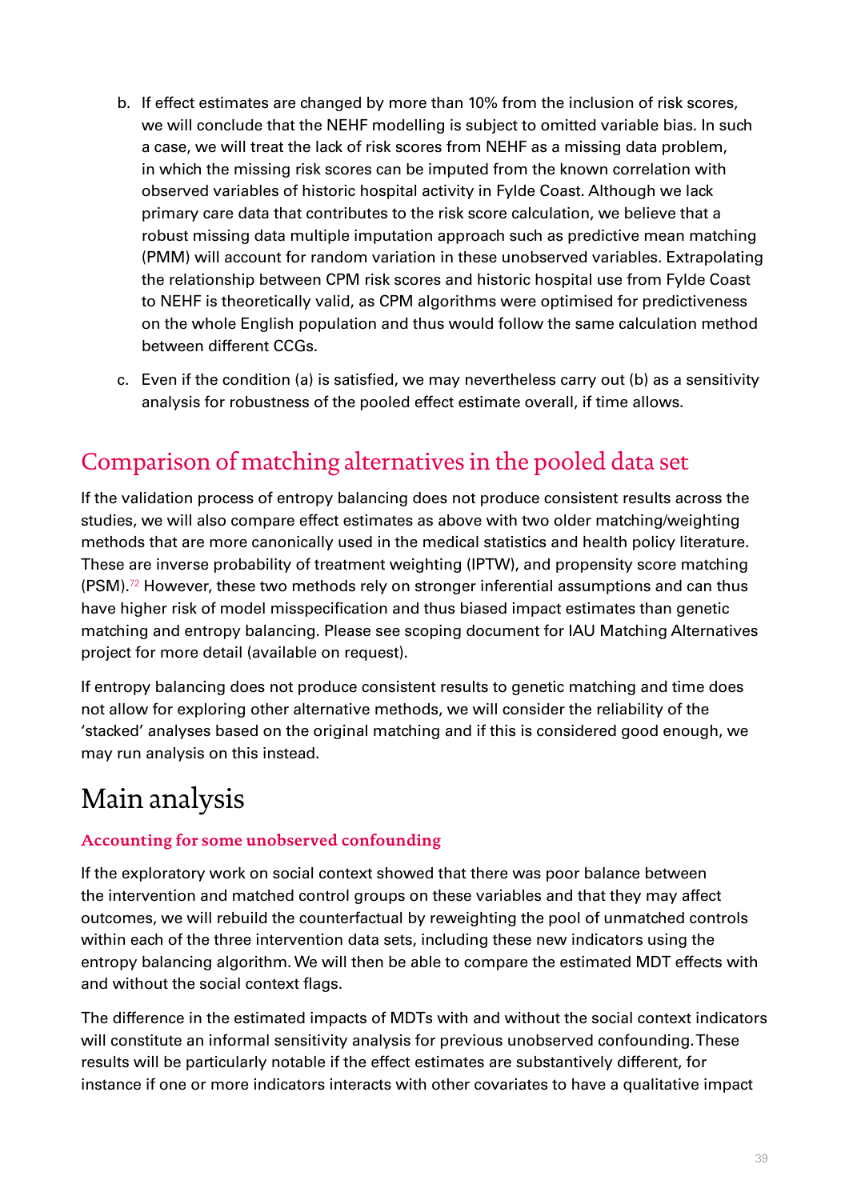b. If effect estimates are changed by more than 10% from the inclusion of risk scores, we will conclude that the NEHF modelling is subject to omitted variable bias. In such a case, we will treat the lack of risk scores from NEHF as a missing data problem, in which the missing risk scores can be imputed from the known correlation with observed variables of historic hospital activity in Fylde Coast. Although we lack primary care data that contributes to the risk score calculation, we believe that a robust missing data multiple imputation approach such as predictive mean matching (PMM) will account for random variation in these unobserved variables. Extrapolating the relationship between CPM risk scores and historic hospital use from Fylde Coast to NEHF is theoretically valid, as CPM algorithms were optimised for predictiveness on the whole English population and thus would follow the same calculation method between different CCGs.

c. Even if the condition (a) is satisfied, we may nevertheless carry out (b) as a sensitivity analysis for robustness of the pooled effect estimate overall, if time allows.

## Comparison of matching alternatives in the pooled data set

If the validation process of entropy balancing does not produce consistent results across the studies, we will also compare effect estimates as above with two older matching/weighting methods that are more canonically used in the medical statistics and health policy literature. These are inverse probability of treatment weighting (IPTW), and propensity score matching (PSM).[72] However, these two methods rely on stronger inferential assumptions and can thus have higher risk of model misspecification and thus biased impact estimates than genetic matching and entropy balancing. Please see scoping document for IAU Matching Alternatives project for more detail (available on request).

If entropy balancing does not produce consistent results to genetic matching and time does not allow for exploring other alternative methods, we will consider the reliability of the 'stacked' analyses based on the original matching and if this is considered good enough, we may run analysis on this instead.

# Main analysis

### Accounting for some unobserved confounding

If the exploratory work on social context showed that there was poor balance between the intervention and matched control groups on these variables and that they may affect outcomes, we will rebuild the counterfactual by reweighting the pool of unmatched controls within each of the three intervention data sets, including these new indicators using the entropy balancing algorithm. We will then be able to compare the estimated MDT effects with and without the social context flags.

The difference in the estimated impacts of MDTs with and without the social context indicators will constitute an informal sensitivity analysis for previous unobserved confounding. These results will be particularly notable if the effect estimates are substantively different, for instance if one or more indicators interacts with other covariates to have a qualitative impact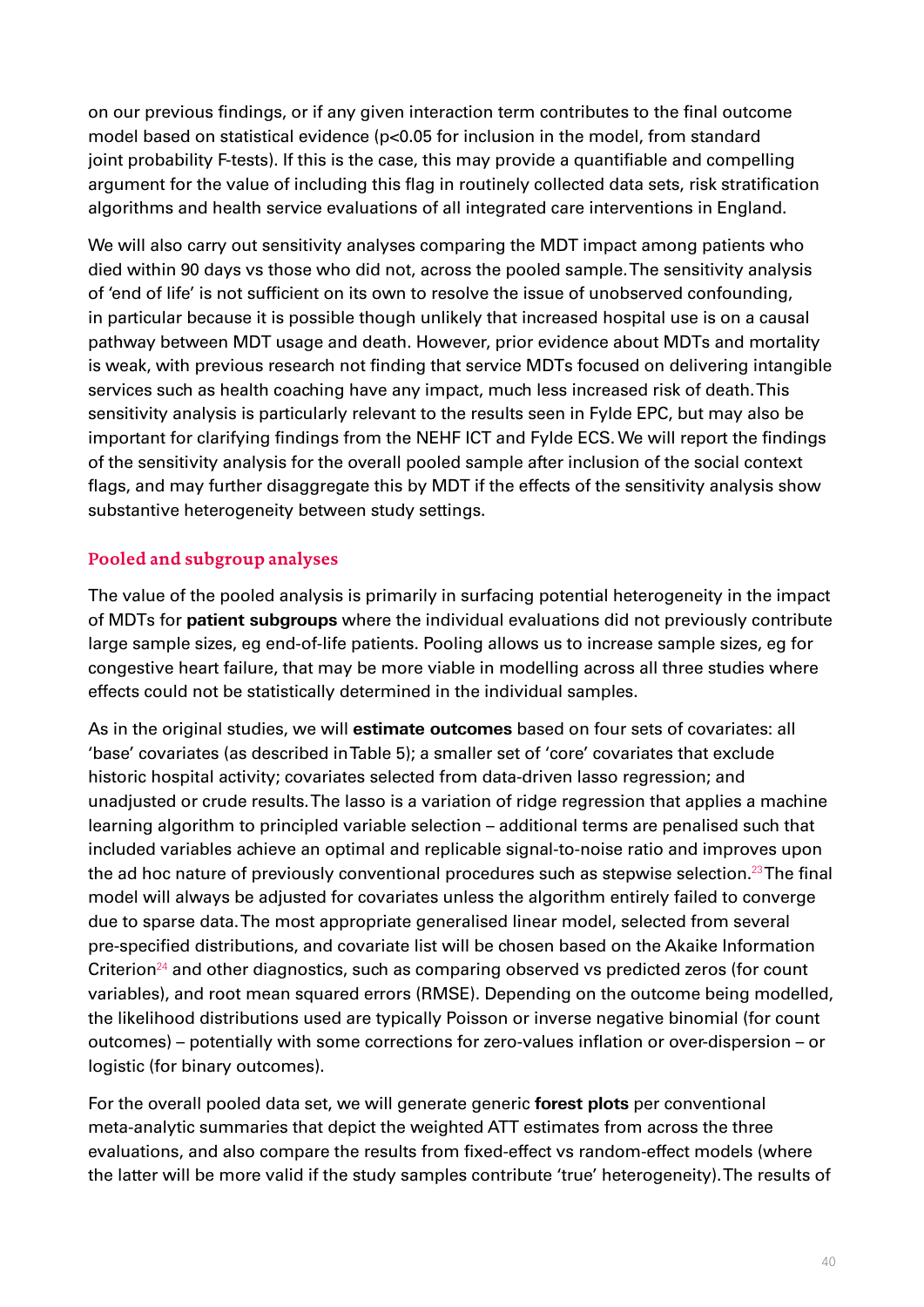on our previous findings, or if any given interaction term contributes to the final outcome model based on statistical evidence ($p<0.05$ for inclusion in the model, from standard joint probability F-tests). If this is the case, this may provide a quantifiable and compelling argument for the value of including this flag in routinely collected data sets, risk stratification algorithms and health service evaluations of all integrated care interventions in England.

We will also carry out sensitivity analyses comparing the MDT impact among patients who died within 90 days vs those who did not, across the pooled sample. The sensitivity analysis of 'end of life' is not sufficient on its own to resolve the issue of unobserved confounding, in particular because it is possible though unlikely that increased hospital use is on a causal pathway between MDT usage and death. However, prior evidence about MDTs and mortality is weak, with previous research not finding that service MDTs focused on delivering intangible services such as health coaching have any impact, much less increased risk of death. This sensitivity analysis is particularly relevant to the results seen in Fylde EPC, but may also be important for clarifying findings from the NEHF ICT and Fylde ECS. We will report the findings of the sensitivity analysis for the overall pooled sample after inclusion of the social context flags, and may further disaggregate this by MDT if the effects of the sensitivity analysis show substantive heterogeneity between study settings.

## Pooled and subgroup analyses

The value of the pooled analysis is primarily in surfacing potential heterogeneity in the impact of MDTs for **patient subgroups** where the individual evaluations did not previously contribute large sample sizes, eg end-of-life patients. Pooling allows us to increase sample sizes, eg for congestive heart failure, that may be more viable in modelling across all three studies where effects could not be statistically determined in the individual samples.

As in the original studies, we will **estimate outcomes** based on four sets of covariates: all 'base' covariates (as described in Table 5); a smaller set of 'core' covariates that exclude historic hospital activity; covariates selected from data-driven lasso regression; and unadjusted or crude results. The lasso is a variation of ridge regression that applies a machine learning algorithm to principled variable selection – additional terms are penalised such that included variables achieve an optimal and replicable signal-to-noise ratio and improves upon the ad hoc nature of previously conventional procedures such as stepwise selection.[23] The final model will always be adjusted for covariates unless the algorithm entirely failed to converge due to sparse data. The most appropriate generalised linear model, selected from several pre-specified distributions, and covariate list will be chosen based on the Akaike Information Criterion[24] and other diagnostics, such as comparing observed vs predicted zeros (for count variables), and root mean squared errors (RMSE). Depending on the outcome being modelled, the likelihood distributions used are typically Poisson or inverse negative binomial (for count outcomes) – potentially with some corrections for zero-values inflation or over-dispersion – or logistic (for binary outcomes).

For the overall pooled data set, we will generate generic **forest plots** per conventional meta-analytic summaries that depict the weighted ATT estimates from across the three evaluations, and also compare the results from fixed-effect vs random-effect models (where the latter will be more valid if the study samples contribute 'true' heterogeneity). The results of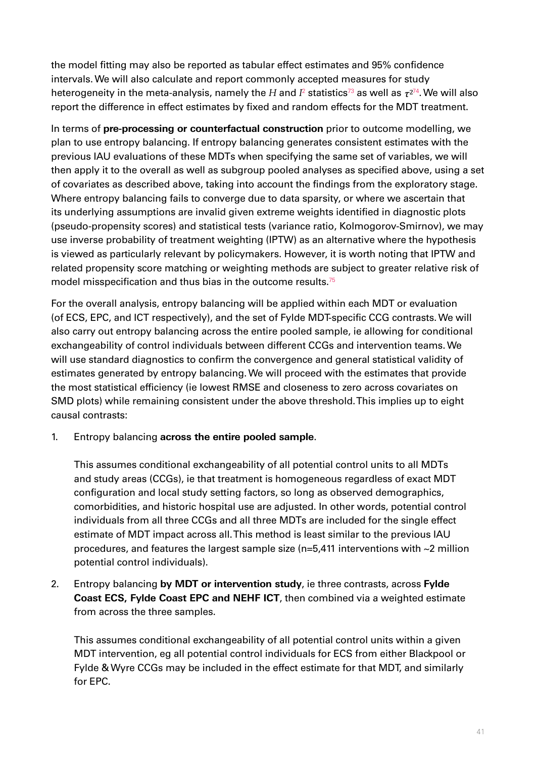the model fitting may also be reported as tabular effect estimates and 95% confidence intervals. We will also calculate and report commonly accepted measures for study heterogeneity in the meta-analysis, namely the $H$ and $I^2$ statistics[73] as well as $\tau^2$[74]. We will also report the difference in effect estimates by fixed and random effects for the MDT treatment.

In terms of **pre-processing or counterfactual construction** prior to outcome modelling, we plan to use entropy balancing. If entropy balancing generates consistent estimates with the previous IAU evaluations of these MDTs when specifying the same set of variables, we will then apply it to the overall as well as subgroup pooled analyses as specified above, using a set of covariates as described above, taking into account the findings from the exploratory stage. Where entropy balancing fails to converge due to data sparsity, or where we ascertain that its underlying assumptions are invalid given extreme weights identified in diagnostic plots (pseudo-propensity scores) and statistical tests (variance ratio, Kolmogorov-Smirnov), we may use inverse probability of treatment weighting (IPTW) as an alternative where the hypothesis is viewed as particularly relevant by policymakers. However, it is worth noting that IPTW and related propensity score matching or weighting methods are subject to greater relative risk of model misspecification and thus bias in the outcome results.[75]

For the overall analysis, entropy balancing will be applied within each MDT or evaluation (of ECS, EPC, and ICT respectively), and the set of Fylde MDT-specific CCG contrasts. We will also carry out entropy balancing across the entire pooled sample, ie allowing for conditional exchangeability of control individuals between different CCGs and intervention teams. We will use standard diagnostics to confirm the convergence and general statistical validity of estimates generated by entropy balancing. We will proceed with the estimates that provide the most statistical efficiency (ie lowest RMSE and closeness to zero across covariates on SMD plots) while remaining consistent under the above threshold. This implies up to eight causal contrasts:

1. Entropy balancing **across the entire pooled sample**.

   This assumes conditional exchangeability of all potential control units to all MDTs and study areas (CCGs), ie that treatment is homogeneous regardless of exact MDT configuration and local study setting factors, so long as observed demographics, comorbidities, and historic hospital use are adjusted. In other words, potential control individuals from all three CCGs and all three MDTs are included for the single effect estimate of MDT impact across all. This method is least similar to the previous IAU procedures, and features the largest sample size (n=5,411 interventions with ~2 million potential control individuals).

2. Entropy balancing **by MDT or intervention study**, ie three contrasts, across **Fylde Coast ECS, Fylde Coast EPC and NEHF ICT**, then combined via a weighted estimate from across the three samples.

   This assumes conditional exchangeability of all potential control units within a given MDT intervention, eg all potential control individuals for ECS from either Blackpool or Fylde & Wyre CCGs may be included in the effect estimate for that MDT, and similarly for EPC.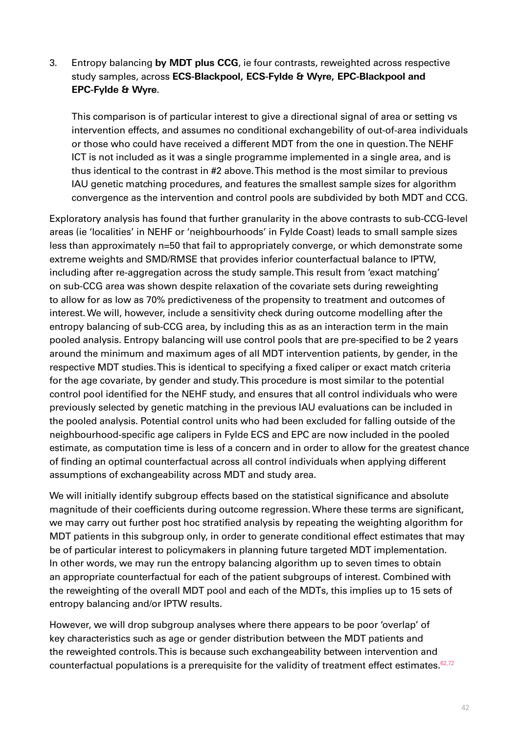3. Entropy balancing **by MDT plus CCG**, ie four contrasts, reweighted across respective study samples, across **ECS-Blackpool, ECS-Fylde & Wyre, EPC-Blackpool and EPC-Fylde & Wyre**.

   This comparison is of particular interest to give a directional signal of area or setting vs intervention effects, and assumes no conditional exchangebility of out-of-area individuals or those who could have received a different MDT from the one in question. The NEHF ICT is not included as it was a single programme implemented in a single area, and is thus identical to the contrast in #2 above. This method is the most similar to previous IAU genetic matching procedures, and features the smallest sample sizes for algorithm convergence as the intervention and control pools are subdivided by both MDT and CCG.

Exploratory analysis has found that further granularity in the above contrasts to sub-CCG-level areas (ie 'localities' in NEHF or 'neighbourhoods' in Fylde Coast) leads to small sample sizes less than approximately n=50 that fail to appropriately converge, or which demonstrate some extreme weights and SMD/RMSE that provides inferior counterfactual balance to IPTW, including after re-aggregation across the study sample. This result from 'exact matching' on sub-CCG area was shown despite relaxation of the covariate sets during reweighting to allow for as low as 70% predictiveness of the propensity to treatment and outcomes of interest. We will, however, include a sensitivity check during outcome modelling after the entropy balancing of sub-CCG area, by including this as as an interaction term in the main pooled analysis. Entropy balancing will use control pools that are pre-specified to be 2 years around the minimum and maximum ages of all MDT intervention patients, by gender, in the respective MDT studies. This is identical to specifying a fixed caliper or exact match criteria for the age covariate, by gender and study. This procedure is most similar to the potential control pool identified for the NEHF study, and ensures that all control individuals who were previously selected by genetic matching in the previous IAU evaluations can be included in the pooled analysis. Potential control units who had been excluded for falling outside of the neighbourhood-specific age calipers in Fylde ECS and EPC are now included in the pooled estimate, as computation time is less of a concern and in order to allow for the greatest chance of finding an optimal counterfactual across all control individuals when applying different assumptions of exchangeability across MDT and study area.

We will initially identify subgroup effects based on the statistical significance and absolute magnitude of their coefficients during outcome regression. Where these terms are significant, we may carry out further post hoc stratified analysis by repeating the weighting algorithm for MDT patients in this subgroup only, in order to generate conditional effect estimates that may be of particular interest to policymakers in planning future targeted MDT implementation. In other words, we may run the entropy balancing algorithm up to seven times to obtain an appropriate counterfactual for each of the patient subgroups of interest. Combined with the reweighting of the overall MDT pool and each of the MDTs, this implies up to 15 sets of entropy balancing and/or IPTW results.

However, we will drop subgroup analyses where there appears to be poor 'overlap' of key characteristics such as age or gender distribution between the MDT patients and the reweighted controls. This is because such exchangeability between intervention and counterfactual populations is a prerequisite for the validity of treatment effect estimates.[62,72]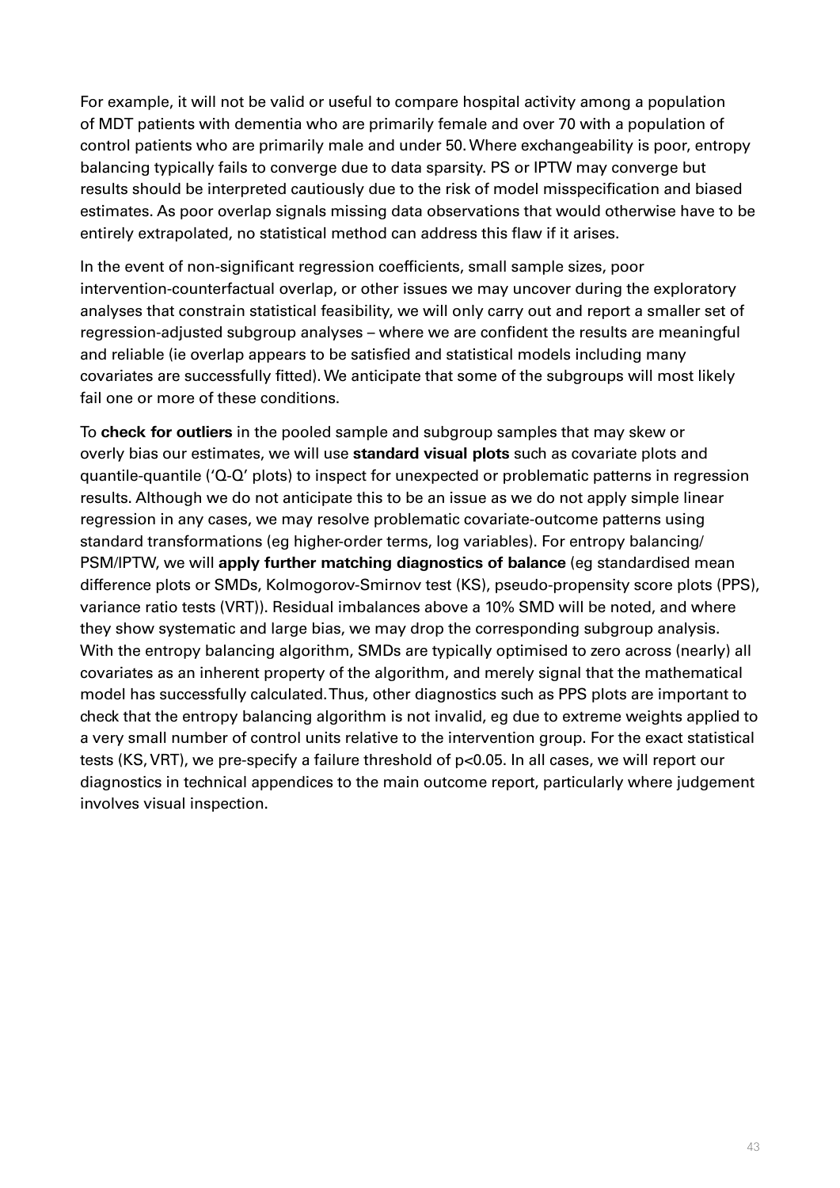For example, it will not be valid or useful to compare hospital activity among a population of MDT patients with dementia who are primarily female and over 70 with a population of control patients who are primarily male and under 50. Where exchangeability is poor, entropy balancing typically fails to converge due to data sparsity. PS or IPTW may converge but results should be interpreted cautiously due to the risk of model misspecification and biased estimates. As poor overlap signals missing data observations that would otherwise have to be entirely extrapolated, no statistical method can address this flaw if it arises.

In the event of non-significant regression coefficients, small sample sizes, poor intervention-counterfactual overlap, or other issues we may uncover during the exploratory analyses that constrain statistical feasibility, we will only carry out and report a smaller set of regression-adjusted subgroup analyses – where we are confident the results are meaningful and reliable (ie overlap appears to be satisfied and statistical models including many covariates are successfully fitted). We anticipate that some of the subgroups will most likely fail one or more of these conditions.

To **check for outliers** in the pooled sample and subgroup samples that may skew or overly bias our estimates, we will use **standard visual plots** such as covariate plots and quantile-quantile ('Q-Q' plots) to inspect for unexpected or problematic patterns in regression results. Although we do not anticipate this to be an issue as we do not apply simple linear regression in any cases, we may resolve problematic covariate-outcome patterns using standard transformations (eg higher-order terms, log variables). For entropy balancing/PSM/IPTW, we will **apply further matching diagnostics of balance** (eg standardised mean difference plots or SMDs, Kolmogorov-Smirnov test (KS), pseudo-propensity score plots (PPS), variance ratio tests (VRT)). Residual imbalances above a 10% SMD will be noted, and where they show systematic and large bias, we may drop the corresponding subgroup analysis. With the entropy balancing algorithm, SMDs are typically optimised to zero across (nearly) all covariates as an inherent property of the algorithm, and merely signal that the mathematical model has successfully calculated. Thus, other diagnostics such as PPS plots are important to check that the entropy balancing algorithm is not invalid, eg due to extreme weights applied to a very small number of control units relative to the intervention group. For the exact statistical tests (KS, VRT), we pre-specify a failure threshold of $p<0.05$. In all cases, we will report our diagnostics in technical appendices to the main outcome report, particularly where judgement involves visual inspection.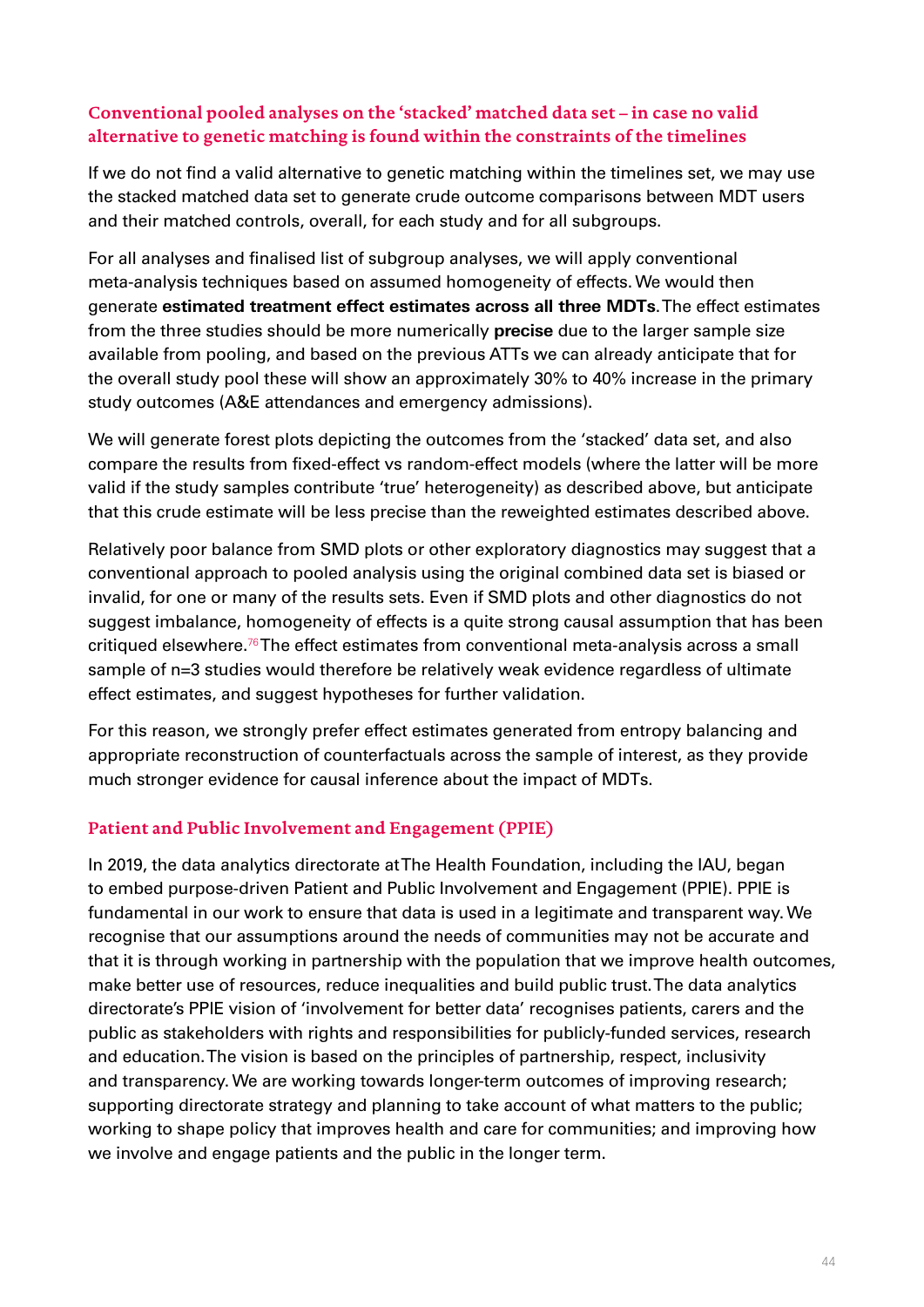### Conventional pooled analyses on the 'stacked' matched data set – in case no valid alternative to genetic matching is found within the constraints of the timelines

If we do not find a valid alternative to genetic matching within the timelines set, we may use the stacked matched data set to generate crude outcome comparisons between MDT users and their matched controls, overall, for each study and for all subgroups.

For all analyses and finalised list of subgroup analyses, we will apply conventional meta-analysis techniques based on assumed homogeneity of effects. We would then generate **estimated treatment effect estimates across all three MDTs**. The effect estimates from the three studies should be more numerically **precise** due to the larger sample size available from pooling, and based on the previous ATTs we can already anticipate that for the overall study pool these will show an approximately 30% to 40% increase in the primary study outcomes (A&E attendances and emergency admissions).

We will generate forest plots depicting the outcomes from the 'stacked' data set, and also compare the results from fixed-effect vs random-effect models (where the latter will be more valid if the study samples contribute 'true' heterogeneity) as described above, but anticipate that this crude estimate will be less precise than the reweighted estimates described above.

Relatively poor balance from SMD plots or other exploratory diagnostics may suggest that a conventional approach to pooled analysis using the original combined data set is biased or invalid, for one or many of the results sets. Even if SMD plots and other diagnostics do not suggest imbalance, homogeneity of effects is a quite strong causal assumption that has been critiqued elsewhere.[76] The effect estimates from conventional meta-analysis across a small sample of n=3 studies would therefore be relatively weak evidence regardless of ultimate effect estimates, and suggest hypotheses for further validation.

For this reason, we strongly prefer effect estimates generated from entropy balancing and appropriate reconstruction of counterfactuals across the sample of interest, as they provide much stronger evidence for causal inference about the impact of MDTs.

### Patient and Public Involvement and Engagement (PPIE)

In 2019, the data analytics directorate at The Health Foundation, including the IAU, began to embed purpose-driven Patient and Public Involvement and Engagement (PPIE). PPIE is fundamental in our work to ensure that data is used in a legitimate and transparent way. We recognise that our assumptions around the needs of communities may not be accurate and that it is through working in partnership with the population that we improve health outcomes, make better use of resources, reduce inequalities and build public trust. The data analytics directorate's PPIE vision of 'involvement for better data' recognises patients, carers and the public as stakeholders with rights and responsibilities for publicly-funded services, research and education. The vision is based on the principles of partnership, respect, inclusivity and transparency. We are working towards longer-term outcomes of improving research; supporting directorate strategy and planning to take account of what matters to the public; working to shape policy that improves health and care for communities; and improving how we involve and engage patients and the public in the longer term.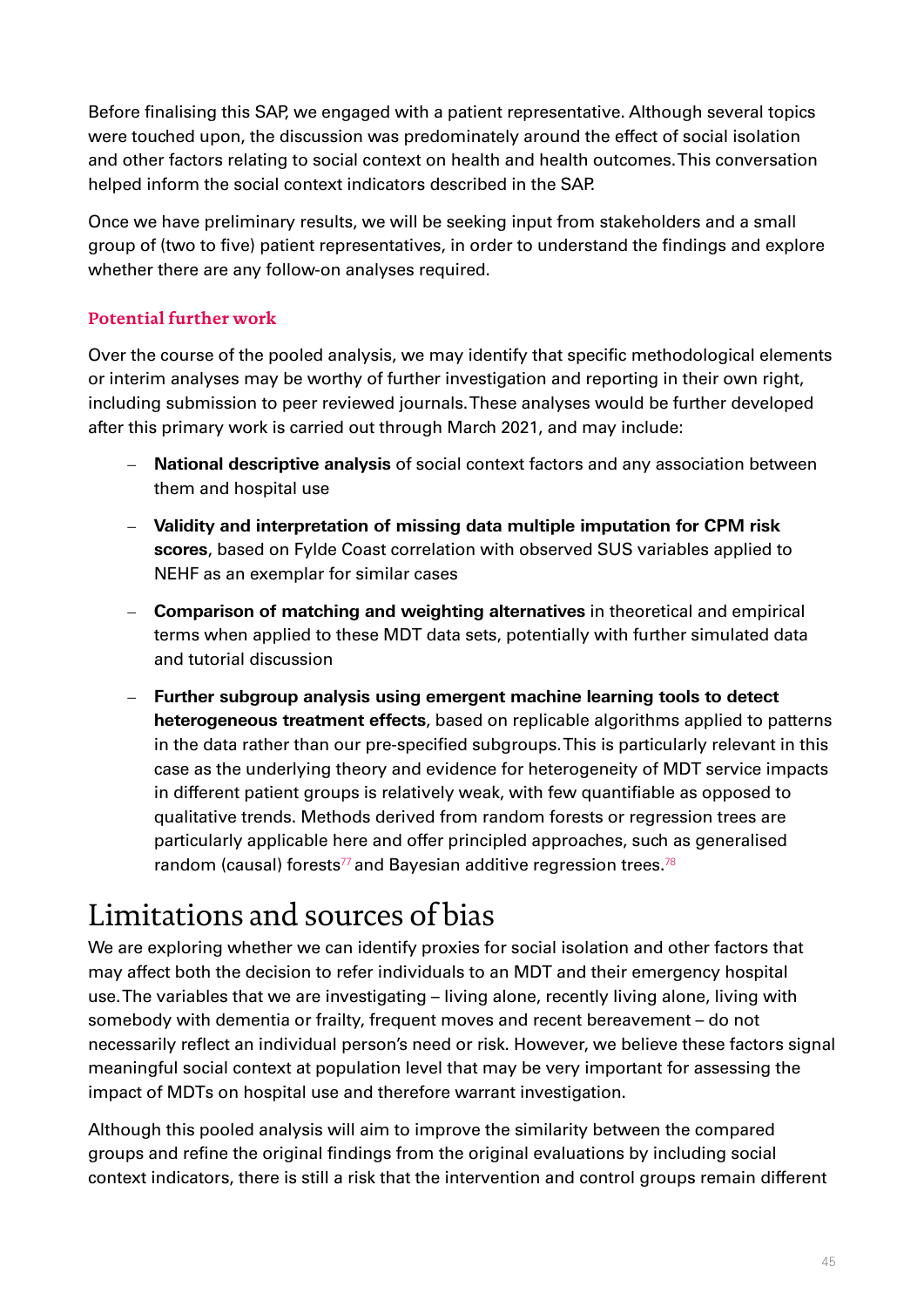Before finalising this SAP, we engaged with a patient representative. Although several topics were touched upon, the discussion was predominately around the effect of social isolation and other factors relating to social context on health and health outcomes. This conversation helped inform the social context indicators described in the SAP.

Once we have preliminary results, we will be seeking input from stakeholders and a small group of (two to five) patient representatives, in order to understand the findings and explore whether there are any follow-on analyses required.

### Potential further work

Over the course of the pooled analysis, we may identify that specific methodological elements or interim analyses may be worthy of further investigation and reporting in their own right, including submission to peer reviewed journals. These analyses would be further developed after this primary work is carried out through March 2021, and may include:

- **National descriptive analysis** of social context factors and any association between them and hospital use
- **Validity and interpretation of missing data multiple imputation for CPM risk scores**, based on Fylde Coast correlation with observed SUS variables applied to NEHF as an exemplar for similar cases
- **Comparison of matching and weighting alternatives** in theoretical and empirical terms when applied to these MDT data sets, potentially with further simulated data and tutorial discussion
- **Further subgroup analysis using emergent machine learning tools to detect heterogeneous treatment effects**, based on replicable algorithms applied to patterns in the data rather than our pre-specified subgroups. This is particularly relevant in this case as the underlying theory and evidence for heterogeneity of MDT service impacts in different patient groups is relatively weak, with few quantifiable as opposed to qualitative trends. Methods derived from random forests or regression trees are particularly applicable here and offer principled approaches, such as generalised random (causal) forests[77] and Bayesian additive regression trees.[78]

## Limitations and sources of bias

We are exploring whether we can identify proxies for social isolation and other factors that may affect both the decision to refer individuals to an MDT and their emergency hospital use. The variables that we are investigating – living alone, recently living alone, living with somebody with dementia or frailty, frequent moves and recent bereavement – do not necessarily reflect an individual person's need or risk. However, we believe these factors signal meaningful social context at population level that may be very important for assessing the impact of MDTs on hospital use and therefore warrant investigation.

Although this pooled analysis will aim to improve the similarity between the compared groups and refine the original findings from the original evaluations by including social context indicators, there is still a risk that the intervention and control groups remain different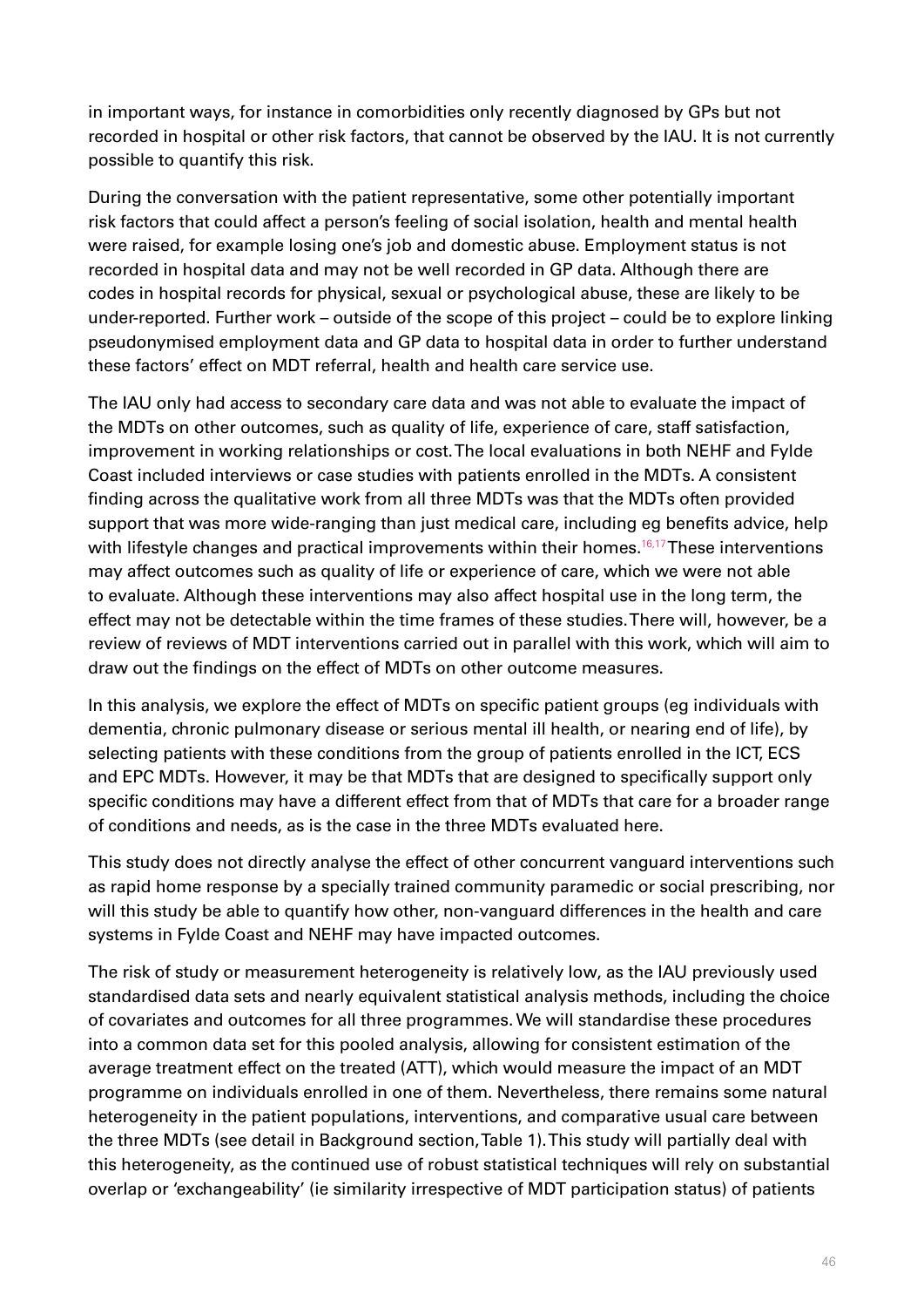in important ways, for instance in comorbidities only recently diagnosed by GPs but not recorded in hospital or other risk factors, that cannot be observed by the IAU. It is not currently possible to quantify this risk.

During the conversation with the patient representative, some other potentially important risk factors that could affect a person's feeling of social isolation, health and mental health were raised, for example losing one's job and domestic abuse. Employment status is not recorded in hospital data and may not be well recorded in GP data. Although there are codes in hospital records for physical, sexual or psychological abuse, these are likely to be under-reported. Further work – outside of the scope of this project – could be to explore linking pseudonymised employment data and GP data to hospital data in order to further understand these factors' effect on MDT referral, health and health care service use.

The IAU only had access to secondary care data and was not able to evaluate the impact of the MDTs on other outcomes, such as quality of life, experience of care, staff satisfaction, improvement in working relationships or cost. The local evaluations in both NEHF and Fylde Coast included interviews or case studies with patients enrolled in the MDTs. A consistent finding across the qualitative work from all three MDTs was that the MDTs often provided support that was more wide-ranging than just medical care, including eg benefits advice, help with lifestyle changes and practical improvements within their homes.[16,17] These interventions may affect outcomes such as quality of life or experience of care, which we were not able to evaluate. Although these interventions may also affect hospital use in the long term, the effect may not be detectable within the time frames of these studies. There will, however, be a review of reviews of MDT interventions carried out in parallel with this work, which will aim to draw out the findings on the effect of MDTs on other outcome measures.

In this analysis, we explore the effect of MDTs on specific patient groups (eg individuals with dementia, chronic pulmonary disease or serious mental ill health, or nearing end of life), by selecting patients with these conditions from the group of patients enrolled in the ICT, ECS and EPC MDTs. However, it may be that MDTs that are designed to specifically support only specific conditions may have a different effect from that of MDTs that care for a broader range of conditions and needs, as is the case in the three MDTs evaluated here.

This study does not directly analyse the effect of other concurrent vanguard interventions such as rapid home response by a specially trained community paramedic or social prescribing, nor will this study be able to quantify how other, non-vanguard differences in the health and care systems in Fylde Coast and NEHF may have impacted outcomes.

The risk of study or measurement heterogeneity is relatively low, as the IAU previously used standardised data sets and nearly equivalent statistical analysis methods, including the choice of covariates and outcomes for all three programmes. We will standardise these procedures into a common data set for this pooled analysis, allowing for consistent estimation of the average treatment effect on the treated (ATT), which would measure the impact of an MDT programme on individuals enrolled in one of them. Nevertheless, there remains some natural heterogeneity in the patient populations, interventions, and comparative usual care between the three MDTs (see detail in Background section, Table 1). This study will partially deal with this heterogeneity, as the continued use of robust statistical techniques will rely on substantial overlap or 'exchangeability' (ie similarity irrespective of MDT participation status) of patients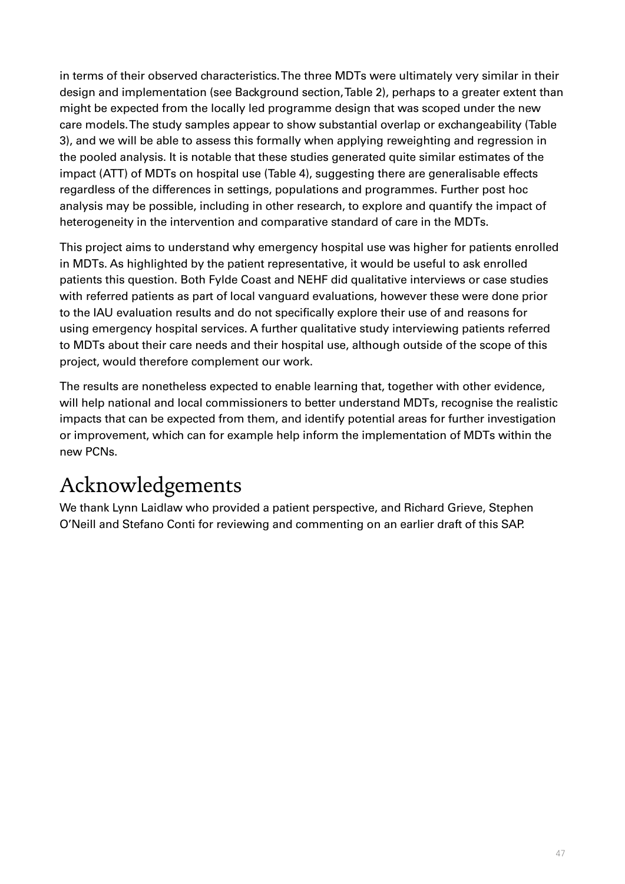in terms of their observed characteristics. The three MDTs were ultimately very similar in their design and implementation (see Background section, Table 2), perhaps to a greater extent than might be expected from the locally led programme design that was scoped under the new care models. The study samples appear to show substantial overlap or exchangeability (Table 3), and we will be able to assess this formally when applying reweighting and regression in the pooled analysis. It is notable that these studies generated quite similar estimates of the impact (ATT) of MDTs on hospital use (Table 4), suggesting there are generalisable effects regardless of the differences in settings, populations and programmes. Further post hoc analysis may be possible, including in other research, to explore and quantify the impact of heterogeneity in the intervention and comparative standard of care in the MDTs.

This project aims to understand why emergency hospital use was higher for patients enrolled in MDTs. As highlighted by the patient representative, it would be useful to ask enrolled patients this question. Both Fylde Coast and NEHF did qualitative interviews or case studies with referred patients as part of local vanguard evaluations, however these were done prior to the IAU evaluation results and do not specifically explore their use of and reasons for using emergency hospital services. A further qualitative study interviewing patients referred to MDTs about their care needs and their hospital use, although outside of the scope of this project, would therefore complement our work.

The results are nonetheless expected to enable learning that, together with other evidence, will help national and local commissioners to better understand MDTs, recognise the realistic impacts that can be expected from them, and identify potential areas for further investigation or improvement, which can for example help inform the implementation of MDTs within the new PCNs.

# Acknowledgements

We thank Lynn Laidlaw who provided a patient perspective, and Richard Grieve, Stephen O'Neill and Stefano Conti for reviewing and commenting on an earlier draft of this SAP.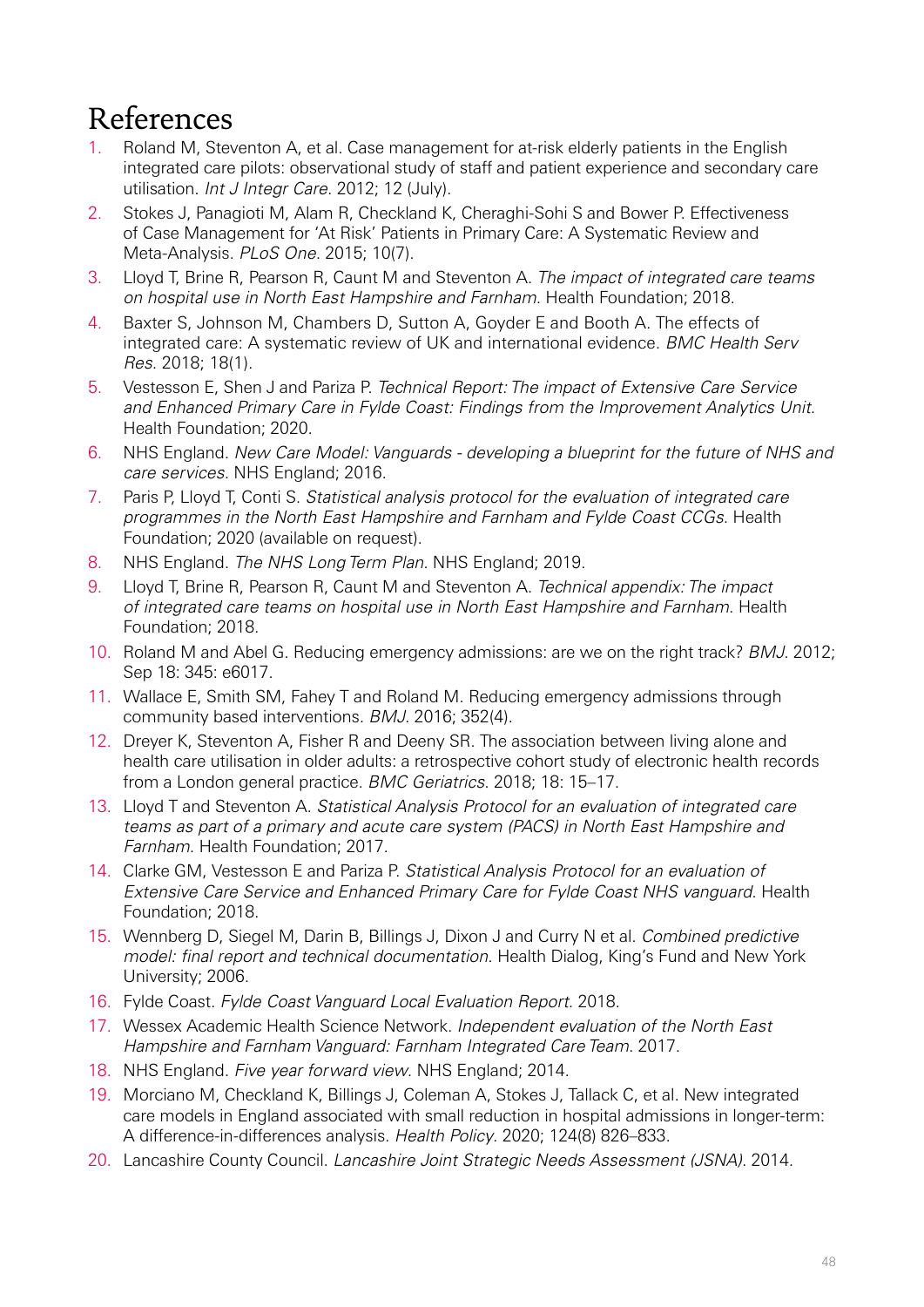# References

1. Roland M, Steventon A, et al. Case management for at-risk elderly patients in the English integrated care pilots: observational study of staff and patient experience and secondary care utilisation. *Int J Integr Care*. 2012; 12 (July).
2. Stokes J, Panagioti M, Alam R, Checkland K, Cheraghi-Sohi S and Bower P. Effectiveness of Case Management for 'At Risk' Patients in Primary Care: A Systematic Review and Meta-Analysis. *PLoS One*. 2015; 10(7).
3. Lloyd T, Brine R, Pearson R, Caunt M and Steventon A. *The impact of integrated care teams on hospital use in North East Hampshire and Farnham*. Health Foundation; 2018.
4. Baxter S, Johnson M, Chambers D, Sutton A, Goyder E and Booth A. The effects of integrated care: A systematic review of UK and international evidence. *BMC Health Serv Res*. 2018; 18(1).
5. Vestesson E, Shen J and Pariza P. *Technical Report: The impact of Extensive Care Service and Enhanced Primary Care in Fylde Coast: Findings from the Improvement Analytics Unit*. Health Foundation; 2020.
6. NHS England. *New Care Model: Vanguards - developing a blueprint for the future of NHS and care services*. NHS England; 2016.
7. Paris P, Lloyd T, Conti S. *Statistical analysis protocol for the evaluation of integrated care programmes in the North East Hampshire and Farnham and Fylde Coast CCGs*. Health Foundation; 2020 (available on request).
8. NHS England. *The NHS Long Term Plan*. NHS England; 2019.
9. Lloyd T, Brine R, Pearson R, Caunt M and Steventon A. *Technical appendix: The impact of integrated care teams on hospital use in North East Hampshire and Farnham*. Health Foundation; 2018.
10. Roland M and Abel G. Reducing emergency admissions: are we on the right track? *BMJ*. 2012; Sep 18: 345: e6017.
11. Wallace E, Smith SM, Fahey T and Roland M. Reducing emergency admissions through community based interventions. *BMJ*. 2016; 352(4).
12. Dreyer K, Steventon A, Fisher R and Deeny SR. The association between living alone and health care utilisation in older adults: a retrospective cohort study of electronic health records from a London general practice. *BMC Geriatrics*. 2018; 18: 15–17.
13. Lloyd T and Steventon A. *Statistical Analysis Protocol for an evaluation of integrated care teams as part of a primary and acute care system (PACS) in North East Hampshire and Farnham*. Health Foundation; 2017.
14. Clarke GM, Vestesson E and Pariza P. *Statistical Analysis Protocol for an evaluation of Extensive Care Service and Enhanced Primary Care for Fylde Coast NHS vanguard*. Health Foundation; 2018.
15. Wennberg D, Siegel M, Darin B, Billings J, Dixon J and Curry N et al. *Combined predictive model: final report and technical documentation*. Health Dialog, King's Fund and New York University; 2006.
16. Fylde Coast. *Fylde Coast Vanguard Local Evaluation Report*. 2018.
17. Wessex Academic Health Science Network. *Independent evaluation of the North East Hampshire and Farnham Vanguard: Farnham Integrated Care Team*. 2017.
18. NHS England. *Five year forward view*. NHS England; 2014.
19. Morciano M, Checkland K, Billings J, Coleman A, Stokes J, Tallack C, et al. New integrated care models in England associated with small reduction in hospital admissions in longer-term: A difference-in-differences analysis. *Health Policy*. 2020; 124(8) 826–833.
20. Lancashire County Council. *Lancashire Joint Strategic Needs Assessment (JSNA)*. 2014.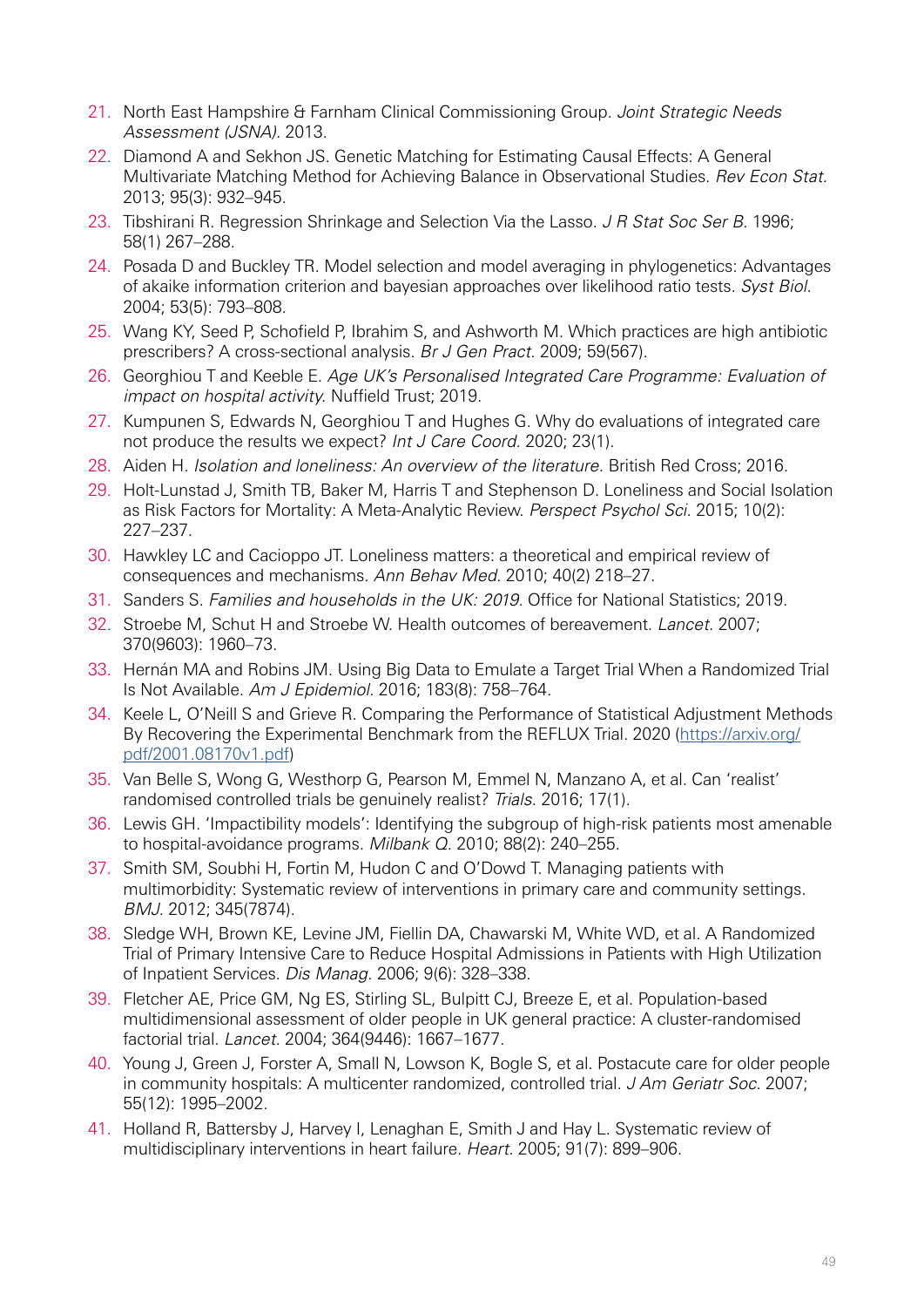21. North East Hampshire & Farnham Clinical Commissioning Group. *Joint Strategic Needs Assessment (JSNA).* 2013.
22. Diamond A and Sekhon JS. Genetic Matching for Estimating Causal Effects: A General Multivariate Matching Method for Achieving Balance in Observational Studies. *Rev Econ Stat.* 2013; 95(3): 932–945.
23. Tibshirani R. Regression Shrinkage and Selection Via the Lasso. *J R Stat Soc Ser B.* 1996; 58(1) 267–288.
24. Posada D and Buckley TR. Model selection and model averaging in phylogenetics: Advantages of akaike information criterion and bayesian approaches over likelihood ratio tests. *Syst Biol.* 2004; 53(5): 793–808.
25. Wang KY, Seed P, Schofield P, Ibrahim S, and Ashworth M. Which practices are high antibiotic prescribers? A cross-sectional analysis. *Br J Gen Pract.* 2009; 59(567).
26. Georghiou T and Keeble E. *Age UK's Personalised Integrated Care Programme: Evaluation of impact on hospital activity.* Nuffield Trust; 2019.
27. Kumpunen S, Edwards N, Georghiou T and Hughes G. Why do evaluations of integrated care not produce the results we expect? *Int J Care Coord.* 2020; 23(1).
28. Aiden H. *Isolation and loneliness: An overview of the literature.* British Red Cross; 2016.
29. Holt-Lunstad J, Smith TB, Baker M, Harris T and Stephenson D. Loneliness and Social Isolation as Risk Factors for Mortality: A Meta-Analytic Review. *Perspect Psychol Sci.* 2015; 10(2): 227–237.
30. Hawkley LC and Cacioppo JT. Loneliness matters: a theoretical and empirical review of consequences and mechanisms. *Ann Behav Med.* 2010; 40(2) 218–27.
31. Sanders S. *Families and households in the UK: 2019.* Office for National Statistics; 2019.
32. Stroebe M, Schut H and Stroebe W. Health outcomes of bereavement. *Lancet.* 2007; 370(9603): 1960–73.
33. Hernán MA and Robins JM. Using Big Data to Emulate a Target Trial When a Randomized Trial Is Not Available. *Am J Epidemiol.* 2016; 183(8): 758–764.
34. Keele L, O'Neill S and Grieve R. Comparing the Performance of Statistical Adjustment Methods By Recovering the Experimental Benchmark from the REFLUX Trial. 2020 ([https://arxiv.org/pdf/2001.08170v1.pdf](https://arxiv.org/pdf/2001.08170v1.pdf))
35. Van Belle S, Wong G, Westhorp G, Pearson M, Emmel N, Manzano A, et al. Can 'realist' randomised controlled trials be genuinely realist? *Trials.* 2016; 17(1).
36. Lewis GH. 'Impactibility models': Identifying the subgroup of high-risk patients most amenable to hospital-avoidance programs. *Milbank Q.* 2010; 88(2): 240–255.
37. Smith SM, Soubhi H, Fortin M, Hudon C and O'Dowd T. Managing patients with multimorbidity: Systematic review of interventions in primary care and community settings. *BMJ.* 2012; 345(7874).
38. Sledge WH, Brown KE, Levine JM, Fiellin DA, Chawarski M, White WD, et al. A Randomized Trial of Primary Intensive Care to Reduce Hospital Admissions in Patients with High Utilization of Inpatient Services. *Dis Manag.* 2006; 9(6): 328–338.
39. Fletcher AE, Price GM, Ng ES, Stirling SL, Bulpitt CJ, Breeze E, et al. Population-based multidimensional assessment of older people in UK general practice: A cluster-randomised factorial trial. *Lancet.* 2004; 364(9446): 1667–1677.
40. Young J, Green J, Forster A, Small N, Lowson K, Bogle S, et al. Postacute care for older people in community hospitals: A multicenter randomized, controlled trial. *J Am Geriatr Soc.* 2007; 55(12): 1995–2002.
41. Holland R, Battersby J, Harvey I, Lenaghan E, Smith J and Hay L. Systematic review of multidisciplinary interventions in heart failure. *Heart.* 2005; 91(7): 899–906.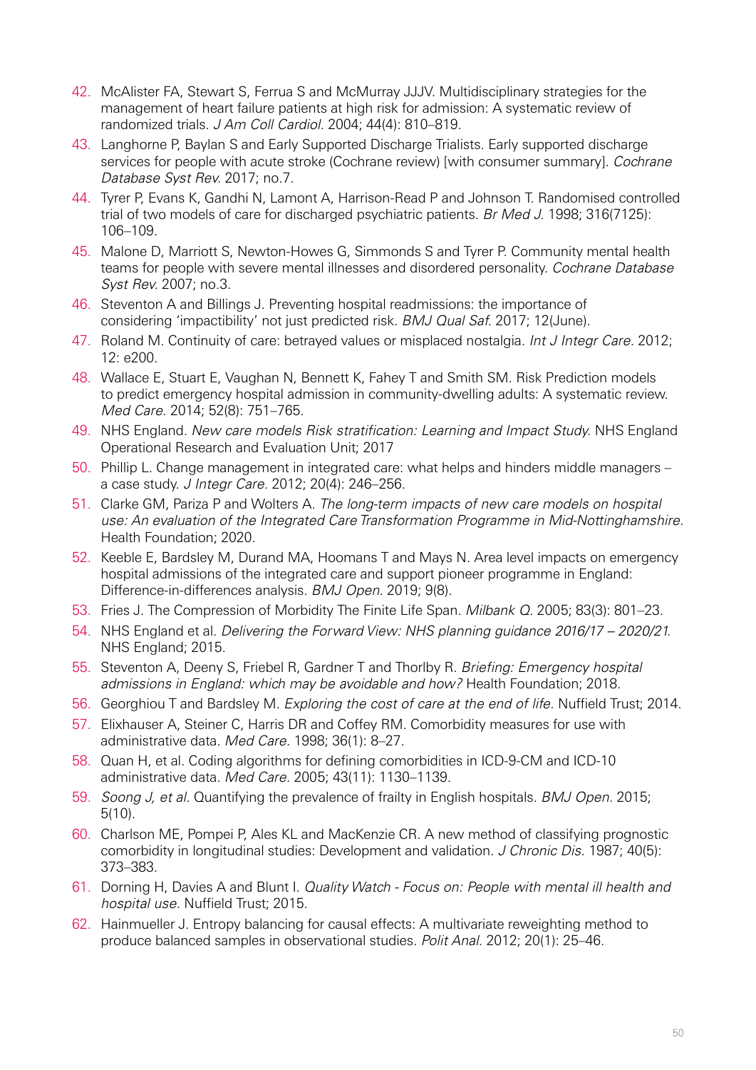42. McAlister FA, Stewart S, Ferrua S and McMurray JJJV. Multidisciplinary strategies for the management of heart failure patients at high risk for admission: A systematic review of randomized trials. *J Am Coll Cardiol.* 2004; 44(4): 810–819.
43. Langhorne P, Baylan S and Early Supported Discharge Trialists. Early supported discharge services for people with acute stroke (Cochrane review) [with consumer summary]. *Cochrane Database Syst Rev.* 2017; no.7.
44. Tyrer P, Evans K, Gandhi N, Lamont A, Harrison-Read P and Johnson T. Randomised controlled trial of two models of care for discharged psychiatric patients. *Br Med J.* 1998; 316(7125): 106–109.
45. Malone D, Marriott S, Newton-Howes G, Simmonds S and Tyrer P. Community mental health teams for people with severe mental illnesses and disordered personality. *Cochrane Database Syst Rev.* 2007; no.3.
46. Steventon A and Billings J. Preventing hospital readmissions: the importance of considering 'impactibility' not just predicted risk. *BMJ Qual Saf.* 2017; 12(June).
47. Roland M. Continuity of care: betrayed values or misplaced nostalgia. *Int J Integr Care.* 2012; 12: e200.
48. Wallace E, Stuart E, Vaughan N, Bennett K, Fahey T and Smith SM. Risk Prediction models to predict emergency hospital admission in community-dwelling adults: A systematic review. *Med Care.* 2014; 52(8): 751–765.
49. NHS England. *New care models Risk stratification: Learning and Impact Study.* NHS England Operational Research and Evaluation Unit; 2017
50. Phillip L. Change management in integrated care: what helps and hinders middle managers – a case study. *J Integr Care.* 2012; 20(4): 246–256.
51. Clarke GM, Pariza P and Wolters A. *The long-term impacts of new care models on hospital use: An evaluation of the Integrated Care Transformation Programme in Mid-Nottinghamshire.* Health Foundation; 2020.
52. Keeble E, Bardsley M, Durand MA, Hoomans T and Mays N. Area level impacts on emergency hospital admissions of the integrated care and support pioneer programme in England: Difference-in-differences analysis. *BMJ Open.* 2019; 9(8).
53. Fries J. The Compression of Morbidity The Finite Life Span. *Milbank Q.* 2005; 83(3): 801–23.
54. NHS England et al. *Delivering the Forward View: NHS planning guidance 2016/17 – 2020/21.* NHS England; 2015.
55. Steventon A, Deeny S, Friebel R, Gardner T and Thorlby R. *Briefing: Emergency hospital admissions in England: which may be avoidable and how?* Health Foundation; 2018.
56. Georghiou T and Bardsley M. *Exploring the cost of care at the end of life.* Nuffield Trust; 2014.
57. Elixhauser A, Steiner C, Harris DR and Coffey RM. Comorbidity measures for use with administrative data. *Med Care.* 1998; 36(1): 8–27.
58. Quan H, et al. Coding algorithms for defining comorbidities in ICD-9-CM and ICD-10 administrative data. *Med Care.* 2005; 43(11): 1130–1139.
59. *Soong J, et al.* Quantifying the prevalence of frailty in English hospitals. *BMJ Open.* 2015; 5(10).
60. Charlson ME, Pompei P, Ales KL and MacKenzie CR. A new method of classifying prognostic comorbidity in longitudinal studies: Development and validation. *J Chronic Dis.* 1987; 40(5): 373–383.
61. Dorning H, Davies A and Blunt I. *Quality Watch - Focus on: People with mental ill health and hospital use.* Nuffield Trust; 2015.
62. Hainmueller J. Entropy balancing for causal effects: A multivariate reweighting method to produce balanced samples in observational studies. *Polit Anal.* 2012; 20(1): 25–46.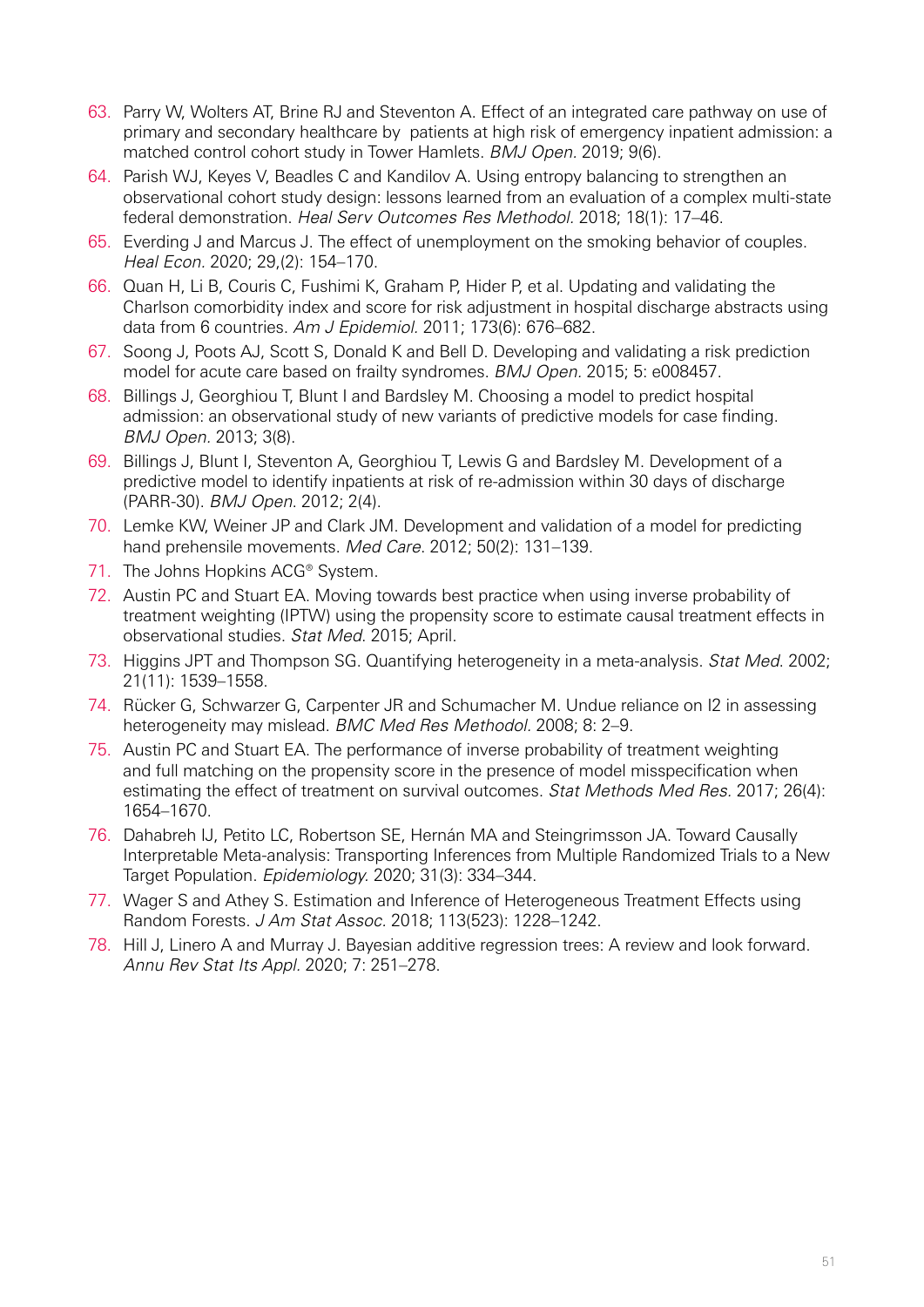63. Parry W, Wolters AT, Brine RJ and Steventon A. Effect of an integrated care pathway on use of primary and secondary healthcare by patients at high risk of emergency inpatient admission: a matched control cohort study in Tower Hamlets. *BMJ Open.* 2019; 9(6).
64. Parish WJ, Keyes V, Beadles C and Kandilov A. Using entropy balancing to strengthen an observational cohort study design: lessons learned from an evaluation of a complex multi-state federal demonstration. *Heal Serv Outcomes Res Methodol.* 2018; 18(1): 17–46.
65. Everding J and Marcus J. The effect of unemployment on the smoking behavior of couples. *Heal Econ.* 2020; 29,(2): 154–170.
66. Quan H, Li B, Couris C, Fushimi K, Graham P, Hider P, et al. Updating and validating the Charlson comorbidity index and score for risk adjustment in hospital discharge abstracts using data from 6 countries. *Am J Epidemiol.* 2011; 173(6): 676–682.
67. Soong J, Poots AJ, Scott S, Donald K and Bell D. Developing and validating a risk prediction model for acute care based on frailty syndromes. *BMJ Open.* 2015; 5: e008457.
68. Billings J, Georghiou T, Blunt I and Bardsley M. Choosing a model to predict hospital admission: an observational study of new variants of predictive models for case finding. *BMJ Open.* 2013; 3(8).
69. Billings J, Blunt I, Steventon A, Georghiou T, Lewis G and Bardsley M. Development of a predictive model to identify inpatients at risk of re-admission within 30 days of discharge (PARR-30). *BMJ Open.* 2012; 2(4).
70. Lemke KW, Weiner JP and Clark JM. Development and validation of a model for predicting hand prehensile movements. *Med Care.* 2012; 50(2): 131–139.
71. The Johns Hopkins ACG® System.
72. Austin PC and Stuart EA. Moving towards best practice when using inverse probability of treatment weighting (IPTW) using the propensity score to estimate causal treatment effects in observational studies. *Stat Med.* 2015; April.
73. Higgins JPT and Thompson SG. Quantifying heterogeneity in a meta-analysis. *Stat Med.* 2002; 21(11): 1539–1558.
74. Rücker G, Schwarzer G, Carpenter JR and Schumacher M. Undue reliance on I2 in assessing heterogeneity may mislead. *BMC Med Res Methodol.* 2008; 8: 2–9.
75. Austin PC and Stuart EA. The performance of inverse probability of treatment weighting and full matching on the propensity score in the presence of model misspecification when estimating the effect of treatment on survival outcomes. *Stat Methods Med Res.* 2017; 26(4): 1654–1670.
76. Dahabreh IJ, Petito LC, Robertson SE, Hernán MA and Steingrimsson JA. Toward Causally Interpretable Meta-analysis: Transporting Inferences from Multiple Randomized Trials to a New Target Population. *Epidemiology.* 2020; 31(3): 334–344.
77. Wager S and Athey S. Estimation and Inference of Heterogeneous Treatment Effects using Random Forests. *J Am Stat Assoc.* 2018; 113(523): 1228–1242.
78. Hill J, Linero A and Murray J. Bayesian additive regression trees: A review and look forward. *Annu Rev Stat Its Appl.* 2020; 7: 251–278.